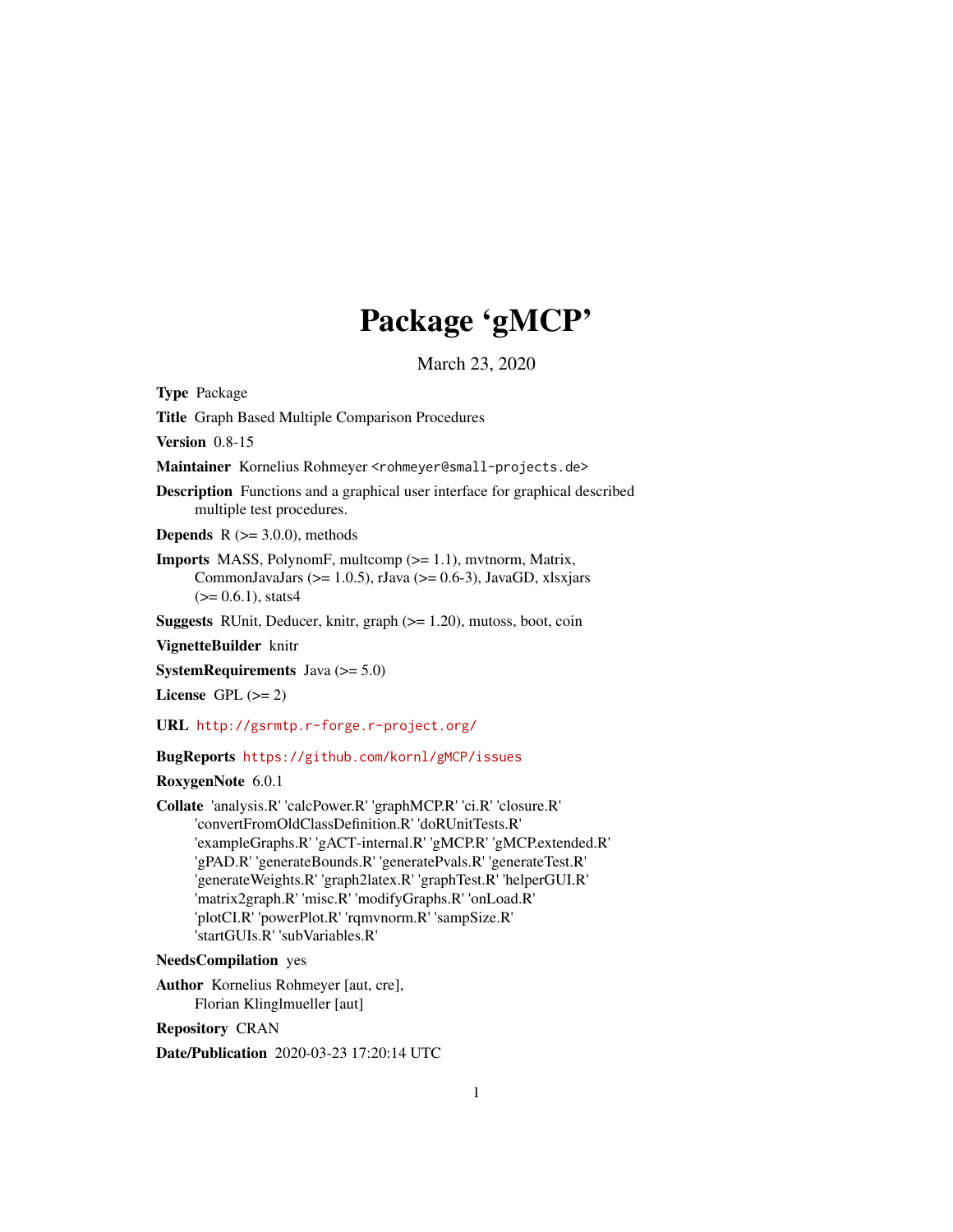# Package 'gMCP'

March 23, 2020

**Type** Package

**Title** Graph Based Multiple Comparison Procedures

**Version** 0.8-15

**Maintainer** Kornelius Rohmeyer <rohmeyer@small-projects.de>

**Description** Functions and a graphical user interface for graphical described multiple test procedures.

**Depends** R (>= 3.0.0), methods

**Imports** MASS, PolynomF, multcomp (>= 1.1), mvtnorm, Matrix, CommonJavaJars (>= 1.0.5), rJava (>= 0.6-3), JavaGD, xlsxjars (>= 0.6.1), stats4

**Suggests** RUnit, Deducer, knitr, graph (>= 1.20), mutoss, boot, coin

**VignetteBuilder** knitr

**SystemRequirements** Java (>= 5.0)

**License** GPL (>= 2)

**URL** http://gsrmtp.r-forge.r-project.org/

**BugReports** https://github.com/kornl/gMCP/issues

**RoxygenNote** 6.0.1

**Collate** 'analysis.R' 'calcPower.R' 'graphMCP.R' 'ci.R' 'closure.R' 'convertFromOldClassDefinition.R' 'doRUnitTests.R' 'exampleGraphs.R' 'gACT-internal.R' 'gMCP.R' 'gMCP.extended.R' 'gPAD.R' 'generateBounds.R' 'generatePvals.R' 'generateTest.R' 'generateWeights.R' 'graph2latex.R' 'graphTest.R' 'helperGUI.R' 'matrix2graph.R' 'misc.R' 'modifyGraphs.R' 'onLoad.R' 'plotCI.R' 'powerPlot.R' 'rqmvnorm.R' 'sampSize.R' 'startGUIs.R' 'subVariables.R'

**NeedsCompilation** yes

**Author** Kornelius Rohmeyer [aut, cre], Florian Klinglmueller [aut]

**Repository** CRAN

**Date/Publication** 2020-03-23 17:20:14 UTC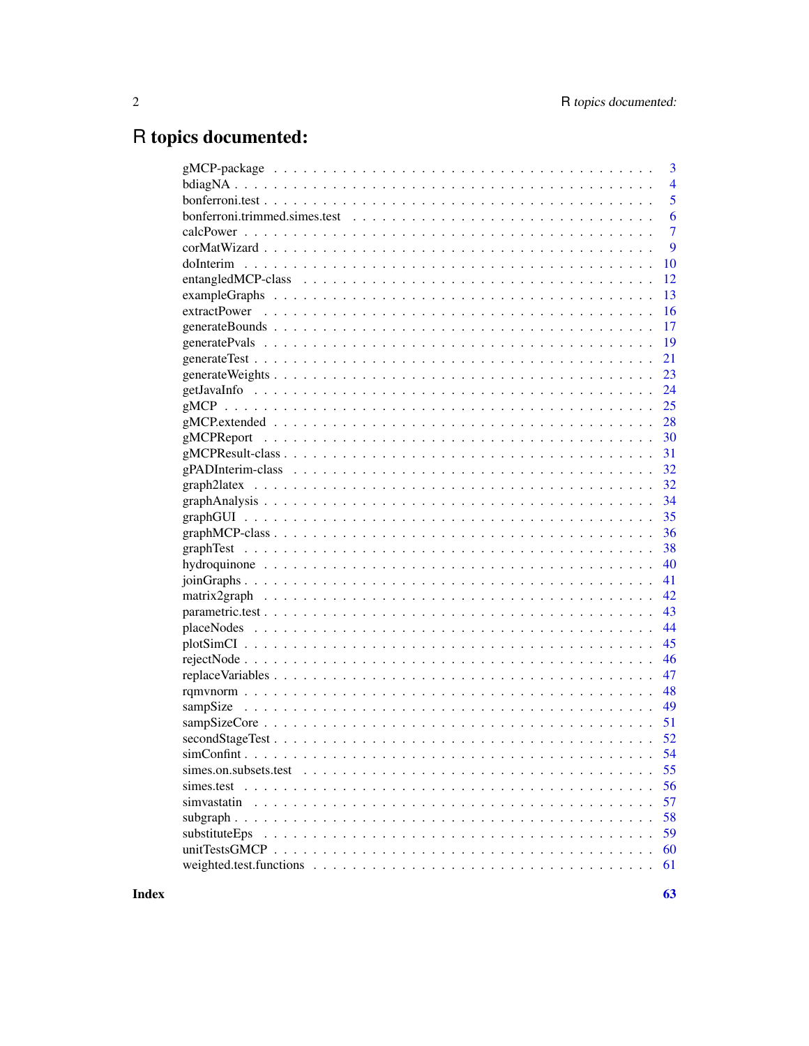# R topics documented:

| | |
|---|---|
| gMCP-package | 3 |
| bdiagNA | 4 |
| bonferroni.test | 5 |
| bonferroni.trimmed.simes.test | 6 |
| calcPower | 7 |
| corMatWizard | 9 |
| doInterim | 10 |
| entangledMCP-class | 12 |
| exampleGraphs | 13 |
| extractPower | 16 |
| generateBounds | 17 |
| generatePvals | 19 |
| generateTest | 21 |
| generateWeights | 23 |
| getJavaInfo | 24 |
| gMCP | 25 |
| gMCP.extended | 28 |
| gMCPReport | 30 |
| gMCPResult-class | 31 |
| gPADInterim-class | 32 |
| graph2latex | 32 |
| graphAnalysis | 34 |
| graphGUI | 35 |
| graphMCP-class | 36 |
| graphTest | 38 |
| hydroquinone | 40 |
| joinGraphs | 41 |
| matrix2graph | 42 |
| parametric.test | 43 |
| placeNodes | 44 |
| plotSimCI | 45 |
| rejectNode | 46 |
| replaceVariables | 47 |
| rqmvnorm | 48 |
| sampSize | 49 |
| sampSizeCore | 51 |
| secondStageTest | 52 |
| simConfint | 54 |
| simes.on.subsets.test | 55 |
| simes.test | 56 |
| simvastatin | 57 |
| subgraph | 58 |
| substituteEps | 59 |
| unitTestsGMCP | 60 |
| weighted.test.functions | 61 |
| **Index** | **63** |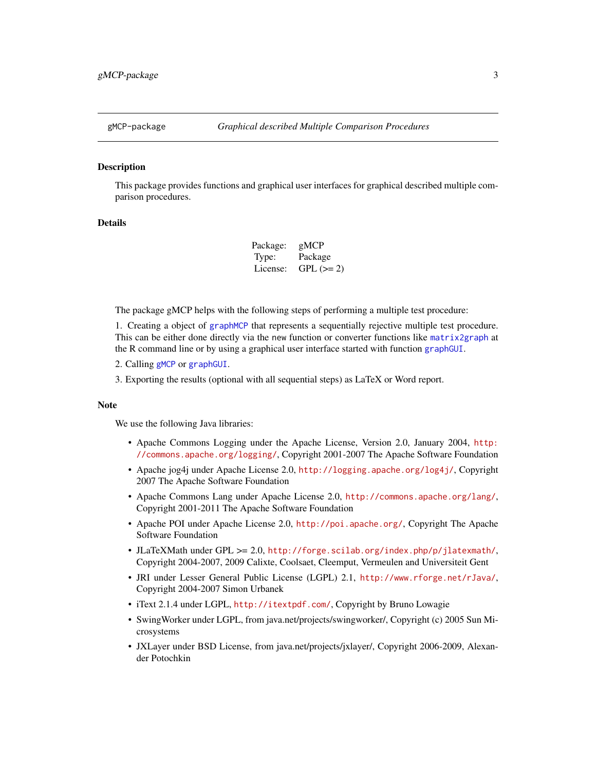gMCP-package *Graphical described Multiple Comparison Procedures*

### Description

This package provides functions and graphical user interfaces for graphical described multiple comparison procedures.

### Details

| | |
|---|---|
| Package: | gMCP |
| Type: | Package |
| License: | GPL (>= 2) |

The package gMCP helps with the following steps of performing a multiple test procedure:

1. Creating a object of `graphMCP` that represents a sequentially rejective multiple test procedure. This can be either done directly via the `new` function or converter functions like `matrix2graph` at the R command line or by using a graphical user interface started with function `graphGUI`.

2. Calling `gMCP` or `graphGUI`.

3. Exporting the results (optional with all sequential steps) as LaTeX or Word report.

### Note

We use the following Java libraries:

- Apache Commons Logging under the Apache License, Version 2.0, January 2004, `http://commons.apache.org/logging/`, Copyright 2001-2007 The Apache Software Foundation
- Apache jog4j under Apache License 2.0, `http://logging.apache.org/log4j/`, Copyright 2007 The Apache Software Foundation
- Apache Commons Lang under Apache License 2.0, `http://commons.apache.org/lang/`, Copyright 2001-2011 The Apache Software Foundation
- Apache POI under Apache License 2.0, `http://poi.apache.org/`, Copyright The Apache Software Foundation
- JLaTeXMath under GPL >= 2.0, `http://forge.scilab.org/index.php/p/jlatexmath/`, Copyright 2004-2007, 2009 Calixte, Coolsaet, Cleemput, Vermeulen and Universiteit Gent
- JRI under Lesser General Public License (LGPL) 2.1, `http://www.rforge.net/rJava/`, Copyright 2004-2007 Simon Urbanek
- iText 2.1.4 under LGPL, `http://itextpdf.com/`, Copyright by Bruno Lowagie
- SwingWorker under LGPL, from java.net/projects/swingworker/, Copyright (c) 2005 Sun Microsystems
- JXLayer under BSD License, from java.net/projects/jxlayer/, Copyright 2006-2009, Alexander Potochkin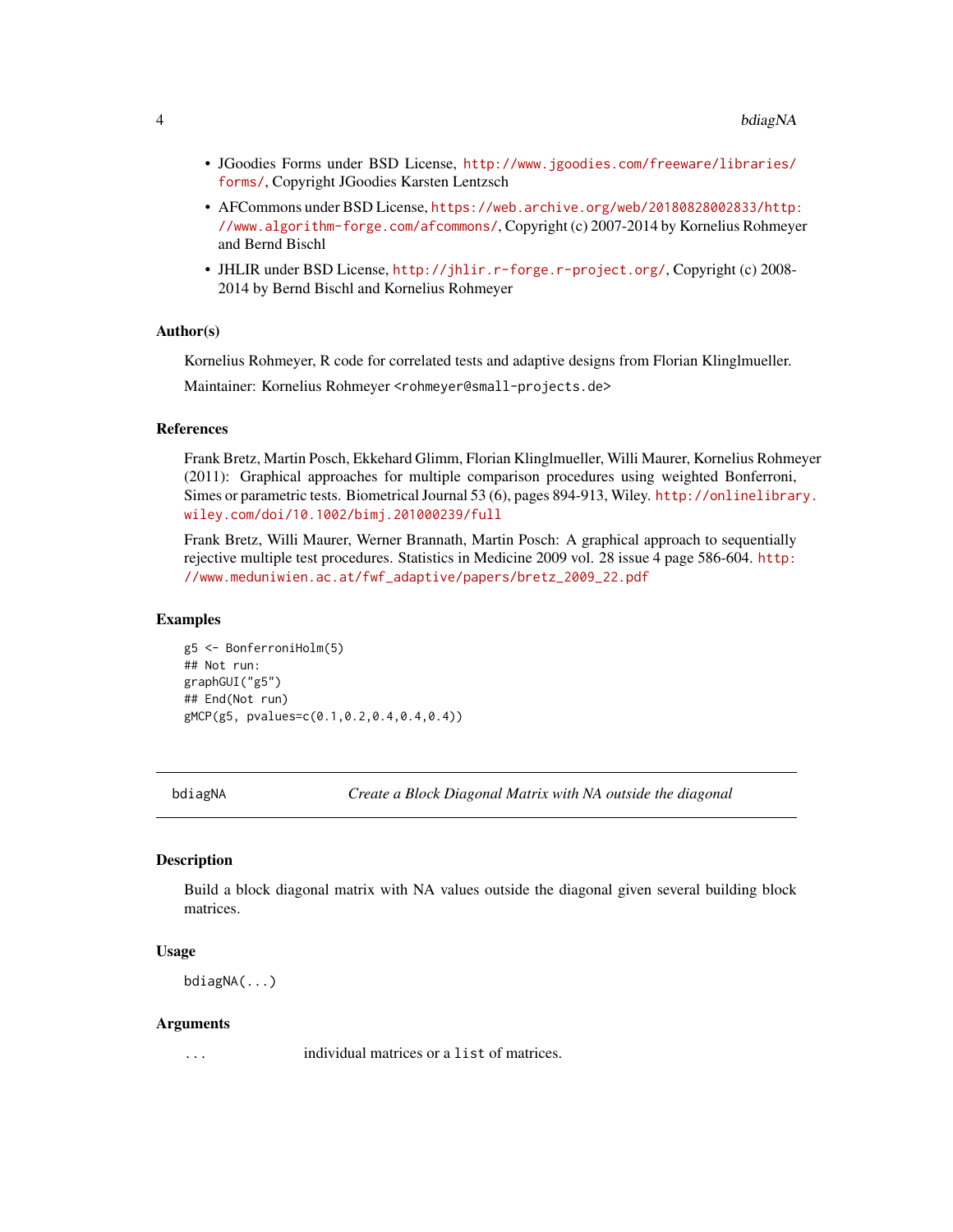- JGoodies Forms under BSD License, http://www.jgoodies.com/freeware/libraries/forms/, Copyright JGoodies Karsten Lentzsch
- AFCommons under BSD License, https://web.archive.org/web/20180828002833/http://www.algorithm-forge.com/afcommons/, Copyright (c) 2007-2014 by Kornelius Rohmeyer and Bernd Bischl
- JHLIR under BSD License, http://jhlir.r-forge.r-project.org/, Copyright (c) 2008-2014 by Bernd Bischl and Kornelius Rohmeyer

### Author(s)

Kornelius Rohmeyer, R code for correlated tests and adaptive designs from Florian Klinglmueller.

Maintainer: Kornelius Rohmeyer <rohmeyer@small-projects.de>

### References

Frank Bretz, Martin Posch, Ekkehard Glimm, Florian Klinglmueller, Willi Maurer, Kornelius Rohmeyer (2011): Graphical approaches for multiple comparison procedures using weighted Bonferroni, Simes or parametric tests. Biometrical Journal 53 (6), pages 894-913, Wiley. http://onlinelibrary.wiley.com/doi/10.1002/bimj.201000239/full

Frank Bretz, Willi Maurer, Werner Brannath, Martin Posch: A graphical approach to sequentially rejective multiple test procedures. Statistics in Medicine 2009 vol. 28 issue 4 page 586-604. http://www.meduniwien.ac.at/fwf_adaptive/papers/bretz_2009_22.pdf

### Examples

```
g5 <- BonferroniHolm(5)
## Not run:
graphGUI("g5")
## End(Not run)
gMCP(g5, pvalues=c(0.1,0.2,0.4,0.4,0.4))
```

---

## bdiagNA *Create a Block Diagonal Matrix with NA outside the diagonal*

---

### Description

Build a block diagonal matrix with NA values outside the diagonal given several building block matrices.

### Usage

```
bdiagNA(...)
```

### Arguments

| | |
|---|---|
| `...` | individual matrices or a `list` of matrices. |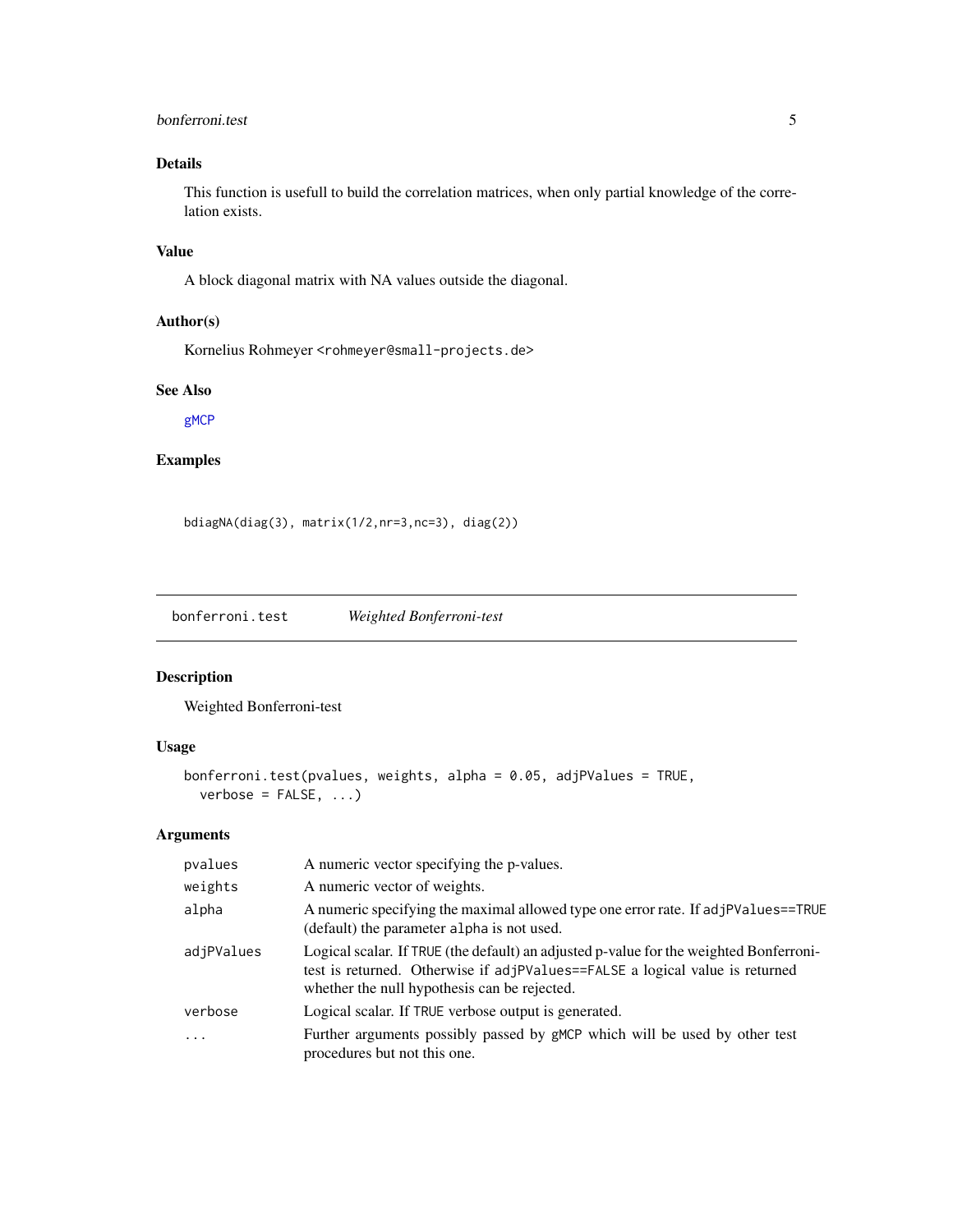## Details

This function is usefull to build the correlation matrices, when only partial knowledge of the correlation exists.

## Value

A block diagonal matrix with NA values outside the diagonal.

## Author(s)

Kornelius Rohmeyer <rohmeyer@small-projects.de>

## See Also

gMCP

## Examples

```
bdiagNA(diag(3), matrix(1/2,nr=3,nc=3), diag(2))
```

---

# bonferroni.test *Weighted Bonferroni-test*

## Description

Weighted Bonferroni-test

## Usage

```
bonferroni.test(pvalues, weights, alpha = 0.05, adjPValues = TRUE,
  verbose = FALSE, ...)
```

## Arguments

| | |
|---|---|
| pvalues | A numeric vector specifying the p-values. |
| weights | A numeric vector of weights. |
| alpha | A numeric specifying the maximal allowed type one error rate. If adjPValues==TRUE (default) the parameter alpha is not used. |
| adjPValues | Logical scalar. If TRUE (the default) an adjusted p-value for the weighted Bonferroni-test is returned. Otherwise if adjPValues==FALSE a logical value is returned whether the null hypothesis can be rejected. |
| verbose | Logical scalar. If TRUE verbose output is generated. |
| ... | Further arguments possibly passed by gMCP which will be used by other test procedures but not this one. |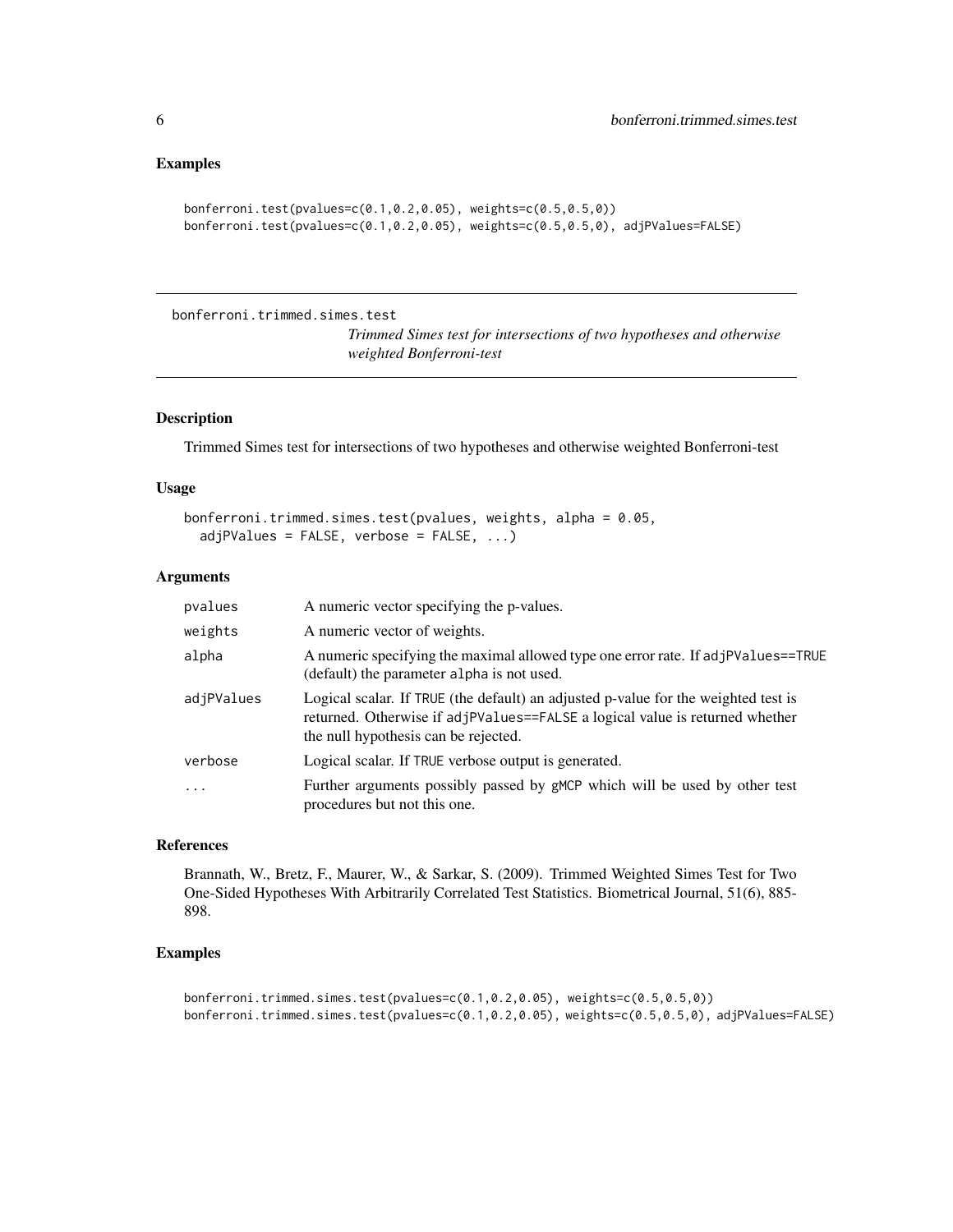## Examples

```
bonferroni.test(pvalues=c(0.1,0.2,0.05), weights=c(0.5,0.5,0))
bonferroni.test(pvalues=c(0.1,0.2,0.05), weights=c(0.5,0.5,0), adjPValues=FALSE)
```

---

# bonferroni.trimmed.simes.test

*Trimmed Simes test for intersections of two hypotheses and otherwise weighted Bonferroni-test*

---

## Description

Trimmed Simes test for intersections of two hypotheses and otherwise weighted Bonferroni-test

## Usage

```
bonferroni.trimmed.simes.test(pvalues, weights, alpha = 0.05,
  adjPValues = FALSE, verbose = FALSE, ...)
```

## Arguments

| | |
|---|---|
| pvalues | A numeric vector specifying the p-values. |
| weights | A numeric vector of weights. |
| alpha | A numeric specifying the maximal allowed type one error rate. If adjPValues==TRUE (default) the parameter alpha is not used. |
| adjPValues | Logical scalar. If TRUE (the default) an adjusted p-value for the weighted test is returned. Otherwise if adjPValues==FALSE a logical value is returned whether the null hypothesis can be rejected. |
| verbose | Logical scalar. If TRUE verbose output is generated. |
| ... | Further arguments possibly passed by gMCP which will be used by other test procedures but not this one. |

## References

Brannath, W., Bretz, F., Maurer, W., & Sarkar, S. (2009). Trimmed Weighted Simes Test for Two One-Sided Hypotheses With Arbitrarily Correlated Test Statistics. Biometrical Journal, 51(6), 885-898.

## Examples

```
bonferroni.trimmed.simes.test(pvalues=c(0.1,0.2,0.05), weights=c(0.5,0.5,0))
bonferroni.trimmed.simes.test(pvalues=c(0.1,0.2,0.05), weights=c(0.5,0.5,0), adjPValues=FALSE)
```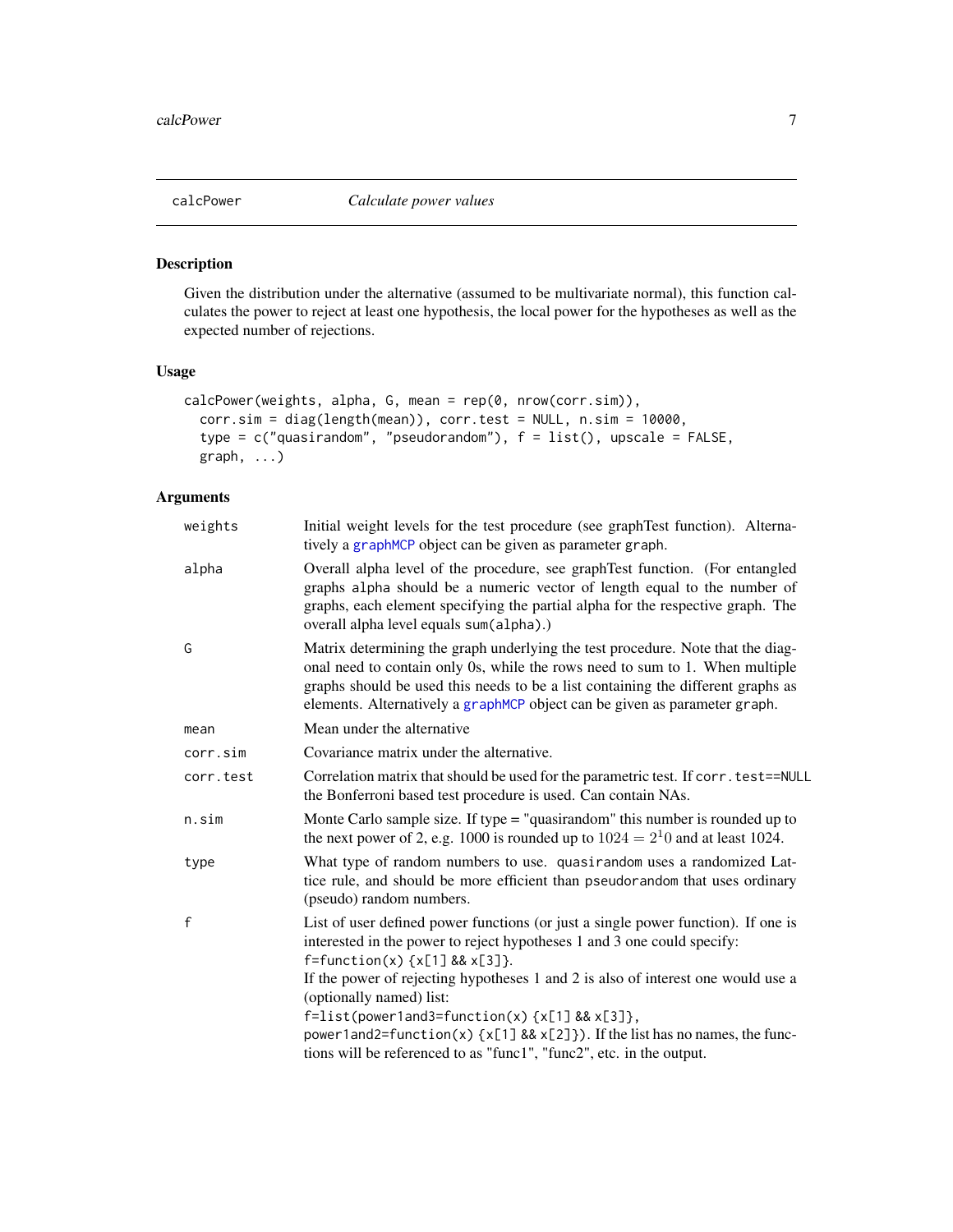# calcPower — *Calculate power values*

## Description

Given the distribution under the alternative (assumed to be multivariate normal), this function calculates the power to reject at least one hypothesis, the local power for the hypotheses as well as the expected number of rejections.

## Usage

```
calcPower(weights, alpha, G, mean = rep(0, nrow(corr.sim)),
  corr.sim = diag(length(mean)), corr.test = NULL, n.sim = 10000,
  type = c("quasirandom", "pseudorandom"), f = list(), upscale = FALSE,
  graph, ...)
```

## Arguments

| | |
|---|---|
| `weights` | Initial weight levels for the test procedure (see graphTest function). Alternatively a `graphMCP` object can be given as parameter `graph`. |
| `alpha` | Overall alpha level of the procedure, see graphTest function. (For entangled graphs `alpha` should be a numeric vector of length equal to the number of graphs, each element specifying the partial alpha for the respective graph. The overall alpha level equals `sum(alpha)`.) |
| `G` | Matrix determining the graph underlying the test procedure. Note that the diagonal need to contain only 0s, while the rows need to sum to 1. When multiple graphs should be used this needs to be a list containing the different graphs as elements. Alternatively a `graphMCP` object can be given as parameter `graph`. |
| `mean` | Mean under the alternative |
| `corr.sim` | Covariance matrix under the alternative. |
| `corr.test` | Correlation matrix that should be used for the parametric test. If `corr.test==NULL` the Bonferroni based test procedure is used. Can contain NAs. |
| `n.sim` | Monte Carlo sample size. If type = "quasirandom" this number is rounded up to the next power of 2, e.g. 1000 is rounded up to $1024 = 2^10$ and at least 1024. |
| `type` | What type of random numbers to use. `quasirandom` uses a randomized Lattice rule, and should be more efficient than `pseudorandom` that uses ordinary (pseudo) random numbers. |
| `f` | List of user defined power functions (or just a single power function). If one is interested in the power to reject hypotheses 1 and 3 one could specify: `f=function(x) {x[1] && x[3]}`. If the power of rejecting hypotheses 1 and 2 is also of interest one would use a (optionally named) list: `f=list(power1and3=function(x) {x[1] && x[3]}, power1and2=function(x) {x[1] && x[2]})`. If the list has no names, the functions will be referenced to as "func1", "func2", etc. in the output. |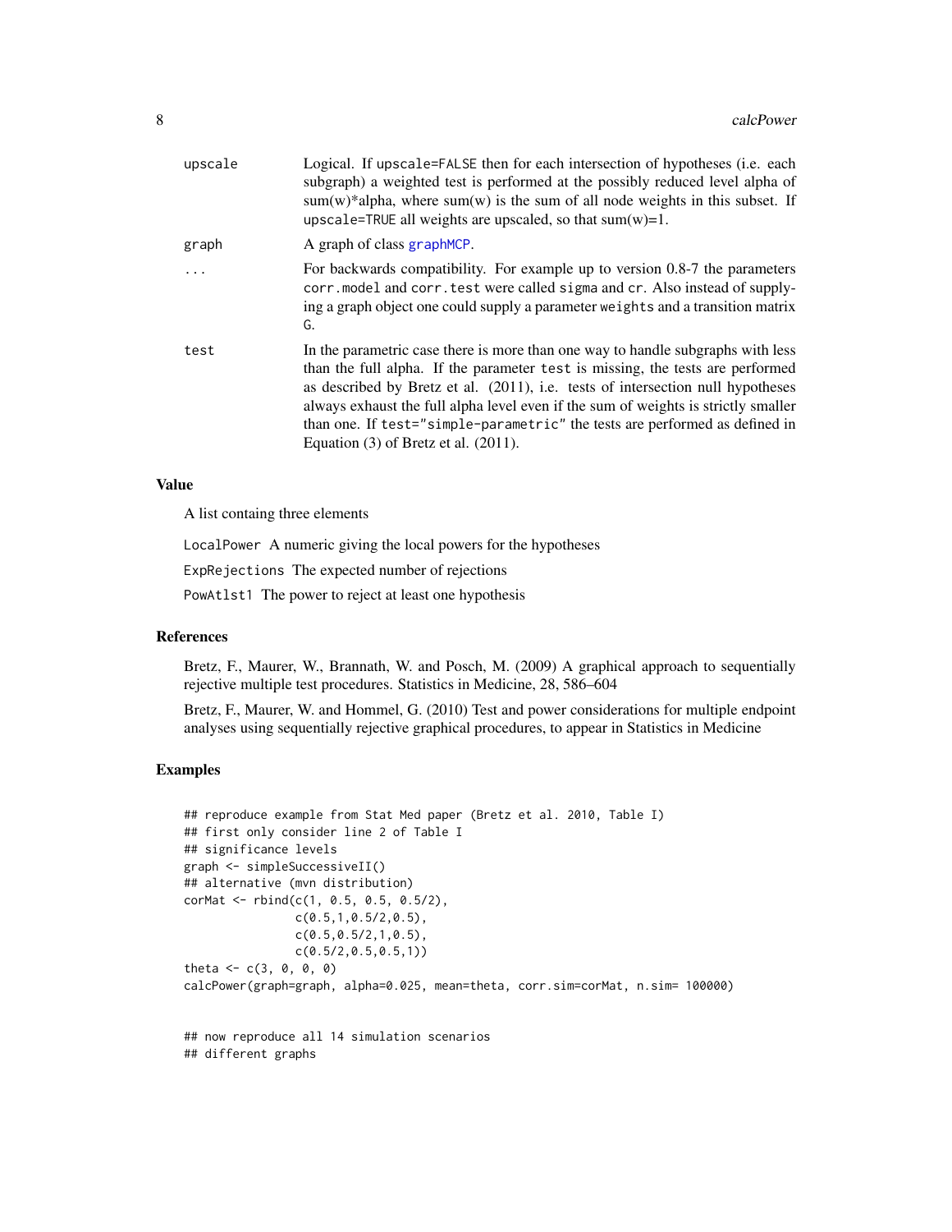| | |
|---|---|
| upscale | Logical. If upscale=FALSE then for each intersection of hypotheses (i.e. each subgraph) a weighted test is performed at the possibly reduced level alpha of sum(w)*alpha, where sum(w) is the sum of all node weights in this subset. If upscale=TRUE all weights are upscaled, so that sum(w)=1. |
| graph | A graph of class graphMCP. |
| ... | For backwards compatibility. For example up to version 0.8-7 the parameters corr.model and corr.test were called sigma and cr. Also instead of supplying a graph object one could supply a parameter weights and a transition matrix G. |
| test | In the parametric case there is more than one way to handle subgraphs with less than the full alpha. If the parameter test is missing, the tests are performed as described by Bretz et al. (2011), i.e. tests of intersection null hypotheses always exhaust the full alpha level even if the sum of weights is strictly smaller than one. If test="simple-parametric" the tests are performed as defined in Equation (3) of Bretz et al. (2011). |

## Value

A list containg three elements

LocalPower A numeric giving the local powers for the hypotheses

ExpRejections The expected number of rejections

PowAtlst1 The power to reject at least one hypothesis

## References

Bretz, F., Maurer, W., Brannath, W. and Posch, M. (2009) A graphical approach to sequentially rejective multiple test procedures. Statistics in Medicine, 28, 586–604

Bretz, F., Maurer, W. and Hommel, G. (2010) Test and power considerations for multiple endpoint analyses using sequentially rejective graphical procedures, to appear in Statistics in Medicine

## Examples

```
## reproduce example from Stat Med paper (Bretz et al. 2010, Table I)
## first only consider line 2 of Table I
## significance levels
graph <- simpleSuccessiveII()
## alternative (mvn distribution)
corMat <- rbind(c(1, 0.5, 0.5, 0.5/2),
                c(0.5,1,0.5/2,0.5),
                c(0.5,0.5/2,1,0.5),
                c(0.5/2,0.5,0.5,1))
theta <- c(3, 0, 0, 0)
calcPower(graph=graph, alpha=0.025, mean=theta, corr.sim=corMat, n.sim= 100000)


## now reproduce all 14 simulation scenarios
## different graphs
```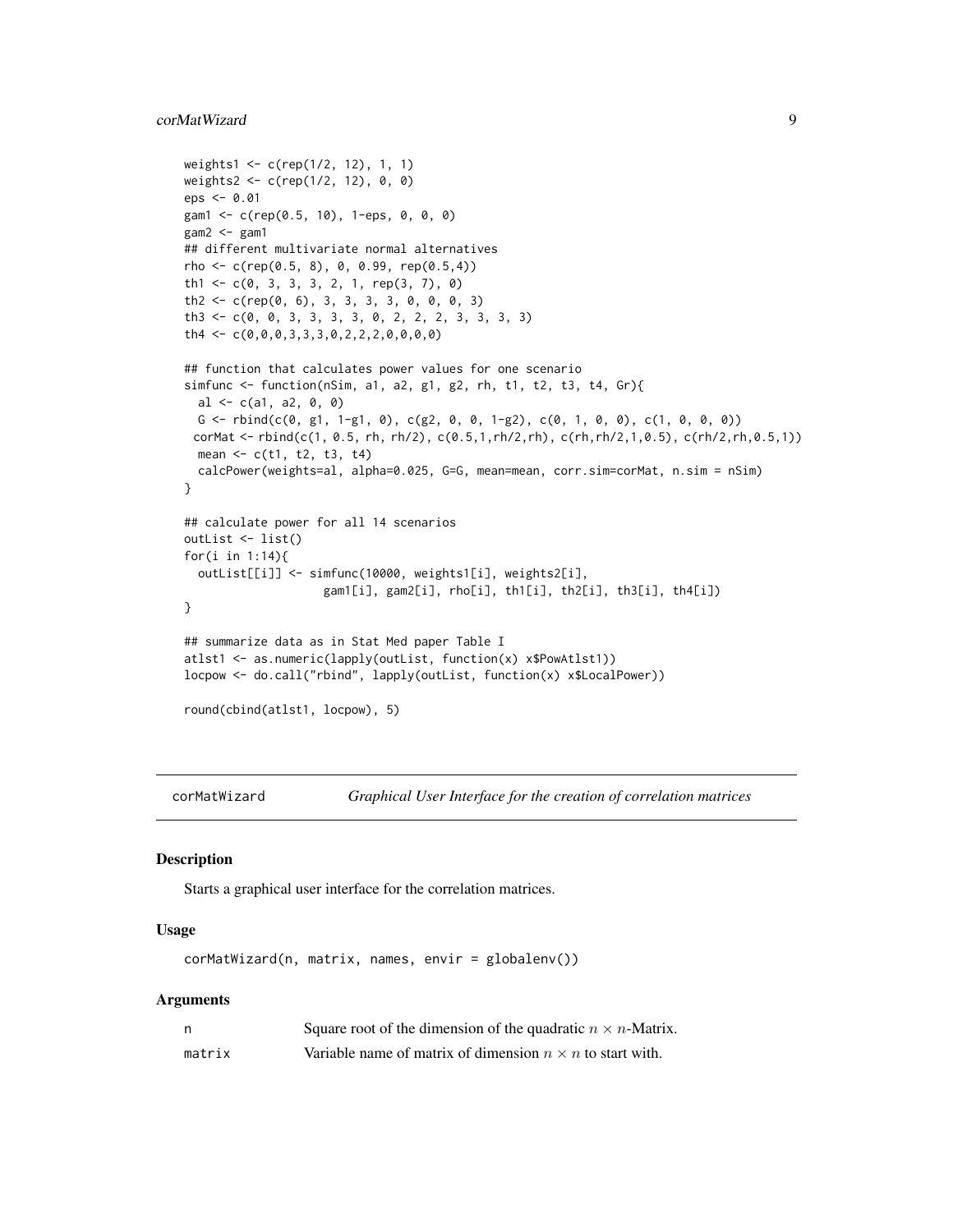```
weights1 <- c(rep(1/2, 12), 1, 1)
weights2 <- c(rep(1/2, 12), 0, 0)
eps <- 0.01
gam1 <- c(rep(0.5, 10), 1-eps, 0, 0, 0)
gam2 <- gam1
## different multivariate normal alternatives
rho <- c(rep(0.5, 8), 0, 0.99, rep(0.5,4))
th1 <- c(0, 3, 3, 3, 2, 1, rep(3, 7), 0)
th2 <- c(rep(0, 6), 3, 3, 3, 3, 0, 0, 0, 3)
th3 <- c(0, 0, 3, 3, 3, 3, 0, 2, 2, 2, 3, 3, 3, 3)
th4 <- c(0,0,0,3,3,3,0,2,2,2,0,0,0,0)

## function that calculates power values for one scenario
simfunc <- function(nSim, a1, a2, g1, g2, rh, t1, t2, t3, t4, Gr){
  al <- c(a1, a2, 0, 0)
  G <- rbind(c(0, g1, 1-g1, 0), c(g2, 0, 0, 1-g2), c(0, 1, 0, 0), c(1, 0, 0, 0))
 corMat <- rbind(c(1, 0.5, rh, rh/2), c(0.5,1,rh/2,rh), c(rh,rh/2,1,0.5), c(rh/2,rh,0.5,1))
  mean <- c(t1, t2, t3, t4)
  calcPower(weights=al, alpha=0.025, G=G, mean=mean, corr.sim=corMat, n.sim = nSim)
}

## calculate power for all 14 scenarios
outList <- list()
for(i in 1:14){
  outList[[i]] <- simfunc(10000, weights1[i], weights2[i],
                   gam1[i], gam2[i], rho[i], th1[i], th2[i], th3[i], th4[i])
}

## summarize data as in Stat Med paper Table I
atlst1 <- as.numeric(lapply(outList, function(x) x$PowAtlst1))
locpow <- do.call("rbind", lapply(outList, function(x) x$LocalPower))

round(cbind(atlst1, locpow), 5)
```

---

## corMatWizard — *Graphical User Interface for the creation of correlation matrices*

### Description

Starts a graphical user interface for the correlation matrices.

### Usage

```
corMatWizard(n, matrix, names, envir = globalenv())
```

### Arguments

| | |
|---|---|
| n | Square root of the dimension of the quadratic $n \times n$-Matrix. |
| matrix | Variable name of matrix of dimension $n \times n$ to start with. |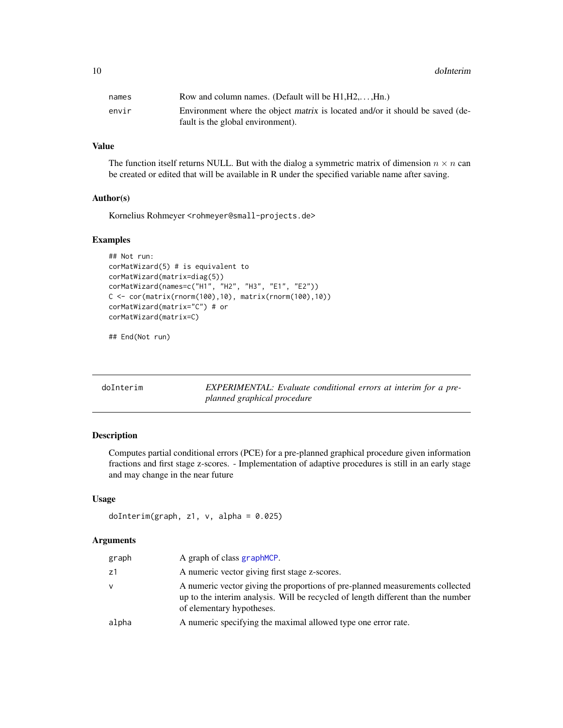| | |
|---|---|
| names | Row and column names. (Default will be H1,H2,...,Hn.) |
| envir | Environment where the object *matrix* is located and/or it should be saved (default is the global environment). |

### Value

The function itself returns NULL. But with the dialog a symmetric matrix of dimension $n \times n$ can be created or edited that will be available in R under the specified variable name after saving.

### Author(s)

Kornelius Rohmeyer <rohmeyer@small-projects.de>

### Examples

```
## Not run:
corMatWizard(5) # is equivalent to
corMatWizard(matrix=diag(5))
corMatWizard(names=c("H1", "H2", "H3", "E1", "E2"))
C <- cor(matrix(rnorm(100),10), matrix(rnorm(100),10))
corMatWizard(matrix="C") # or
corMatWizard(matrix=C)

## End(Not run)
```

---

## doInterim — *EXPERIMENTAL: Evaluate conditional errors at interim for a pre-planned graphical procedure*

---

### Description

Computes partial conditional errors (PCE) for a pre-planned graphical procedure given information fractions and first stage z-scores. - Implementation of adaptive procedures is still in an early stage and may change in the near future

### Usage

```
doInterim(graph, z1, v, alpha = 0.025)
```

### Arguments

| | |
|---|---|
| graph | A graph of class graphMCP. |
| z1 | A numeric vector giving first stage z-scores. |
| v | A numeric vector giving the proportions of pre-planned measurements collected up to the interim analysis. Will be recycled of length different than the number of elementary hypotheses. |
| alpha | A numeric specifying the maximal allowed type one error rate. |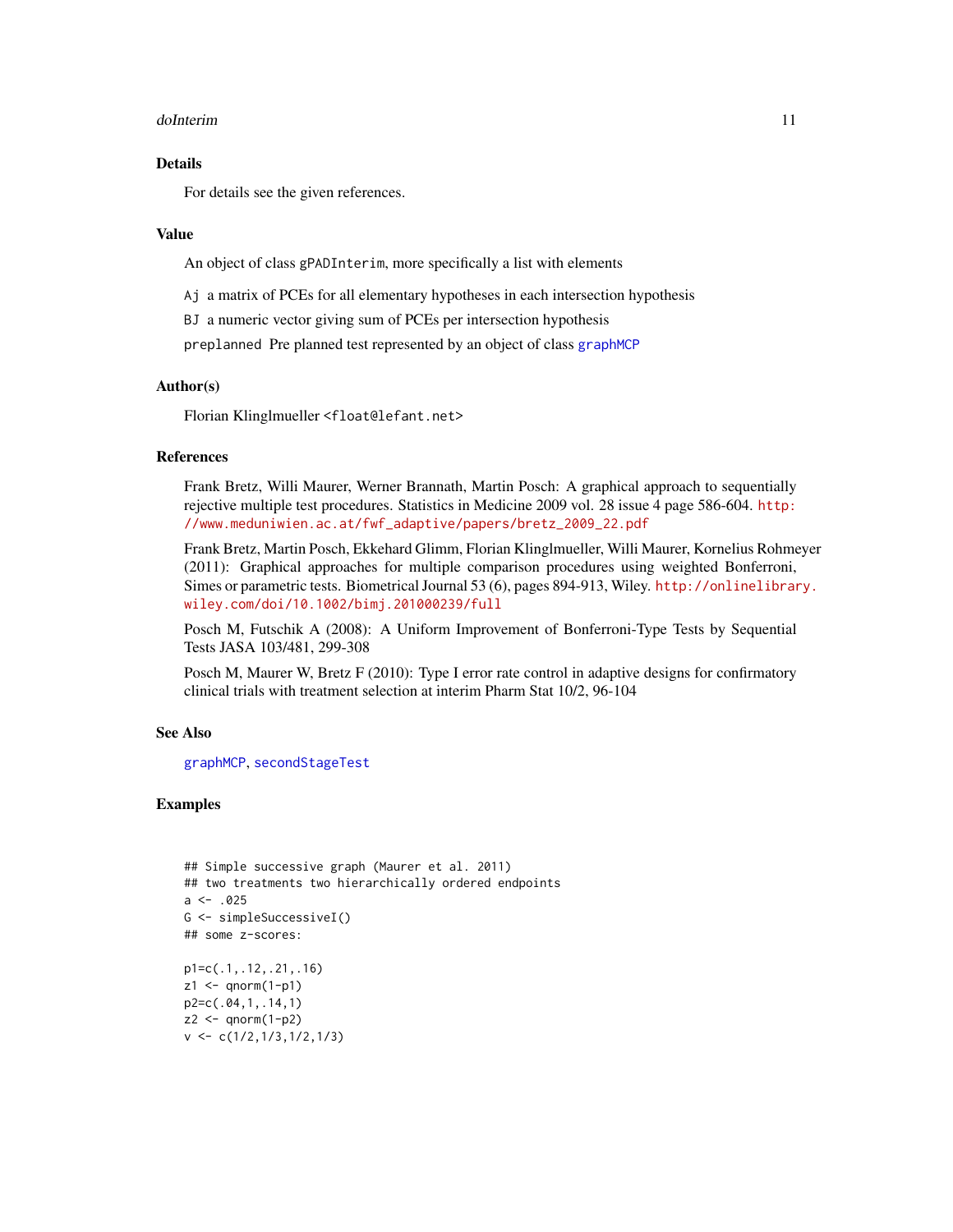### Details

For details see the given references.

### Value

An object of class `gPADInterim`, more specifically a list with elements

- `Aj` a matrix of PCEs for all elementary hypotheses in each intersection hypothesis
- `BJ` a numeric vector giving sum of PCEs per intersection hypothesis
- `preplanned` Pre planned test represented by an object of class `graphMCP`

### Author(s)

Florian Klinglmueller <float@lefant.net>

### References

Frank Bretz, Willi Maurer, Werner Brannath, Martin Posch: A graphical approach to sequentially rejective multiple test procedures. Statistics in Medicine 2009 vol. 28 issue 4 page 586-604. http://www.meduniwien.ac.at/fwf_adaptive/papers/bretz_2009_22.pdf

Frank Bretz, Martin Posch, Ekkehard Glimm, Florian Klinglmueller, Willi Maurer, Kornelius Rohmeyer (2011): Graphical approaches for multiple comparison procedures using weighted Bonferroni, Simes or parametric tests. Biometrical Journal 53 (6), pages 894-913, Wiley. http://onlinelibrary.wiley.com/doi/10.1002/bimj.201000239/full

Posch M, Futschik A (2008): A Uniform Improvement of Bonferroni-Type Tests by Sequential Tests JASA 103/481, 299-308

Posch M, Maurer W, Bretz F (2010): Type I error rate control in adaptive designs for confirmatory clinical trials with treatment selection at interim Pharm Stat 10/2, 96-104

### See Also

`graphMCP`, `secondStageTest`

### Examples

```
## Simple successive graph (Maurer et al. 2011)
## two treatments two hierarchically ordered endpoints
a <- .025
G <- simpleSuccessiveI()
## some z-scores:

p1=c(.1,.12,.21,.16)
z1 <- qnorm(1-p1)
p2=c(.04,1,.14,1)
z2 <- qnorm(1-p2)
v <- c(1/2,1/3,1/2,1/3)
```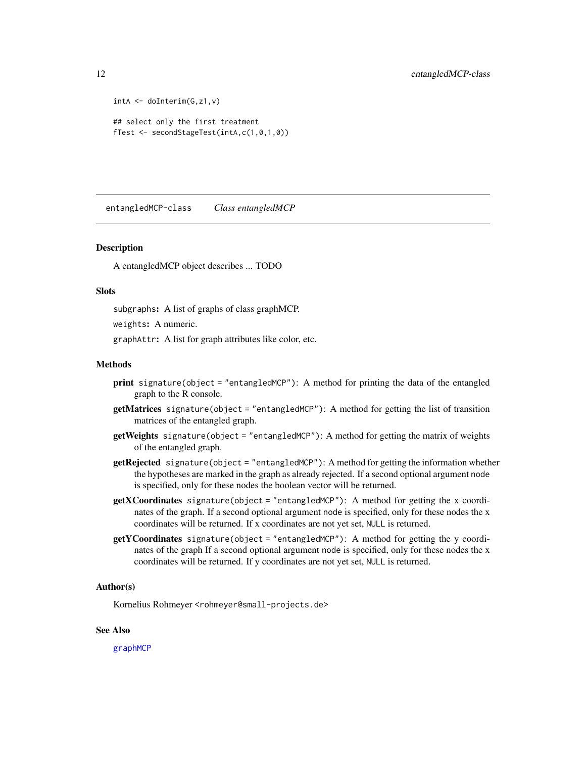```
intA <- doInterim(G,z1,v)

## select only the first treatment
fTest <- secondStageTest(intA,c(1,0,1,0))
```

---

## entangledMCP-class *Class entangledMCP*

### Description

A entangledMCP object describes ... TODO

### Slots

`subgraphs`: A list of graphs of class graphMCP.

`weights`: A numeric.

`graphAttr`: A list for graph attributes like color, etc.

### Methods

**print** `signature(object = "entangledMCP")`: A method for printing the data of the entangled graph to the R console.

**getMatrices** `signature(object = "entangledMCP")`: A method for getting the list of transition matrices of the entangled graph.

**getWeights** `signature(object = "entangledMCP")`: A method for getting the matrix of weights of the entangled graph.

**getRejected** `signature(object = "entangledMCP")`: A method for getting the information whether the hypotheses are marked in the graph as already rejected. If a second optional argument `node` is specified, only for these nodes the boolean vector will be returned.

**getXCoordinates** `signature(object = "entangledMCP")`: A method for getting the x coordinates of the graph. If a second optional argument `node` is specified, only for these nodes the x coordinates will be returned. If x coordinates are not yet set, `NULL` is returned.

**getYCoordinates** `signature(object = "entangledMCP")`: A method for getting the y coordinates of the graph If a second optional argument `node` is specified, only for these nodes the x coordinates will be returned. If y coordinates are not yet set, `NULL` is returned.

### Author(s)

Kornelius Rohmeyer <rohmeyer@small-projects.de>

### See Also

graphMCP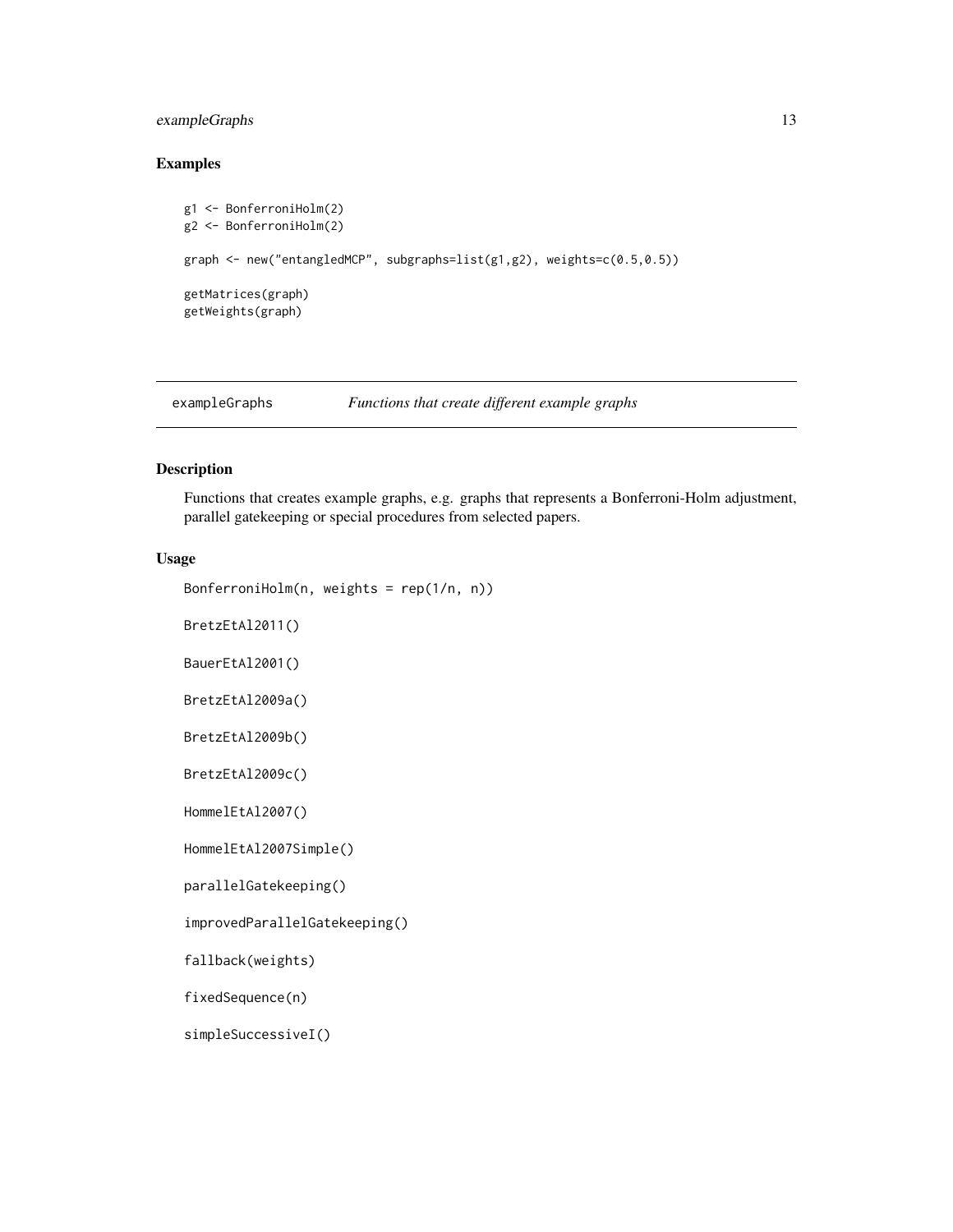## Examples

```
g1 <- BonferroniHolm(2)
g2 <- BonferroniHolm(2)

graph <- new("entangledMCP", subgraphs=list(g1,g2), weights=c(0.5,0.5))

getMatrices(graph)
getWeights(graph)
```

---

exampleGraphs *Functions that create different example graphs*

---

## Description

Functions that creates example graphs, e.g. graphs that represents a Bonferroni-Holm adjustment, parallel gatekeeping or special procedures from selected papers.

## Usage

```
BonferroniHolm(n, weights = rep(1/n, n))

BretzEtAl2011()

BauerEtAl2001()

BretzEtAl2009a()

BretzEtAl2009b()

BretzEtAl2009c()

HommelEtAl2007()

HommelEtAl2007Simple()

parallelGatekeeping()

improvedParallelGatekeeping()

fallback(weights)

fixedSequence(n)

simpleSuccessiveI()
```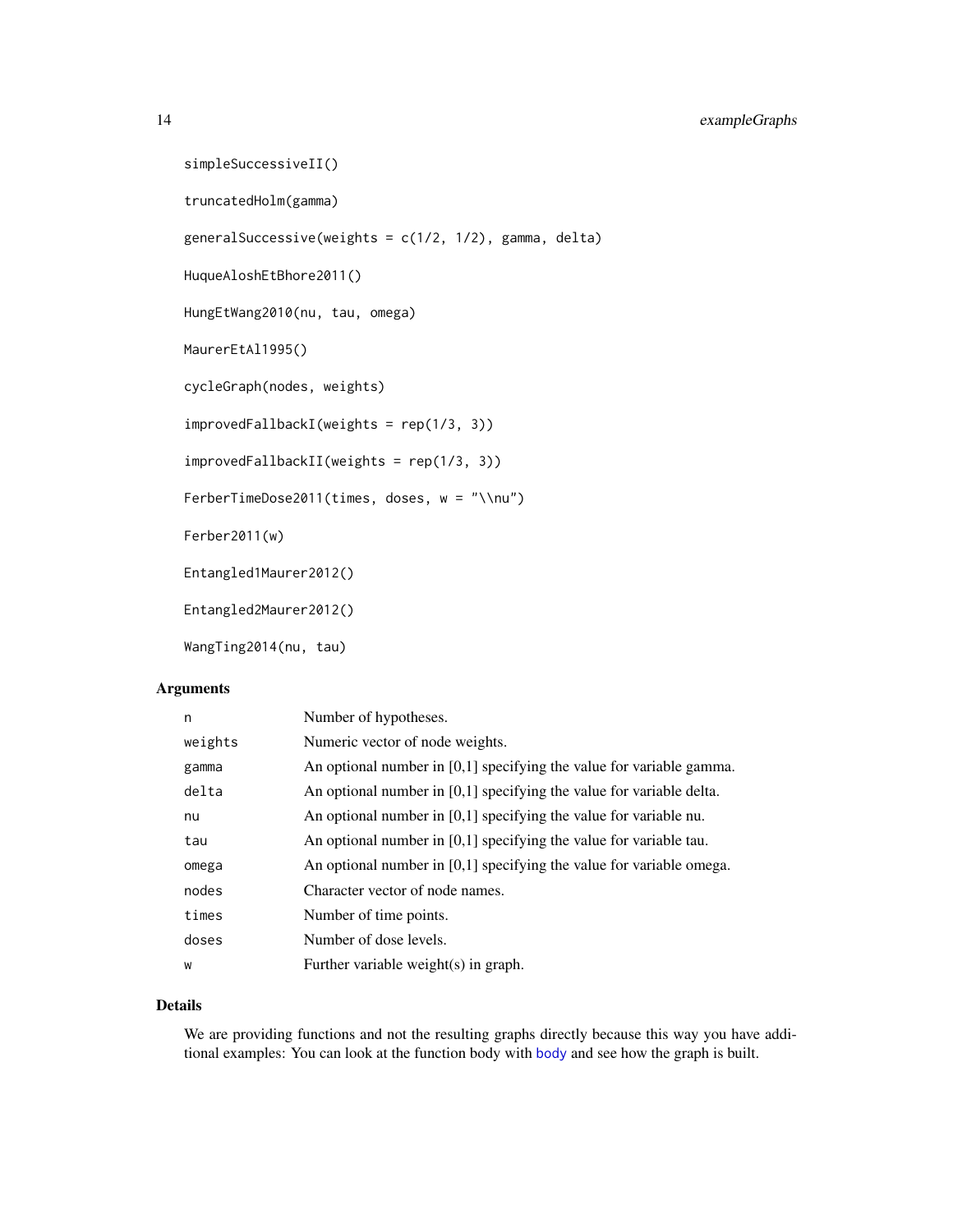```
simpleSuccessiveII()

truncatedHolm(gamma)

generalSuccessive(weights = c(1/2, 1/2), gamma, delta)

HuqueAloshEtBhore2011()

HungEtWang2010(nu, tau, omega)

MaurerEtAl1995()

cycleGraph(nodes, weights)

improvedFallbackI(weights = rep(1/3, 3))

improvedFallbackII(weights = rep(1/3, 3))

FerberTimeDose2011(times, doses, w = "\\nu")

Ferber2011(w)

Entangled1Maurer2012()

Entangled2Maurer2012()

WangTing2014(nu, tau)
```

## Arguments

| | |
|---|---|
| `n` | Number of hypotheses. |
| `weights` | Numeric vector of node weights. |
| `gamma` | An optional number in [0,1] specifying the value for variable gamma. |
| `delta` | An optional number in [0,1] specifying the value for variable delta. |
| `nu` | An optional number in [0,1] specifying the value for variable nu. |
| `tau` | An optional number in [0,1] specifying the value for variable tau. |
| `omega` | An optional number in [0,1] specifying the value for variable omega. |
| `nodes` | Character vector of node names. |
| `times` | Number of time points. |
| `doses` | Number of dose levels. |
| `w` | Further variable weight(s) in graph. |

## Details

We are providing functions and not the resulting graphs directly because this way you have additional examples: You can look at the function body with `body` and see how the graph is built.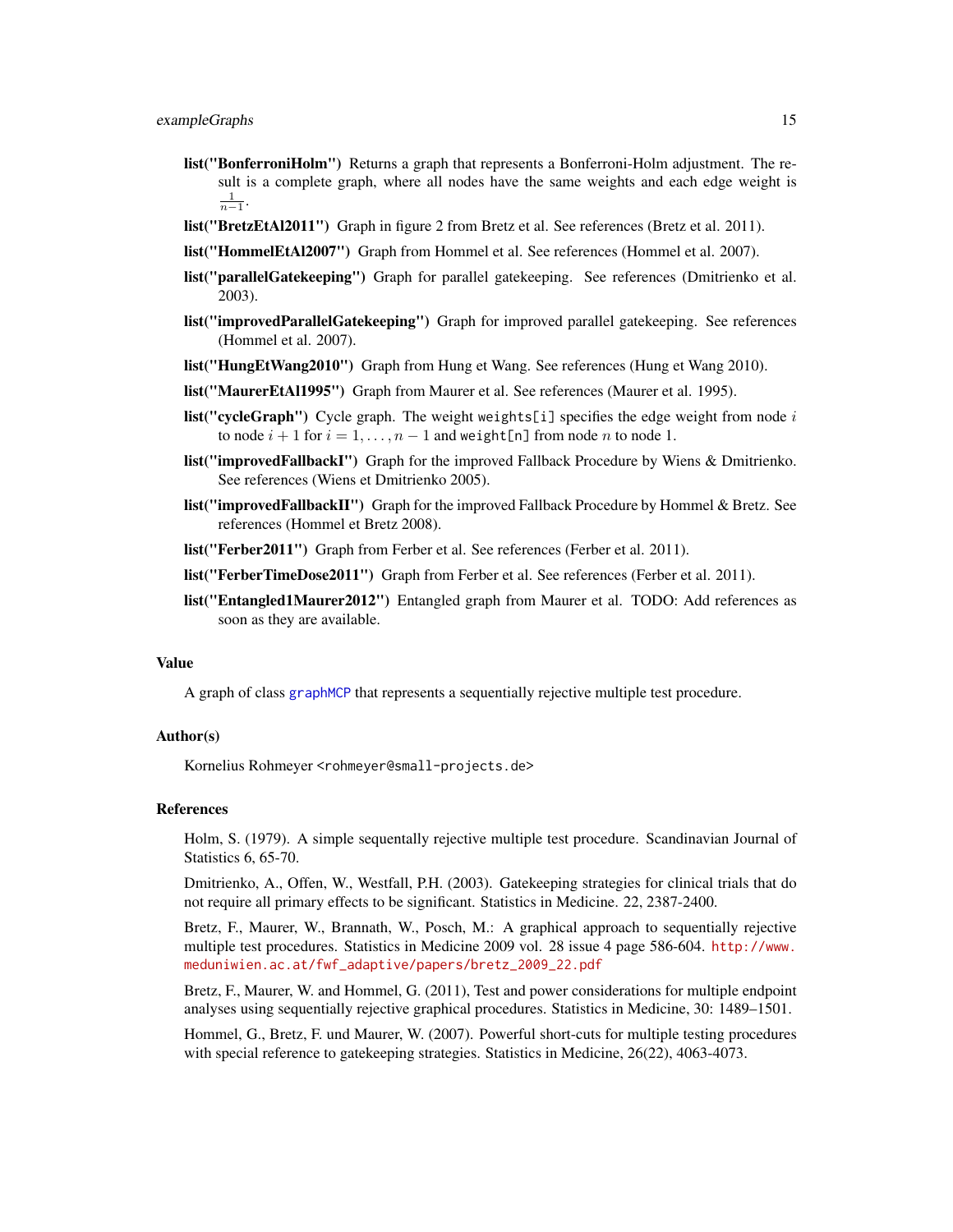**list("BonferroniHolm")** Returns a graph that represents a Bonferroni-Holm adjustment. The result is a complete graph, where all nodes have the same weights and each edge weight is $\frac{1}{n-1}$.

**list("BretzEtAl2011")** Graph in figure 2 from Bretz et al. See references (Bretz et al. 2011).

**list("HommelEtAl2007")** Graph from Hommel et al. See references (Hommel et al. 2007).

**list("parallelGatekeeping")** Graph for parallel gatekeeping. See references (Dmitrienko et al. 2003).

**list("improvedParallelGatekeeping")** Graph for improved parallel gatekeeping. See references (Hommel et al. 2007).

**list("HungEtWang2010")** Graph from Hung et Wang. See references (Hung et Wang 2010).

**list("MaurerEtAl1995")** Graph from Maurer et al. See references (Maurer et al. 1995).

**list("cycleGraph")** Cycle graph. The weight `weights[i]` specifies the edge weight from node $i$ to node $i+1$ for $i = 1, \ldots, n-1$ and `weight[n]` from node $n$ to node 1.

**list("improvedFallbackI")** Graph for the improved Fallback Procedure by Wiens & Dmitrienko. See references (Wiens et Dmitrienko 2005).

**list("improvedFallbackII")** Graph for the improved Fallback Procedure by Hommel & Bretz. See references (Hommel et Bretz 2008).

**list("Ferber2011")** Graph from Ferber et al. See references (Ferber et al. 2011).

**list("FerberTimeDose2011")** Graph from Ferber et al. See references (Ferber et al. 2011).

**list("Entangled1Maurer2012")** Entangled graph from Maurer et al. TODO: Add references as soon as they are available.

### Value

A graph of class `graphMCP` that represents a sequentially rejective multiple test procedure.

### Author(s)

Kornelius Rohmeyer <rohmeyer@small-projects.de>

### References

Holm, S. (1979). A simple sequentally rejective multiple test procedure. Scandinavian Journal of Statistics 6, 65-70.

Dmitrienko, A., Offen, W., Westfall, P.H. (2003). Gatekeeping strategies for clinical trials that do not require all primary effects to be significant. Statistics in Medicine. 22, 2387-2400.

Bretz, F., Maurer, W., Brannath, W., Posch, M.: A graphical approach to sequentially rejective multiple test procedures. Statistics in Medicine 2009 vol. 28 issue 4 page 586-604. http://www.meduniwien.ac.at/fwf_adaptive/papers/bretz_2009_22.pdf

Bretz, F., Maurer, W. and Hommel, G. (2011), Test and power considerations for multiple endpoint analyses using sequentially rejective graphical procedures. Statistics in Medicine, 30: 1489–1501.

Hommel, G., Bretz, F. und Maurer, W. (2007). Powerful short-cuts for multiple testing procedures with special reference to gatekeeping strategies. Statistics in Medicine, 26(22), 4063-4073.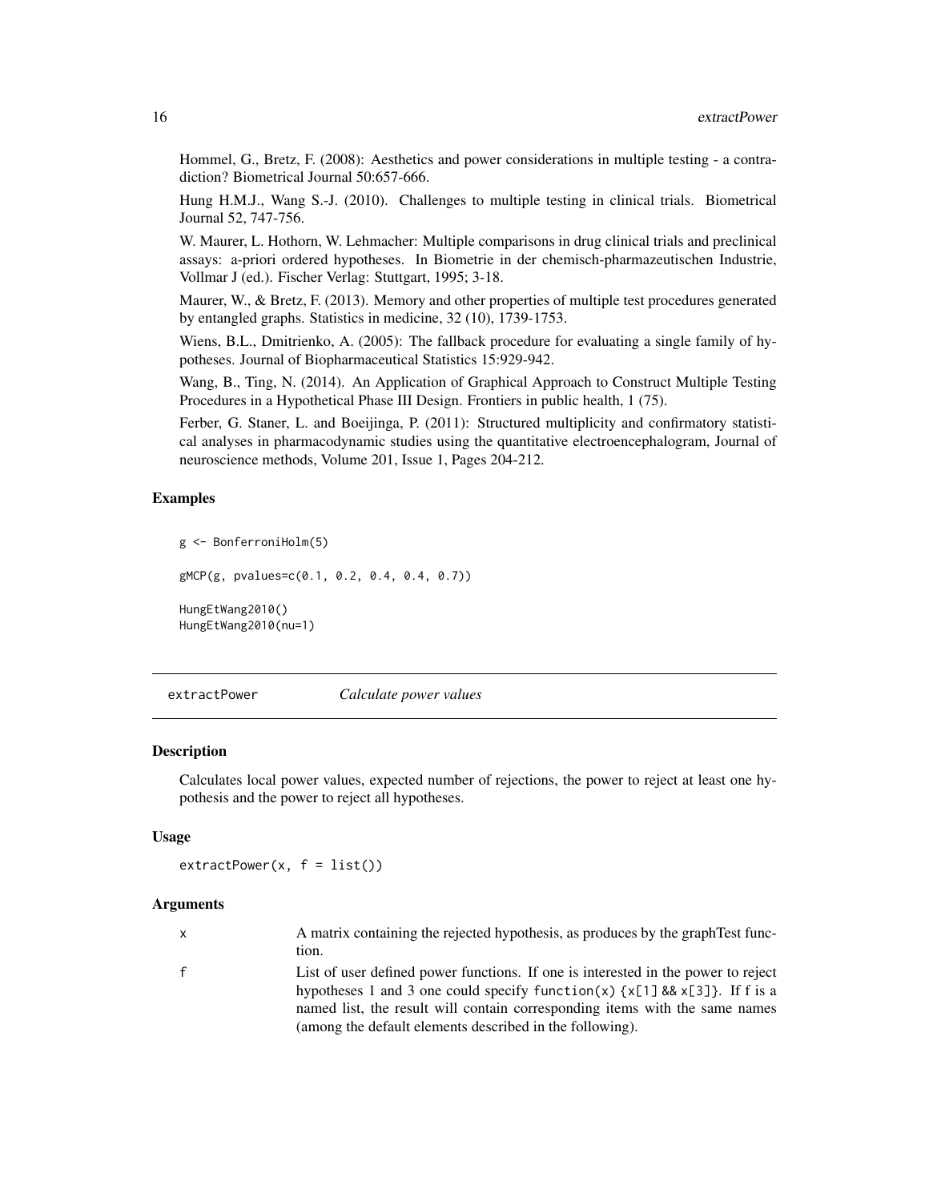Hommel, G., Bretz, F. (2008): Aesthetics and power considerations in multiple testing - a contradiction? Biometrical Journal 50:657-666.

Hung H.M.J., Wang S.-J. (2010). Challenges to multiple testing in clinical trials. Biometrical Journal 52, 747-756.

W. Maurer, L. Hothorn, W. Lehmacher: Multiple comparisons in drug clinical trials and preclinical assays: a-priori ordered hypotheses. In Biometrie in der chemisch-pharmazeutischen Industrie, Vollmar J (ed.). Fischer Verlag: Stuttgart, 1995; 3-18.

Maurer, W., & Bretz, F. (2013). Memory and other properties of multiple test procedures generated by entangled graphs. Statistics in medicine, 32 (10), 1739-1753.

Wiens, B.L., Dmitrienko, A. (2005): The fallback procedure for evaluating a single family of hypotheses. Journal of Biopharmaceutical Statistics 15:929-942.

Wang, B., Ting, N. (2014). An Application of Graphical Approach to Construct Multiple Testing Procedures in a Hypothetical Phase III Design. Frontiers in public health, 1 (75).

Ferber, G. Staner, L. and Boeijinga, P. (2011): Structured multiplicity and confirmatory statistical analyses in pharmacodynamic studies using the quantitative electroencephalogram, Journal of neuroscience methods, Volume 201, Issue 1, Pages 204-212.

### Examples

```
g <- BonferroniHolm(5)

gMCP(g, pvalues=c(0.1, 0.2, 0.4, 0.4, 0.7))

HungEtWang2010()
HungEtWang2010(nu=1)
```

---

## extractPower *Calculate power values*

### Description

Calculates local power values, expected number of rejections, the power to reject at least one hypothesis and the power to reject all hypotheses.

### Usage

```
extractPower(x, f = list())
```

### Arguments

| | |
|---|---|
| x | A matrix containing the rejected hypothesis, as produces by the graphTest function. |
| f | List of user defined power functions. If one is interested in the power to reject hypotheses 1 and 3 one could specify `function(x) {x[1] && x[3]}`. If f is a named list, the result will contain corresponding items with the same names (among the default elements described in the following). |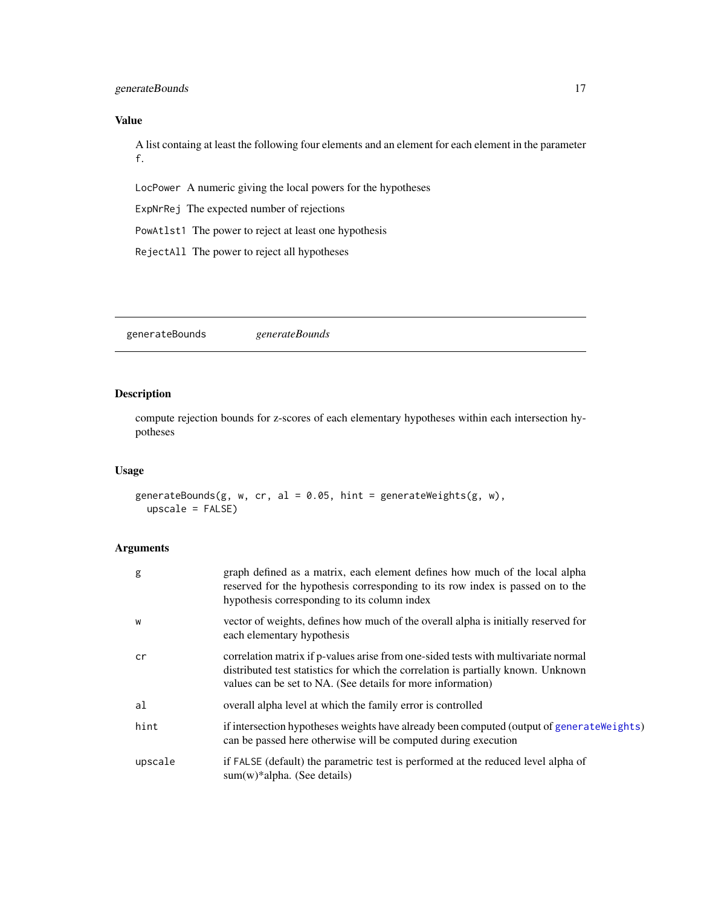### Value

A list containg at least the following four elements and an element for each element in the parameter f.

- LocPower A numeric giving the local powers for the hypotheses
- ExpNrRej The expected number of rejections
- PowAtlst1 The power to reject at least one hypothesis
- RejectAll The power to reject all hypotheses

---

## generateBounds *generateBounds*

---

### Description

compute rejection bounds for z-scores of each elementary hypotheses within each intersection hypotheses

### Usage

```
generateBounds(g, w, cr, al = 0.05, hint = generateWeights(g, w),
  upscale = FALSE)
```

### Arguments

| | |
|---|---|
| g | graph defined as a matrix, each element defines how much of the local alpha reserved for the hypothesis corresponding to its row index is passed on to the hypothesis corresponding to its column index |
| w | vector of weights, defines how much of the overall alpha is initially reserved for each elementary hypothesis |
| cr | correlation matrix if p-values arise from one-sided tests with multivariate normal distributed test statistics for which the correlation is partially known. Unknown values can be set to NA. (See details for more information) |
| al | overall alpha level at which the family error is controlled |
| hint | if intersection hypotheses weights have already been computed (output of generateWeights) can be passed here otherwise will be computed during execution |
| upscale | if FALSE (default) the parametric test is performed at the reduced level alpha of sum(w)*alpha. (See details) |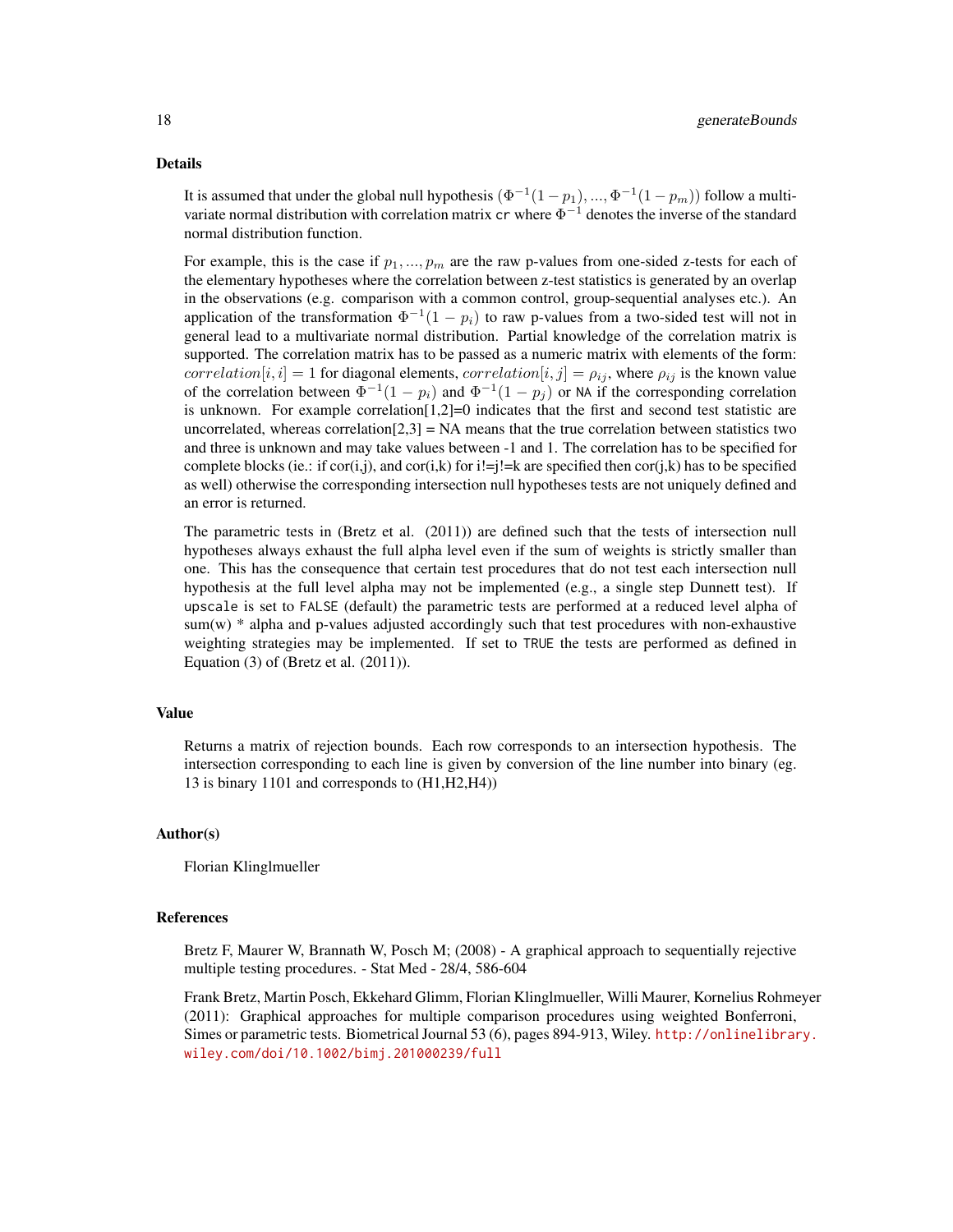## Details

It is assumed that under the global null hypothesis $(\Phi^{-1}(1-p_1), ..., \Phi^{-1}(1-p_m))$ follow a multivariate normal distribution with correlation matrix `cr` where $\Phi^{-1}$ denotes the inverse of the standard normal distribution function.

For example, this is the case if $p_1, ..., p_m$ are the raw p-values from one-sided z-tests for each of the elementary hypotheses where the correlation between z-test statistics is generated by an overlap in the observations (e.g. comparison with a common control, group-sequential analyses etc.). An application of the transformation $\Phi^{-1}(1-p_i)$ to raw p-values from a two-sided test will not in general lead to a multivariate normal distribution. Partial knowledge of the correlation matrix is supported. The correlation matrix has to be passed as a numeric matrix with elements of the form: $correlation[i, i] = 1$ for diagonal elements, $correlation[i, j] = \rho_{ij}$, where $\rho_{ij}$ is the known value of the correlation between $\Phi^{-1}(1-p_i)$ and $\Phi^{-1}(1-p_j)$ or `NA` if the corresponding correlation is unknown. For example correlation[1,2]=0 indicates that the first and second test statistic are uncorrelated, whereas correlation[2,3] = NA means that the true correlation between statistics two and three is unknown and may take values between -1 and 1. The correlation has to be specified for complete blocks (ie.: if cor(i,j), and cor(i,k) for i!=j!=k are specified then cor(j,k) has to be specified as well) otherwise the corresponding intersection null hypotheses tests are not uniquely defined and an error is returned.

The parametric tests in (Bretz et al. (2011)) are defined such that the tests of intersection null hypotheses always exhaust the full alpha level even if the sum of weights is strictly smaller than one. This has the consequence that certain test procedures that do not test each intersection null hypothesis at the full level alpha may not be implemented (e.g., a single step Dunnett test). If `upscale` is set to `FALSE` (default) the parametric tests are performed at a reduced level alpha of sum(w) * alpha and p-values adjusted accordingly such that test procedures with non-exhaustive weighting strategies may be implemented. If set to `TRUE` the tests are performed as defined in Equation (3) of (Bretz et al. (2011)).

## Value

Returns a matrix of rejection bounds. Each row corresponds to an intersection hypothesis. The intersection corresponding to each line is given by conversion of the line number into binary (eg. 13 is binary 1101 and corresponds to (H1,H2,H4))

## Author(s)

Florian Klinglmueller

## References

Bretz F, Maurer W, Brannath W, Posch M; (2008) - A graphical approach to sequentially rejective multiple testing procedures. - Stat Med - 28/4, 586-604

Frank Bretz, Martin Posch, Ekkehard Glimm, Florian Klinglmueller, Willi Maurer, Kornelius Rohmeyer (2011): Graphical approaches for multiple comparison procedures using weighted Bonferroni, Simes or parametric tests. Biometrical Journal 53 (6), pages 894-913, Wiley. http://onlinelibrary.wiley.com/doi/10.1002/bimj.201000239/full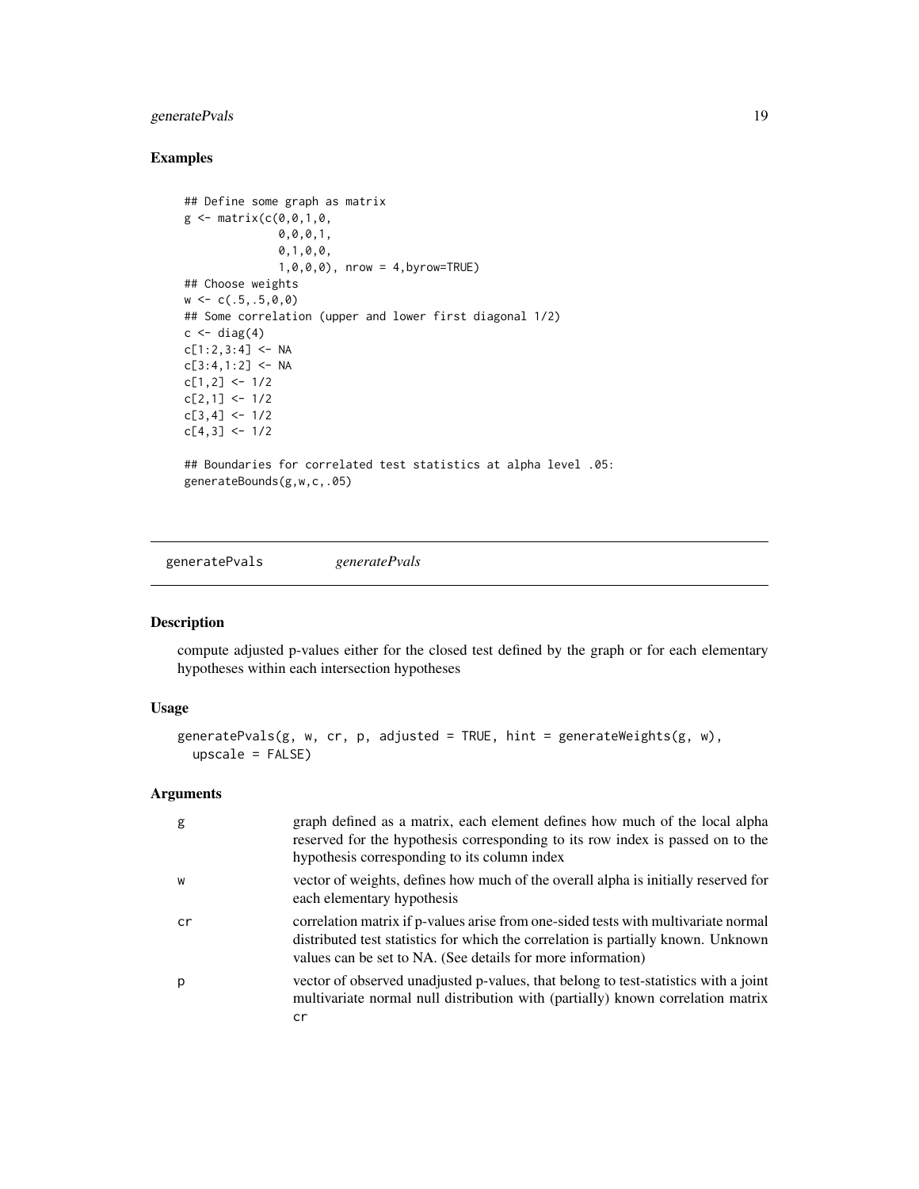## Examples

```
## Define some graph as matrix
g <- matrix(c(0,0,1,0,
              0,0,0,1,
              0,1,0,0,
              1,0,0,0), nrow = 4,byrow=TRUE)
## Choose weights
w <- c(.5,.5,0,0)
## Some correlation (upper and lower first diagonal 1/2)
c <- diag(4)
c[1:2,3:4] <- NA
c[3:4,1:2] <- NA
c[1,2] <- 1/2
c[2,1] <- 1/2
c[3,4] <- 1/2
c[4,3] <- 1/2

## Boundaries for correlated test statistics at alpha level .05:
generateBounds(g,w,c,.05)
```

---

# generatePvals *generatePvals*

---

## Description

compute adjusted p-values either for the closed test defined by the graph or for each elementary hypotheses within each intersection hypotheses

## Usage

```
generatePvals(g, w, cr, p, adjusted = TRUE, hint = generateWeights(g, w),
  upscale = FALSE)
```

## Arguments

| | |
|---|---|
| g | graph defined as a matrix, each element defines how much of the local alpha reserved for the hypothesis corresponding to its row index is passed on to the hypothesis corresponding to its column index |
| w | vector of weights, defines how much of the overall alpha is initially reserved for each elementary hypothesis |
| cr | correlation matrix if p-values arise from one-sided tests with multivariate normal distributed test statistics for which the correlation is partially known. Unknown values can be set to NA. (See details for more information) |
| p | vector of observed unadjusted p-values, that belong to test-statistics with a joint multivariate normal null distribution with (partially) known correlation matrix `cr` |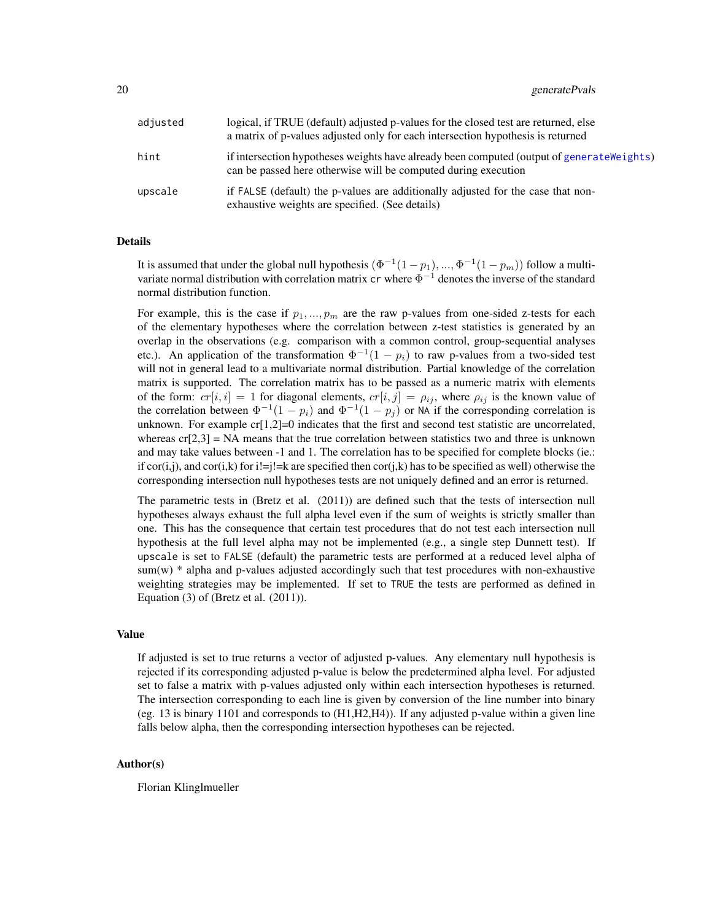| | |
|---|---|
| adjusted | logical, if TRUE (default) adjusted p-values for the closed test are returned, else a matrix of p-values adjusted only for each intersection hypothesis is returned |
| hint | if intersection hypotheses weights have already been computed (output of generateWeights) can be passed here otherwise will be computed during execution |
| upscale | if FALSE (default) the p-values are additionally adjusted for the case that non-exhaustive weights are specified. (See details) |

### Details

It is assumed that under the global null hypothesis $(\Phi^{-1}(1-p_1), ..., \Phi^{-1}(1-p_m))$ follow a multivariate normal distribution with correlation matrix `cr` where $\Phi^{-1}$ denotes the inverse of the standard normal distribution function.

For example, this is the case if $p_1, ..., p_m$ are the raw p-values from one-sided z-tests for each of the elementary hypotheses where the correlation between z-test statistics is generated by an overlap in the observations (e.g. comparison with a common control, group-sequential analyses etc.). An application of the transformation $\Phi^{-1}(1-p_i)$ to raw p-values from a two-sided test will not in general lead to a multivariate normal distribution. Partial knowledge of the correlation matrix is supported. The correlation matrix has to be passed as a numeric matrix with elements of the form: $cr[i,i] = 1$ for diagonal elements, $cr[i,j] = \rho_{ij}$, where $\rho_{ij}$ is the known value of the correlation between $\Phi^{-1}(1-p_i)$ and $\Phi^{-1}(1-p_j)$ or `NA` if the corresponding correlation is unknown. For example cr[1,2]=0 indicates that the first and second test statistic are uncorrelated, whereas cr[2,3] = NA means that the true correlation between statistics two and three is unknown and may take values between -1 and 1. The correlation has to be specified for complete blocks (ie.: if cor(i,j), and cor(i,k) for i!=j!=k are specified then cor(j,k) has to be specified as well) otherwise the corresponding intersection null hypotheses tests are not uniquely defined and an error is returned.

The parametric tests in (Bretz et al. (2011)) are defined such that the tests of intersection null hypotheses always exhaust the full alpha level even if the sum of weights is strictly smaller than one. This has the consequence that certain test procedures that do not test each intersection null hypothesis at the full level alpha may not be implemented (e.g., a single step Dunnett test). If `upscale` is set to `FALSE` (default) the parametric tests are performed at a reduced level alpha of sum(w) * alpha and p-values adjusted accordingly such that test procedures with non-exhaustive weighting strategies may be implemented. If set to `TRUE` the tests are performed as defined in Equation (3) of (Bretz et al. (2011)).

### Value

If adjusted is set to true returns a vector of adjusted p-values. Any elementary null hypothesis is rejected if its corresponding adjusted p-value is below the predetermined alpha level. For adjusted set to false a matrix with p-values adjusted only within each intersection hypotheses is returned. The intersection corresponding to each line is given by conversion of the line number into binary (eg. 13 is binary 1101 and corresponds to (H1,H2,H4)). If any adjusted p-value within a given line falls below alpha, then the corresponding intersection hypotheses can be rejected.

### Author(s)

Florian Klinglmueller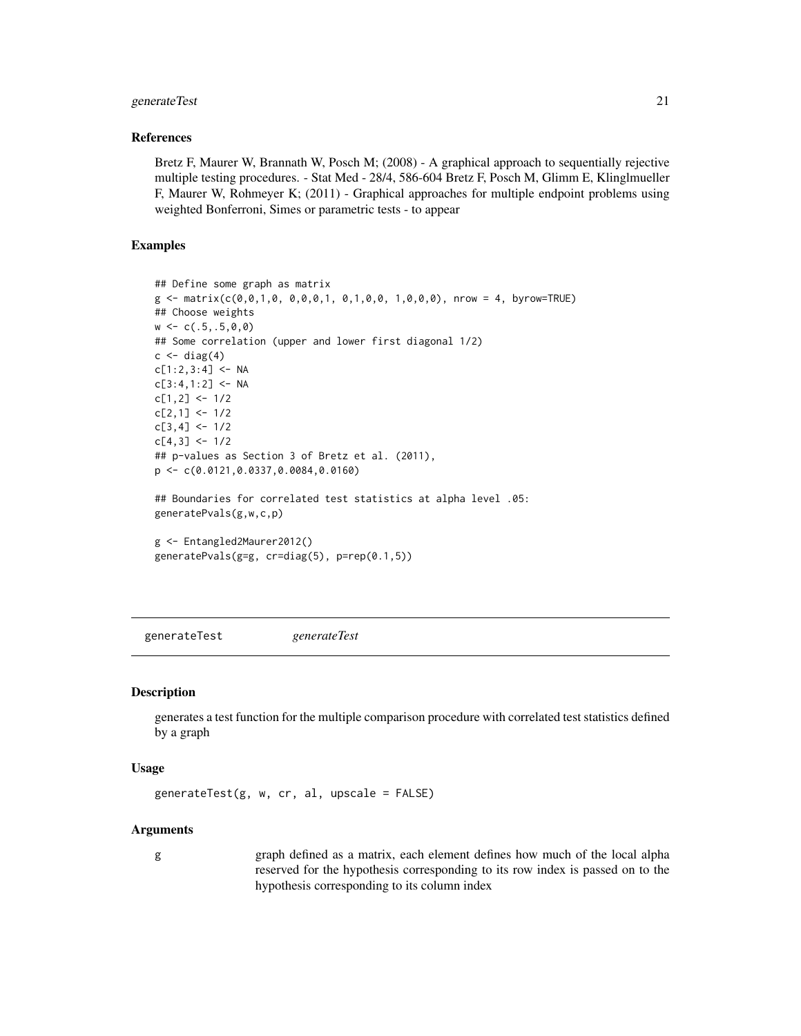### References

Bretz F, Maurer W, Brannath W, Posch M; (2008) - A graphical approach to sequentially rejective multiple testing procedures. - Stat Med - 28/4, 586-604 Bretz F, Posch M, Glimm E, Klinglmueller F, Maurer W, Rohmeyer K; (2011) - Graphical approaches for multiple endpoint problems using weighted Bonferroni, Simes or parametric tests - to appear

### Examples

```
## Define some graph as matrix
g <- matrix(c(0,0,1,0, 0,0,0,1, 0,1,0,0, 1,0,0,0), nrow = 4, byrow=TRUE)
## Choose weights
w <- c(.5,.5,0,0)
## Some correlation (upper and lower first diagonal 1/2)
c <- diag(4)
c[1:2,3:4] <- NA
c[3:4,1:2] <- NA
c[1,2] <- 1/2
c[2,1] <- 1/2
c[3,4] <- 1/2
c[4,3] <- 1/2
## p-values as Section 3 of Bretz et al. (2011),
p <- c(0.0121,0.0337,0.0084,0.0160)

## Boundaries for correlated test statistics at alpha level .05:
generatePvals(g,w,c,p)

g <- Entangled2Maurer2012()
generatePvals(g=g, cr=diag(5), p=rep(0.1,5))
```

---

## generateTest *generateTest*

### Description

generates a test function for the multiple comparison procedure with correlated test statistics defined by a graph

### Usage

```
generateTest(g, w, cr, al, upscale = FALSE)
```

### Arguments

| | |
|---|---|
| g | graph defined as a matrix, each element defines how much of the local alpha reserved for the hypothesis corresponding to its row index is passed on to the hypothesis corresponding to its column index |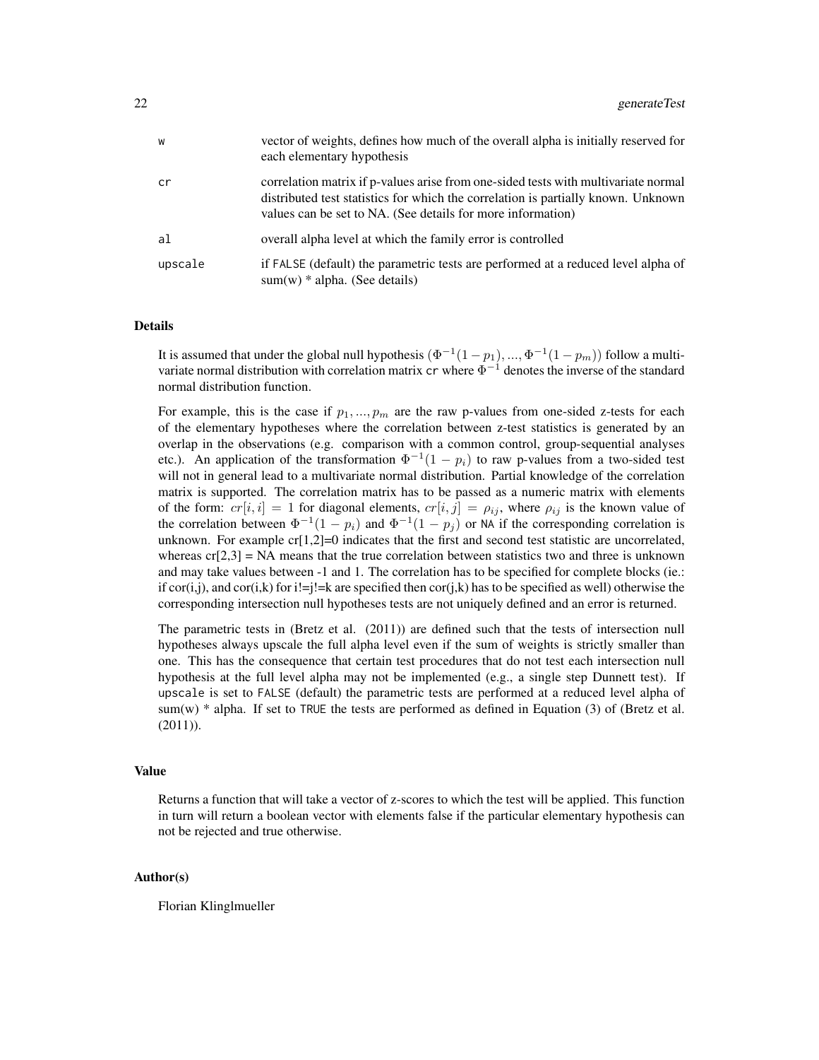| | |
|---|---|
| w | vector of weights, defines how much of the overall alpha is initially reserved for each elementary hypothesis |
| cr | correlation matrix if p-values arise from one-sided tests with multivariate normal distributed test statistics for which the correlation is partially known. Unknown values can be set to NA. (See details for more information) |
| al | overall alpha level at which the family error is controlled |
| upscale | if FALSE (default) the parametric tests are performed at a reduced level alpha of sum(w) * alpha. (See details) |

### Details

It is assumed that under the global null hypothesis $(\Phi^{-1}(1 - p_1), ..., \Phi^{-1}(1 - p_m))$ follow a multivariate normal distribution with correlation matrix cr where $\Phi^{-1}$ denotes the inverse of the standard normal distribution function.

For example, this is the case if $p_1, ..., p_m$ are the raw p-values from one-sided z-tests for each of the elementary hypotheses where the correlation between z-test statistics is generated by an overlap in the observations (e.g. comparison with a common control, group-sequential analyses etc.). An application of the transformation $\Phi^{-1}(1 - p_i)$ to raw p-values from a two-sided test will not in general lead to a multivariate normal distribution. Partial knowledge of the correlation matrix is supported. The correlation matrix has to be passed as a numeric matrix with elements of the form: $cr[i, i] = 1$ for diagonal elements, $cr[i, j] = \rho_{ij}$, where $\rho_{ij}$ is the known value of the correlation between $\Phi^{-1}(1 - p_i)$ and $\Phi^{-1}(1 - p_j)$ or NA if the corresponding correlation is unknown. For example cr[1,2]=0 indicates that the first and second test statistic are uncorrelated, whereas cr[2,3] = NA means that the true correlation between statistics two and three is unknown and may take values between -1 and 1. The correlation has to be specified for complete blocks (ie.: if cor(i,j), and cor(i,k) for i!=j!=k are specified then cor(j,k) has to be specified as well) otherwise the corresponding intersection null hypotheses tests are not uniquely defined and an error is returned.

The parametric tests in (Bretz et al. (2011)) are defined such that the tests of intersection null hypotheses always upscale the full alpha level even if the sum of weights is strictly smaller than one. This has the consequence that certain test procedures that do not test each intersection null hypothesis at the full level alpha may not be implemented (e.g., a single step Dunnett test). If upscale is set to FALSE (default) the parametric tests are performed at a reduced level alpha of sum(w) * alpha. If set to TRUE the tests are performed as defined in Equation (3) of (Bretz et al. (2011)).

### Value

Returns a function that will take a vector of z-scores to which the test will be applied. This function in turn will return a boolean vector with elements false if the particular elementary hypothesis can not be rejected and true otherwise.

### Author(s)

Florian Klinglmueller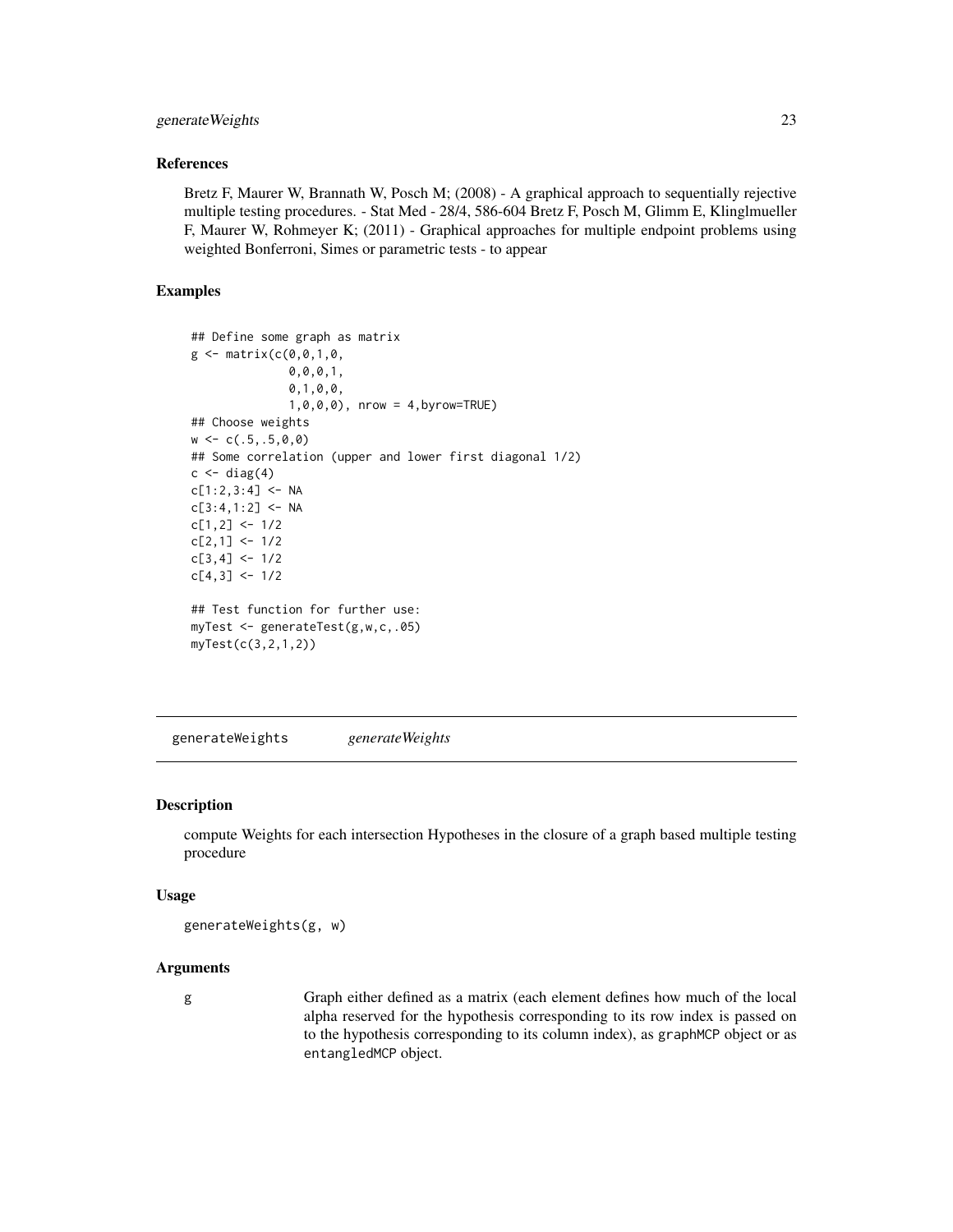### References

Bretz F, Maurer W, Brannath W, Posch M; (2008) - A graphical approach to sequentially rejective multiple testing procedures. - Stat Med - 28/4, 586-604 Bretz F, Posch M, Glimm E, Klinglmueller F, Maurer W, Rohmeyer K; (2011) - Graphical approaches for multiple endpoint problems using weighted Bonferroni, Simes or parametric tests - to appear

### Examples

```
## Define some graph as matrix
g <- matrix(c(0,0,1,0,
              0,0,0,1,
              0,1,0,0,
              1,0,0,0), nrow = 4,byrow=TRUE)
## Choose weights
w <- c(.5,.5,0,0)
## Some correlation (upper and lower first diagonal 1/2)
c <- diag(4)
c[1:2,3:4] <- NA
c[3:4,1:2] <- NA
c[1,2] <- 1/2
c[2,1] <- 1/2
c[3,4] <- 1/2
c[4,3] <- 1/2

## Test function for further use:
myTest <- generateTest(g,w,c,.05)
myTest(c(3,2,1,2))
```

---

## generateWeights    *generateWeights*

---

### Description

compute Weights for each intersection Hypotheses in the closure of a graph based multiple testing procedure

### Usage

```
generateWeights(g, w)
```

### Arguments

| | |
|---|---|
| g | Graph either defined as a matrix (each element defines how much of the local alpha reserved for the hypothesis corresponding to its row index is passed on to the hypothesis corresponding to its column index), as `graphMCP` object or as `entangledMCP` object. |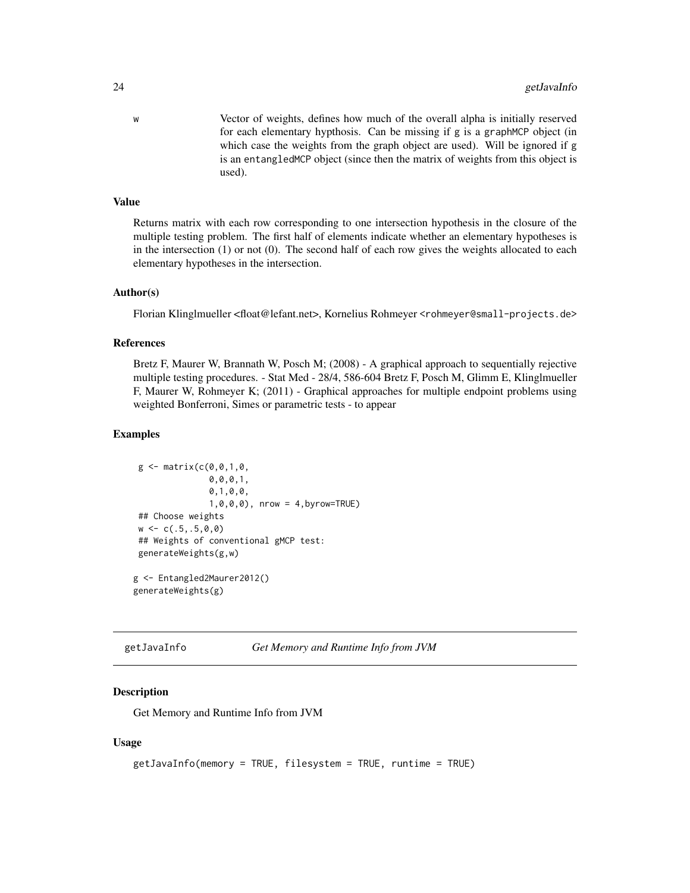w	Vector of weights, defines how much of the overall alpha is initially reserved for each elementary hypthosis. Can be missing if g is a graphMCP object (in which case the weights from the graph object are used). Will be ignored if g is an entangledMCP object (since then the matrix of weights from this object is used).

### Value

Returns matrix with each row corresponding to one intersection hypothesis in the closure of the multiple testing problem. The first half of elements indicate whether an elementary hypotheses is in the intersection (1) or not (0). The second half of each row gives the weights allocated to each elementary hypotheses in the intersection.

### Author(s)

Florian Klinglmueller <float@lefant.net>, Kornelius Rohmeyer <rohmeyer@small-projects.de>

### References

Bretz F, Maurer W, Brannath W, Posch M; (2008) - A graphical approach to sequentially rejective multiple testing procedures. - Stat Med - 28/4, 586-604 Bretz F, Posch M, Glimm E, Klinglmueller F, Maurer W, Rohmeyer K; (2011) - Graphical approaches for multiple endpoint problems using weighted Bonferroni, Simes or parametric tests - to appear

### Examples

```
 g <- matrix(c(0,0,1,0,
               0,0,0,1,
               0,1,0,0,
               1,0,0,0), nrow = 4,byrow=TRUE)
 ## Choose weights
 w <- c(.5,.5,0,0)
 ## Weights of conventional gMCP test:
 generateWeights(g,w)

g <- Entangled2Maurer2012()
generateWeights(g)
```

---

## getJavaInfo	*Get Memory and Runtime Info from JVM*

### Description

Get Memory and Runtime Info from JVM

### Usage

```
getJavaInfo(memory = TRUE, filesystem = TRUE, runtime = TRUE)
```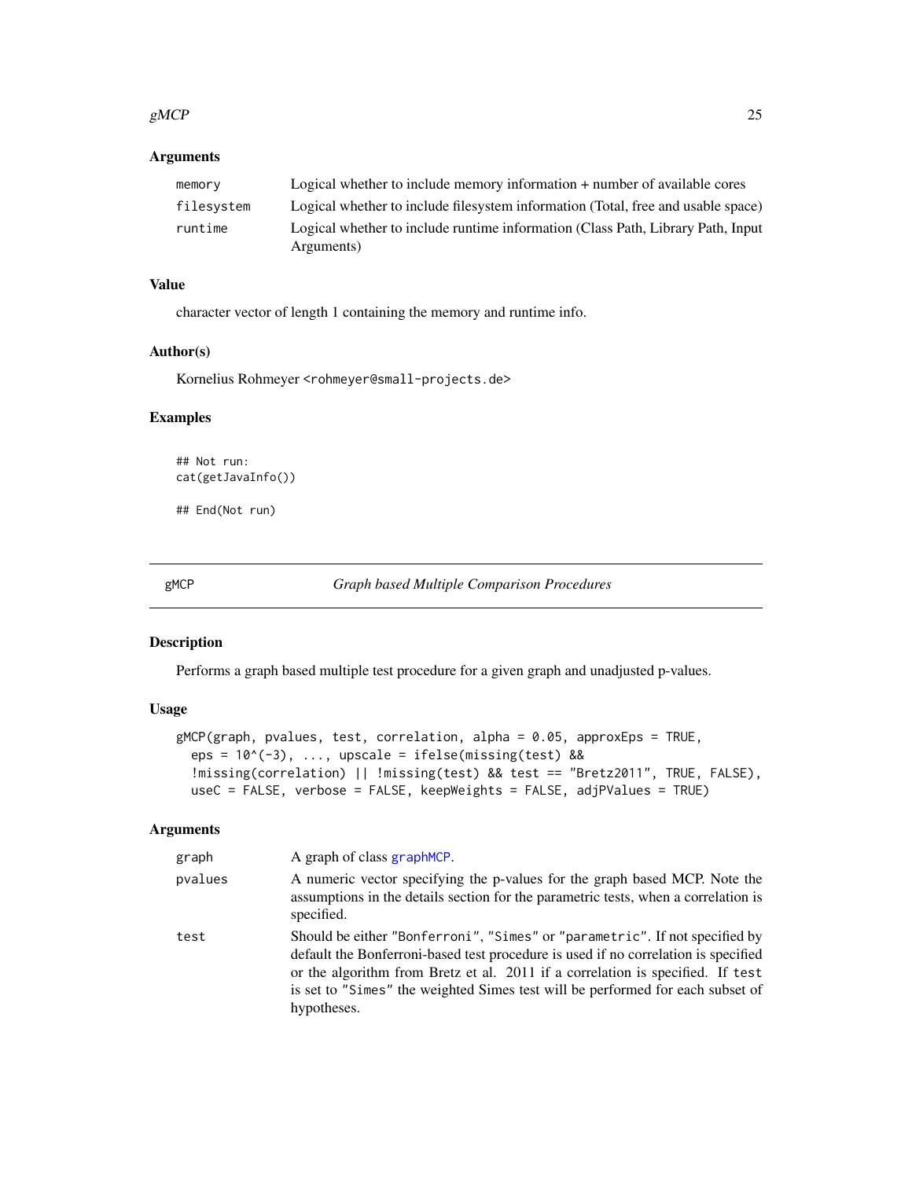### Arguments

| | |
|---|---|
| memory | Logical whether to include memory information + number of available cores |
| filesystem | Logical whether to include filesystem information (Total, free and usable space) |
| runtime | Logical whether to include runtime information (Class Path, Library Path, Input Arguments) |

### Value

character vector of length 1 containing the memory and runtime info.

### Author(s)

Kornelius Rohmeyer <rohmeyer@small-projects.de>

### Examples

```
## Not run:
cat(getJavaInfo())

## End(Not run)
```

---

## gMCP *Graph based Multiple Comparison Procedures*

### Description

Performs a graph based multiple test procedure for a given graph and unadjusted p-values.

### Usage

```
gMCP(graph, pvalues, test, correlation, alpha = 0.05, approxEps = TRUE,
  eps = 10^(-3), ..., upscale = ifelse(missing(test) &&
  !missing(correlation) || !missing(test) && test == "Bretz2011", TRUE, FALSE),
  useC = FALSE, verbose = FALSE, keepWeights = FALSE, adjPValues = TRUE)
```

### Arguments

| | |
|---|---|
| graph | A graph of class graphMCP. |
| pvalues | A numeric vector specifying the p-values for the graph based MCP. Note the assumptions in the details section for the parametric tests, when a correlation is specified. |
| test | Should be either "Bonferroni", "Simes" or "parametric". If not specified by default the Bonferroni-based test procedure is used if no correlation is specified or the algorithm from Bretz et al. 2011 if a correlation is specified. If test is set to "Simes" the weighted Simes test will be performed for each subset of hypotheses. |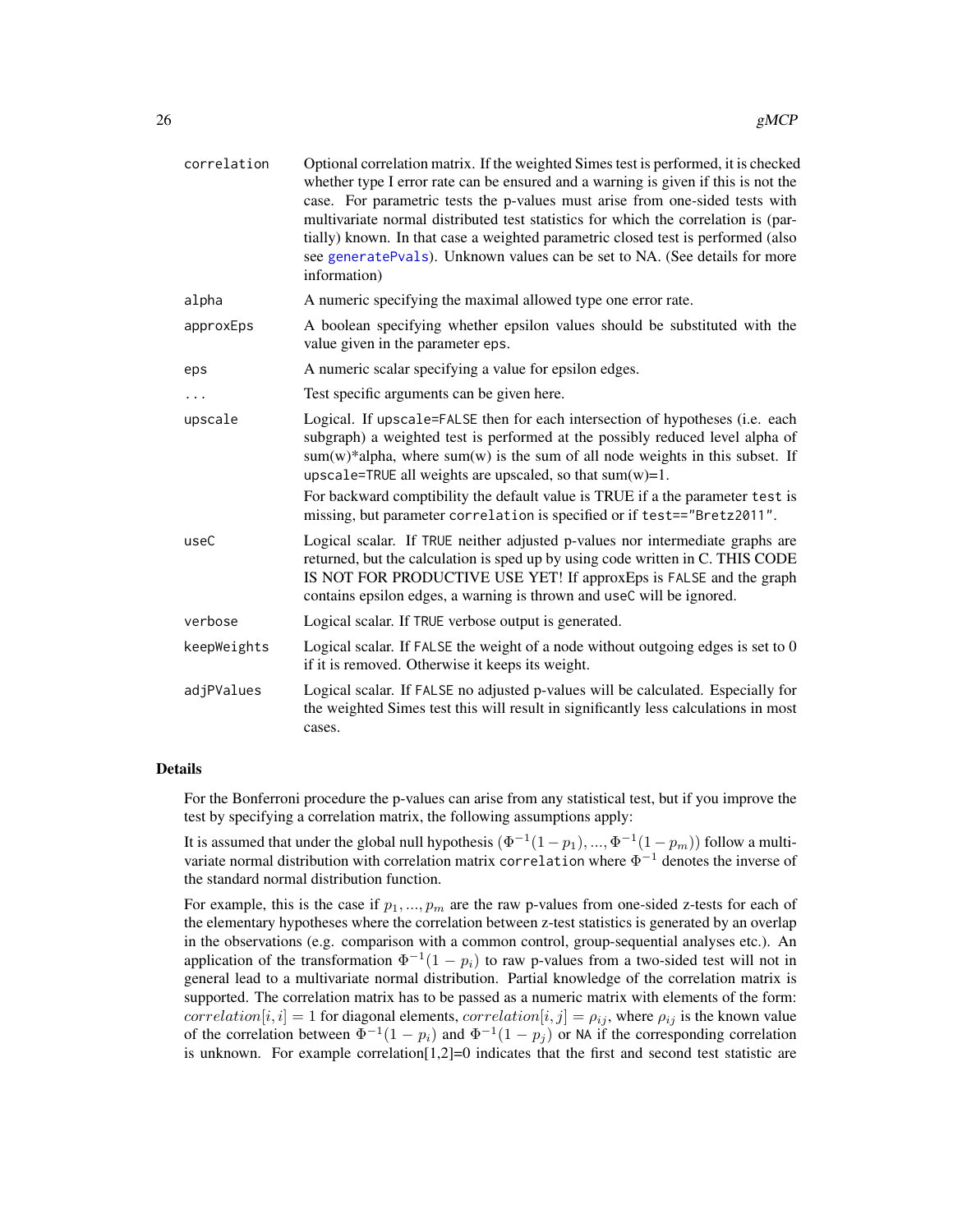| | |
|---|---|
| correlation | Optional correlation matrix. If the weighted Simes test is performed, it is checked whether type I error rate can be ensured and a warning is given if this is not the case. For parametric tests the p-values must arise from one-sided tests with multivariate normal distributed test statistics for which the correlation is (partially) known. In that case a weighted parametric closed test is performed (also see generatePvals). Unknown values can be set to NA. (See details for more information) |
| alpha | A numeric specifying the maximal allowed type one error rate. |
| approxEps | A boolean specifying whether epsilon values should be substituted with the value given in the parameter eps. |
| eps | A numeric scalar specifying a value for epsilon edges. |
| ... | Test specific arguments can be given here. |
| upscale | Logical. If upscale=FALSE then for each intersection of hypotheses (i.e. each subgraph) a weighted test is performed at the possibly reduced level alpha of sum(w)*alpha, where sum(w) is the sum of all node weights in this subset. If upscale=TRUE all weights are upscaled, so that sum(w)=1. For backward comptibility the default value is TRUE if a the parameter test is missing, but parameter correlation is specified or if test=="Bretz2011". |
| useC | Logical scalar. If TRUE neither adjusted p-values nor intermediate graphs are returned, but the calculation is sped up by using code written in C. THIS CODE IS NOT FOR PRODUCTIVE USE YET! If approxEps is FALSE and the graph contains epsilon edges, a warning is thrown and useC will be ignored. |
| verbose | Logical scalar. If TRUE verbose output is generated. |
| keepWeights | Logical scalar. If FALSE the weight of a node without outgoing edges is set to 0 if it is removed. Otherwise it keeps its weight. |
| adjPValues | Logical scalar. If FALSE no adjusted p-values will be calculated. Especially for the weighted Simes test this will result in significantly less calculations in most cases. |

## Details

For the Bonferroni procedure the p-values can arise from any statistical test, but if you improve the test by specifying a correlation matrix, the following assumptions apply:

It is assumed that under the global null hypothesis $(\Phi^{-1}(1-p_1), ..., \Phi^{-1}(1-p_m))$ follow a multivariate normal distribution with correlation matrix correlation where $\Phi^{-1}$ denotes the inverse of the standard normal distribution function.

For example, this is the case if $p_1, ..., p_m$ are the raw p-values from one-sided z-tests for each of the elementary hypotheses where the correlation between z-test statistics is generated by an overlap in the observations (e.g. comparison with a common control, group-sequential analyses etc.). An application of the transformation $\Phi^{-1}(1-p_i)$ to raw p-values from a two-sided test will not in general lead to a multivariate normal distribution. Partial knowledge of the correlation matrix is supported. The correlation matrix has to be passed as a numeric matrix with elements of the form: $correlation[i, i] = 1$ for diagonal elements, $correlation[i, j] = \rho_{ij}$, where $\rho_{ij}$ is the known value of the correlation between $\Phi^{-1}(1-p_i)$ and $\Phi^{-1}(1-p_j)$ or NA if the corresponding correlation is unknown. For example correlation[1,2]=0 indicates that the first and second test statistic are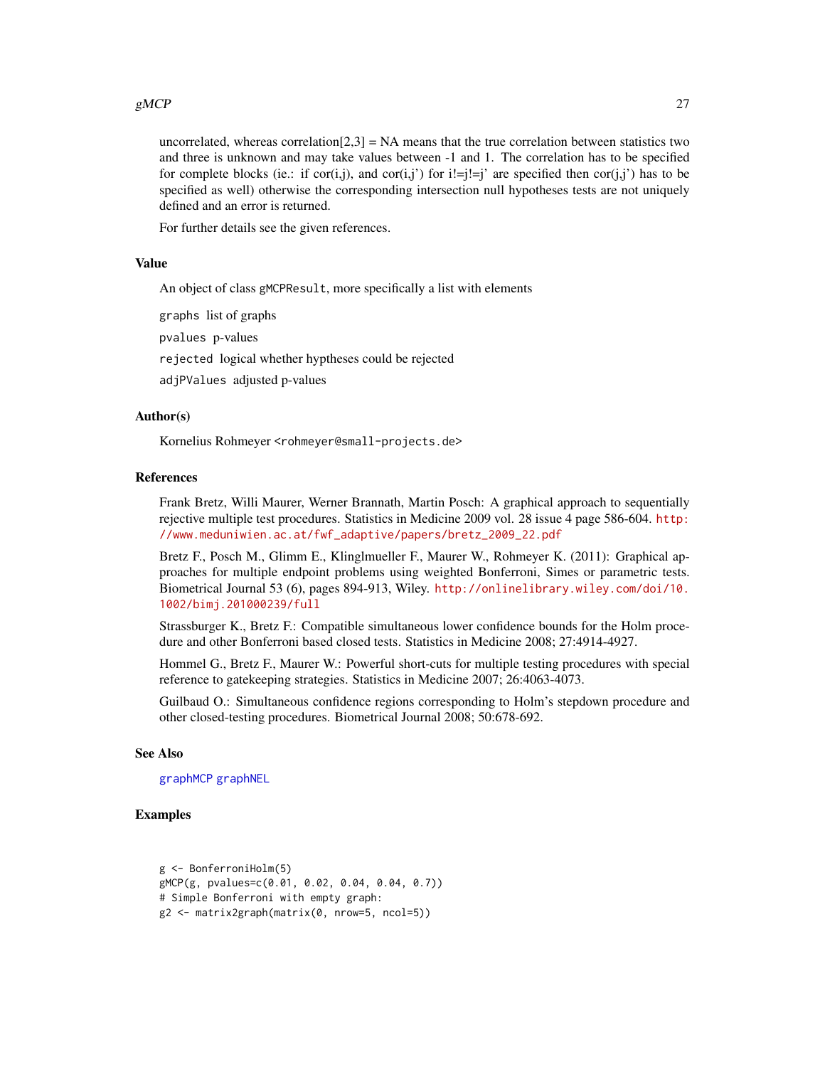uncorrelated, whereas correlation[2,3] = NA means that the true correlation between statistics two and three is unknown and may take values between -1 and 1. The correlation has to be specified for complete blocks (ie.: if cor(i,j), and cor(i,j') for i!=j!=j' are specified then cor(j,j') has to be specified as well) otherwise the corresponding intersection null hypotheses tests are not uniquely defined and an error is returned.

For further details see the given references.

### Value

An object of class `gMCPResult`, more specifically a list with elements

- `graphs` list of graphs
- `pvalues` p-values
- `rejected` logical whether hyptheses could be rejected
- `adjPValues` adjusted p-values

### Author(s)

Kornelius Rohmeyer <rohmeyer@small-projects.de>

### References

Frank Bretz, Willi Maurer, Werner Brannath, Martin Posch: A graphical approach to sequentially rejective multiple test procedures. Statistics in Medicine 2009 vol. 28 issue 4 page 586-604. http://www.meduniwien.ac.at/fwf_adaptive/papers/bretz_2009_22.pdf

Bretz F., Posch M., Glimm E., Klinglmueller F., Maurer W., Rohmeyer K. (2011): Graphical approaches for multiple endpoint problems using weighted Bonferroni, Simes or parametric tests. Biometrical Journal 53 (6), pages 894-913, Wiley. http://onlinelibrary.wiley.com/doi/10.1002/bimj.201000239/full

Strassburger K., Bretz F.: Compatible simultaneous lower confidence bounds for the Holm procedure and other Bonferroni based closed tests. Statistics in Medicine 2008; 27:4914-4927.

Hommel G., Bretz F., Maurer W.: Powerful short-cuts for multiple testing procedures with special reference to gatekeeping strategies. Statistics in Medicine 2007; 26:4063-4073.

Guilbaud O.: Simultaneous confidence regions corresponding to Holm's stepdown procedure and other closed-testing procedures. Biometrical Journal 2008; 50:678-692.

### See Also

`graphMCP` `graphNEL`

### Examples

```
g <- BonferroniHolm(5)
gMCP(g, pvalues=c(0.01, 0.02, 0.04, 0.04, 0.7))
# Simple Bonferroni with empty graph:
g2 <- matrix2graph(matrix(0, nrow=5, ncol=5))
```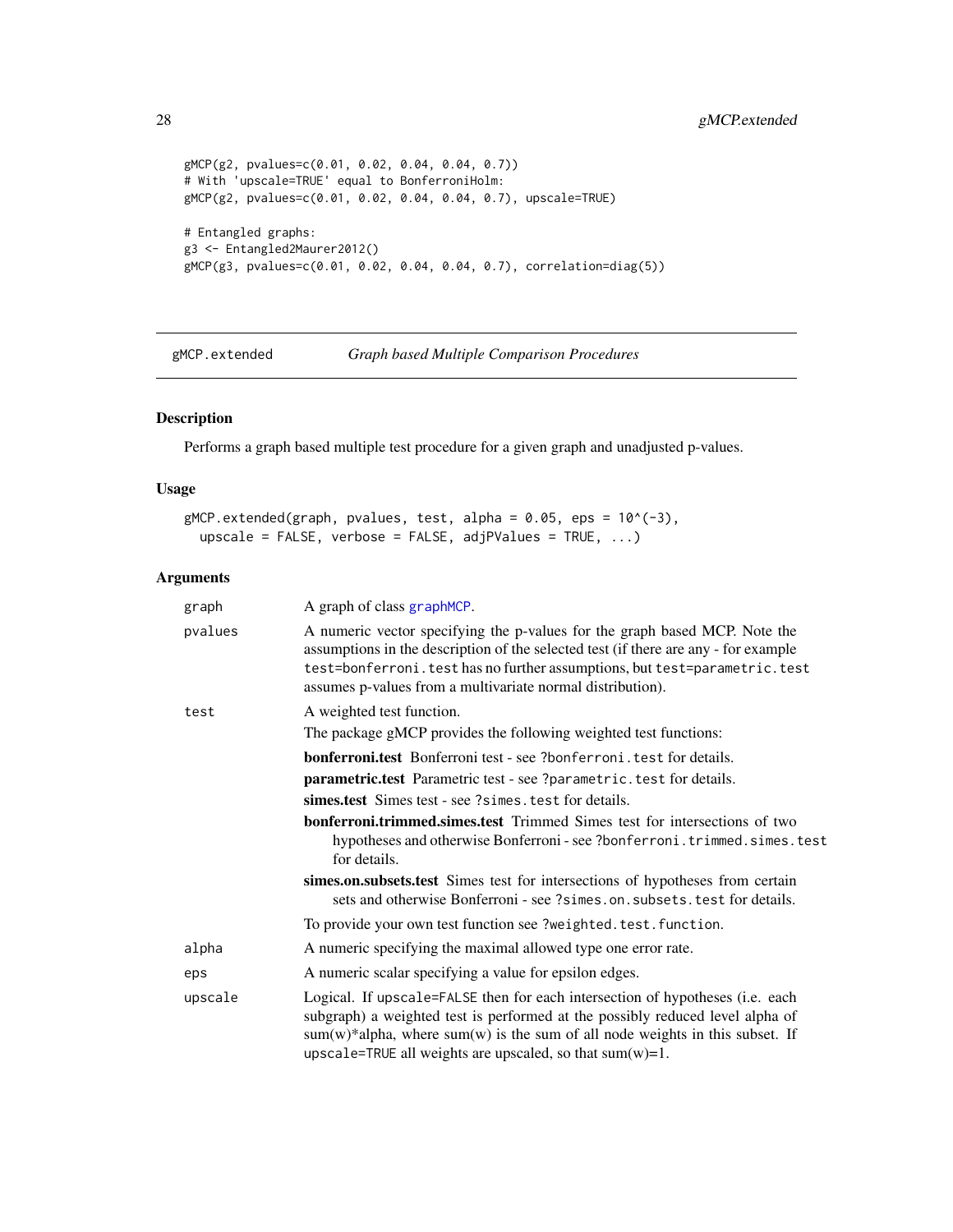```
gMCP(g2, pvalues=c(0.01, 0.02, 0.04, 0.04, 0.7))
# With 'upscale=TRUE' equal to BonferroniHolm:
gMCP(g2, pvalues=c(0.01, 0.02, 0.04, 0.04, 0.7), upscale=TRUE)

# Entangled graphs:
g3 <- Entangled2Maurer2012()
gMCP(g3, pvalues=c(0.01, 0.02, 0.04, 0.04, 0.7), correlation=diag(5))
```

## gMCP.extended — *Graph based Multiple Comparison Procedures*

### Description

Performs a graph based multiple test procedure for a given graph and unadjusted p-values.

### Usage

```
gMCP.extended(graph, pvalues, test, alpha = 0.05, eps = 10^(-3),
  upscale = FALSE, verbose = FALSE, adjPValues = TRUE, ...)
```

### Arguments

`graph` A graph of class graphMCP.

`pvalues` A numeric vector specifying the p-values for the graph based MCP. Note the assumptions in the description of the selected test (if there are any - for example `test=bonferroni.test` has no further assumptions, but `test=parametric.test` assumes p-values from a multivariate normal distribution).

`test` A weighted test function.

The package gMCP provides the following weighted test functions:

- **bonferroni.test** Bonferroni test - see `?bonferroni.test` for details.
- **parametric.test** Parametric test - see `?parametric.test` for details.
- **simes.test** Simes test - see `?simes.test` for details.
- **bonferroni.trimmed.simes.test** Trimmed Simes test for intersections of two hypotheses and otherwise Bonferroni - see `?bonferroni.trimmed.simes.test` for details.
- **simes.on.subsets.test** Simes test for intersections of hypotheses from certain sets and otherwise Bonferroni - see `?simes.on.subsets.test` for details.

To provide your own test function see `?weighted.test.function`.

`alpha` A numeric specifying the maximal allowed type one error rate.

`eps` A numeric scalar specifying a value for epsilon edges.

`upscale` Logical. If `upscale=FALSE` then for each intersection of hypotheses (i.e. each subgraph) a weighted test is performed at the possibly reduced level alpha of sum(w)*alpha, where sum(w) is the sum of all node weights in this subset. If `upscale=TRUE` all weights are upscaled, so that sum(w)=1.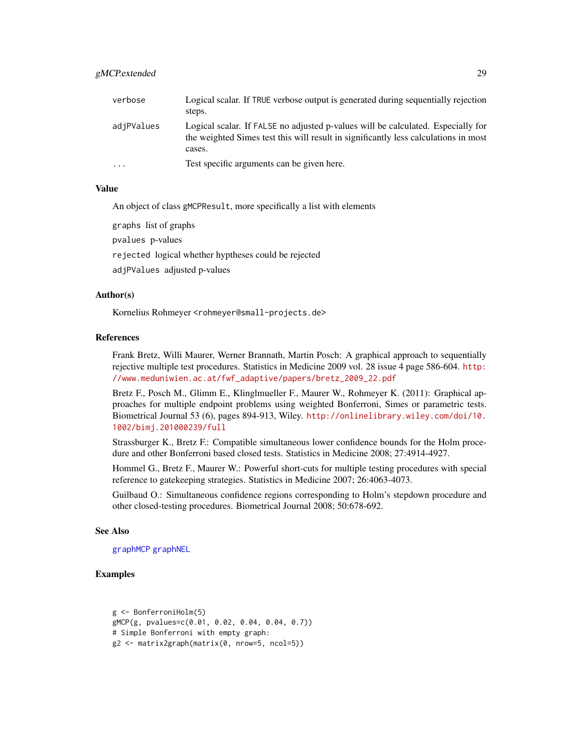| | |
|---|---|
| verbose | Logical scalar. If TRUE verbose output is generated during sequentially rejection steps. |
| adjPValues | Logical scalar. If FALSE no adjusted p-values will be calculated. Especially for the weighted Simes test this will result in significantly less calculations in most cases. |
| ... | Test specific arguments can be given here. |

### Value

An object of class gMCPResult, more specifically a list with elements

graphs list of graphs

pvalues p-values

rejected logical whether hyptheses could be rejected

adjPValues adjusted p-values

### Author(s)

Kornelius Rohmeyer <rohmeyer@small-projects.de>

### References

Frank Bretz, Willi Maurer, Werner Brannath, Martin Posch: A graphical approach to sequentially rejective multiple test procedures. Statistics in Medicine 2009 vol. 28 issue 4 page 586-604. http://www.meduniwien.ac.at/fwf_adaptive/papers/bretz_2009_22.pdf

Bretz F., Posch M., Glimm E., Klinglmueller F., Maurer W., Rohmeyer K. (2011): Graphical approaches for multiple endpoint problems using weighted Bonferroni, Simes or parametric tests. Biometrical Journal 53 (6), pages 894-913, Wiley. http://onlinelibrary.wiley.com/doi/10.1002/bimj.201000239/full

Strassburger K., Bretz F.: Compatible simultaneous lower confidence bounds for the Holm procedure and other Bonferroni based closed tests. Statistics in Medicine 2008; 27:4914-4927.

Hommel G., Bretz F., Maurer W.: Powerful short-cuts for multiple testing procedures with special reference to gatekeeping strategies. Statistics in Medicine 2007; 26:4063-4073.

Guilbaud O.: Simultaneous confidence regions corresponding to Holm's stepdown procedure and other closed-testing procedures. Biometrical Journal 2008; 50:678-692.

### See Also

graphMCP graphNEL

### Examples

```
g <- BonferroniHolm(5)
gMCP(g, pvalues=c(0.01, 0.02, 0.04, 0.04, 0.7))
# Simple Bonferroni with empty graph:
g2 <- matrix2graph(matrix(0, nrow=5, ncol=5))
```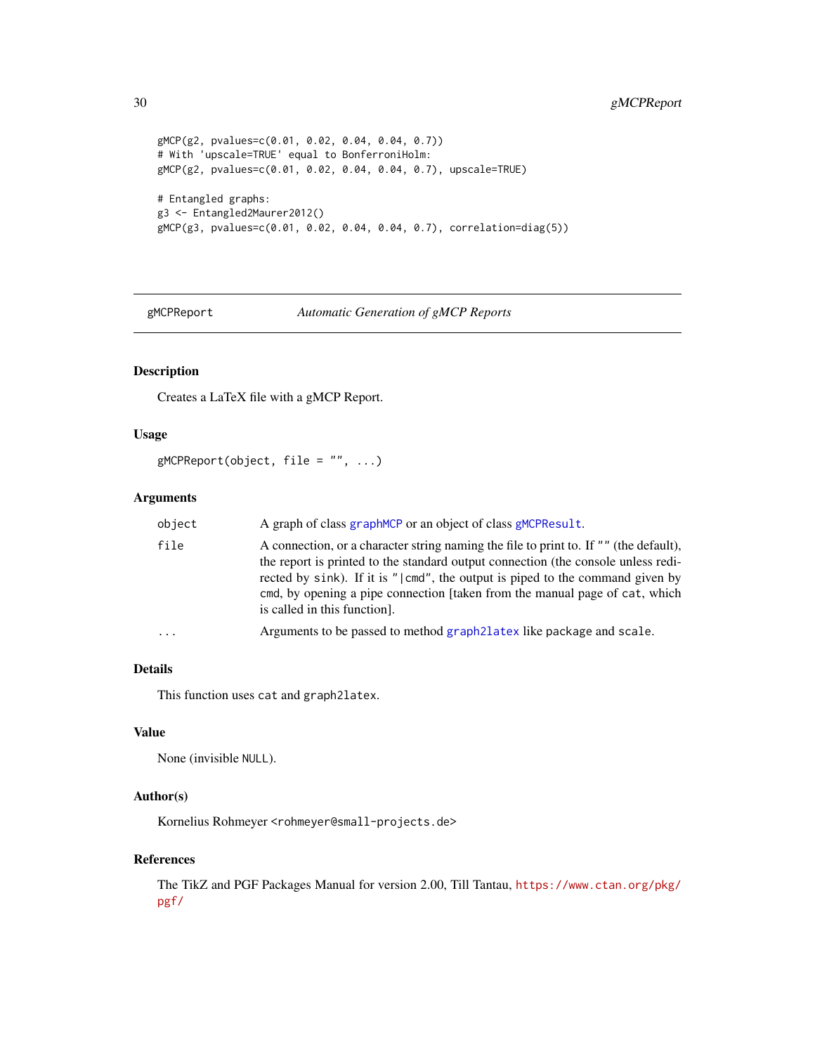```
gMCP(g2, pvalues=c(0.01, 0.02, 0.04, 0.04, 0.7))
# With 'upscale=TRUE' equal to BonferroniHolm:
gMCP(g2, pvalues=c(0.01, 0.02, 0.04, 0.04, 0.7), upscale=TRUE)

# Entangled graphs:
g3 <- Entangled2Maurer2012()
gMCP(g3, pvalues=c(0.01, 0.02, 0.04, 0.04, 0.7), correlation=diag(5))
```

---

## gMCPReport *Automatic Generation of gMCP Reports*

---

### Description

Creates a LaTeX file with a gMCP Report.

### Usage

```
gMCPReport(object, file = "", ...)
```

### Arguments

| | |
|---|---|
| object | A graph of class `graphMCP` or an object of class `gMCPResult`. |
| file | A connection, or a character string naming the file to print to. If `""` (the default), the report is printed to the standard output connection (the console unless redirected by `sink`). If it is `"|cmd"`, the output is piped to the command given by `cmd`, by opening a pipe connection [taken from the manual page of `cat`, which is called in this function]. |
| ... | Arguments to be passed to method `graph2latex` like `package` and `scale`. |

### Details

This function uses `cat` and `graph2latex`.

### Value

None (invisible `NULL`).

### Author(s)

Kornelius Rohmeyer <rohmeyer@small-projects.de>

### References

The TikZ and PGF Packages Manual for version 2.00, Till Tantau, https://www.ctan.org/pkg/pgf/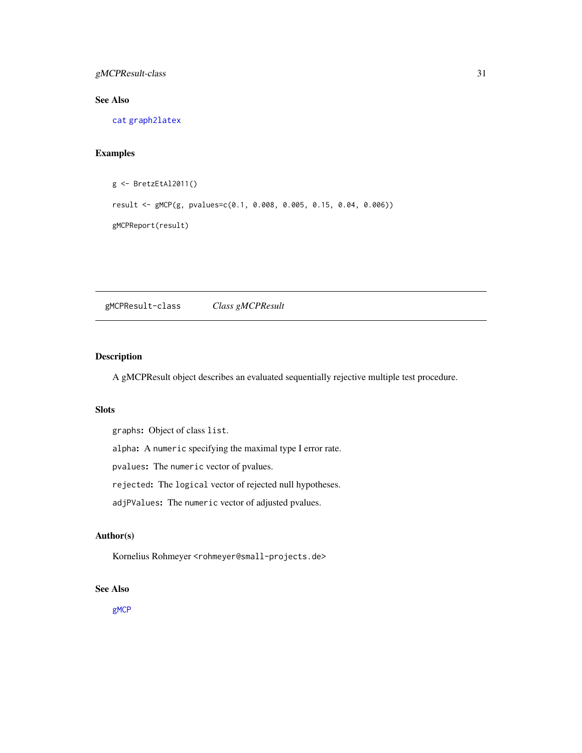## See Also

`cat` `graph2latex`

## Examples

```
g <- BretzEtAl2011()

result <- gMCP(g, pvalues=c(0.1, 0.008, 0.005, 0.15, 0.04, 0.006))

gMCPReport(result)
```

---

# gMCPResult-class    *Class gMCPResult*

---

## Description

A gMCPResult object describes an evaluated sequentially rejective multiple test procedure.

## Slots

`graphs`**:** Object of class `list`.

`alpha`**:** A `numeric` specifying the maximal type I error rate.

`pvalues`**:** The `numeric` vector of pvalues.

`rejected`**:** The `logical` vector of rejected null hypotheses.

`adjPValues`**:** The `numeric` vector of adjusted pvalues.

## Author(s)

Kornelius Rohmeyer <rohmeyer@small-projects.de>

## See Also

`gMCP`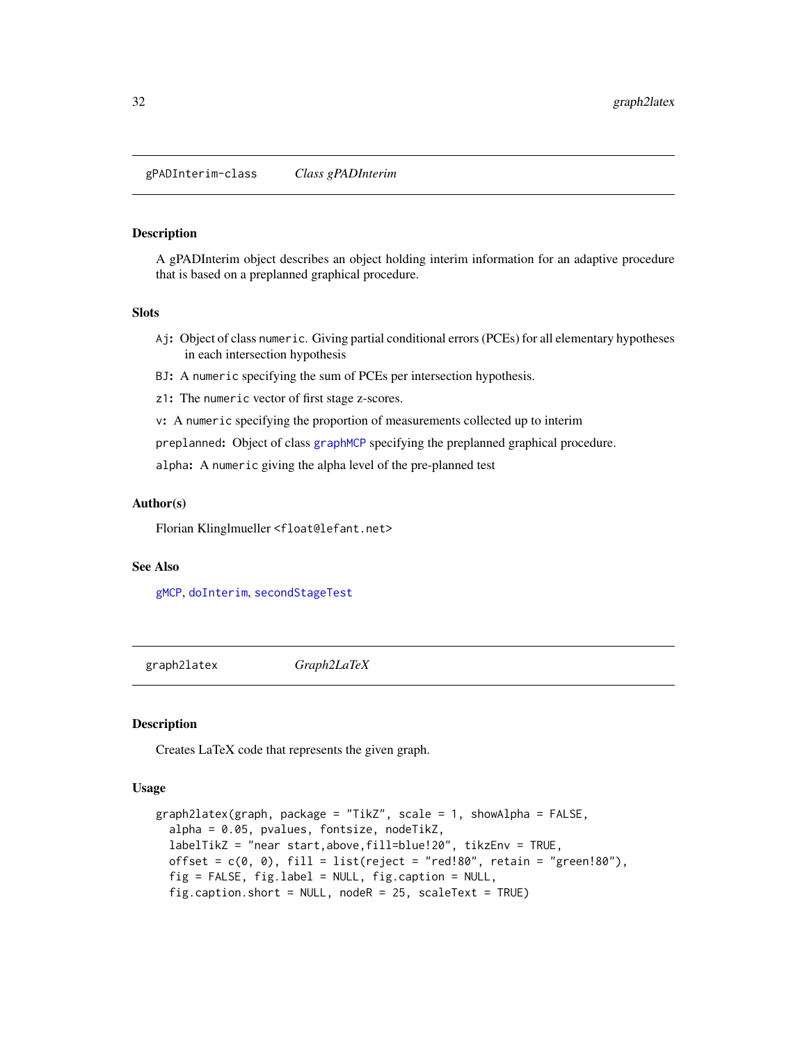gPADInterim-class    *Class gPADInterim*

## Description

A gPADInterim object describes an object holding interim information for an adaptive procedure that is based on a preplanned graphical procedure.

## Slots

`Aj`: Object of class `numeric`. Giving partial conditional errors (PCEs) for all elementary hypotheses in each intersection hypothesis

`BJ`: A `numeric` specifying the sum of PCEs per intersection hypothesis.

`z1`: The `numeric` vector of first stage z-scores.

`v`: A `numeric` specifying the proportion of measurements collected up to interim

`preplanned`: Object of class `graphMCP` specifying the preplanned graphical procedure.

`alpha`: A `numeric` giving the alpha level of the pre-planned test

## Author(s)

Florian Klinglmueller <float@lefant.net>

## See Also

`gMCP`, `doInterim`, `secondStageTest`

---

graph2latex    *Graph2LaTeX*

## Description

Creates LaTeX code that represents the given graph.

## Usage

```
graph2latex(graph, package = "TikZ", scale = 1, showAlpha = FALSE,
  alpha = 0.05, pvalues, fontsize, nodeTikZ,
  labelTikZ = "near start,above,fill=blue!20", tikzEnv = TRUE,
  offset = c(0, 0), fill = list(reject = "red!80", retain = "green!80"),
  fig = FALSE, fig.label = NULL, fig.caption = NULL,
  fig.caption.short = NULL, nodeR = 25, scaleText = TRUE)
```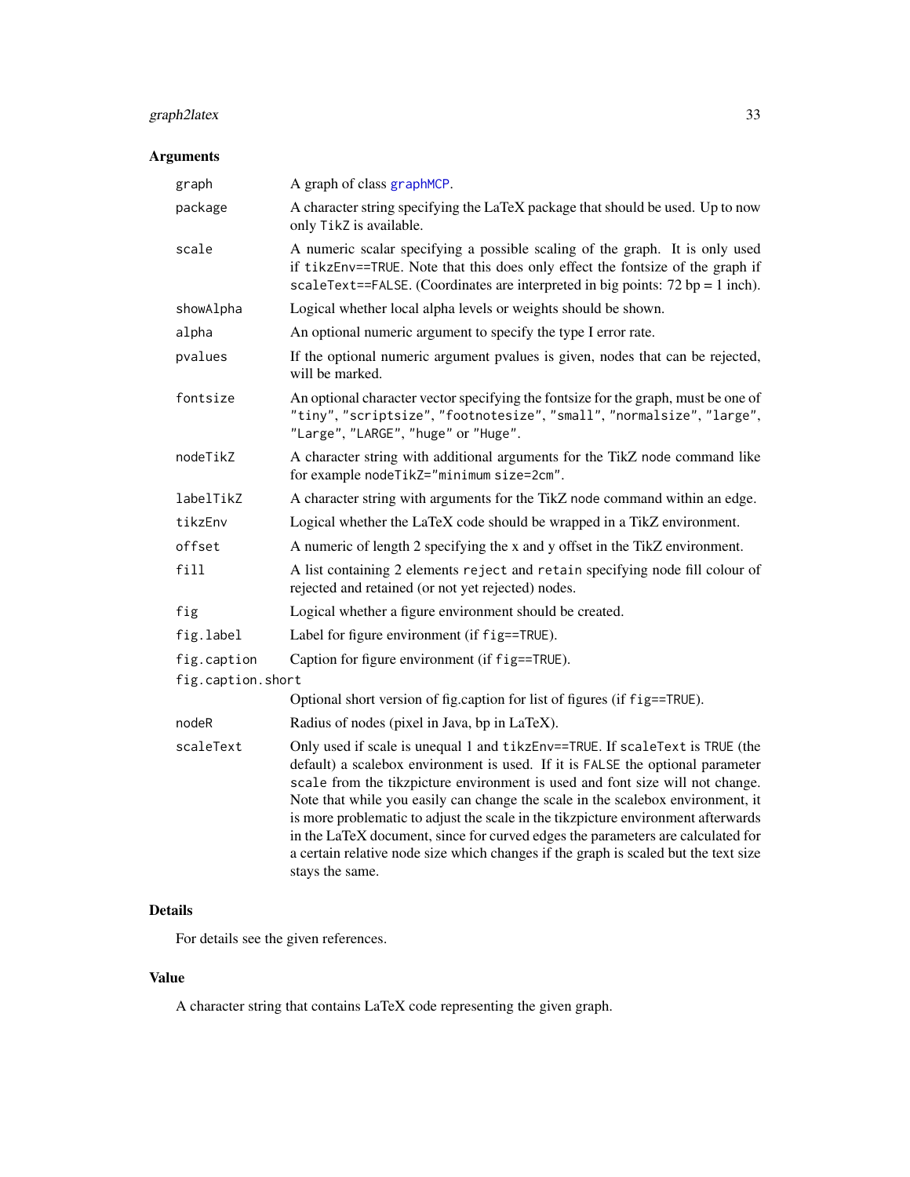## Arguments

| | |
|---|---|
| `graph` | A graph of class `graphMCP`. |
| `package` | A character string specifying the LaTeX package that should be used. Up to now only `TikZ` is available. |
| `scale` | A numeric scalar specifying a possible scaling of the graph. It is only used if `tikzEnv==TRUE`. Note that this does only effect the fontsize of the graph if `scaleText==FALSE`. (Coordinates are interpreted in big points: 72 bp = 1 inch). |
| `showAlpha` | Logical whether local alpha levels or weights should be shown. |
| `alpha` | An optional numeric argument to specify the type I error rate. |
| `pvalues` | If the optional numeric argument pvalues is given, nodes that can be rejected, will be marked. |
| `fontsize` | An optional character vector specifying the fontsize for the graph, must be one of `"tiny"`, `"scriptsize"`, `"footnotesize"`, `"small"`, `"normalsize"`, `"large"`, `"Large"`, `"LARGE"`, `"huge"` or `"Huge"`. |
| `nodeTikZ` | A character string with additional arguments for the TikZ `node` command like for example `nodeTikZ="minimum size=2cm"`. |
| `labelTikZ` | A character string with arguments for the TikZ `node` command within an edge. |
| `tikzEnv` | Logical whether the LaTeX code should be wrapped in a TikZ environment. |
| `offset` | A numeric of length 2 specifying the x and y offset in the TikZ environment. |
| `fill` | A list containing 2 elements `reject` and `retain` specifying node fill colour of rejected and retained (or not yet rejected) nodes. |
| `fig` | Logical whether a figure environment should be created. |
| `fig.label` | Label for figure environment (if `fig==TRUE`). |
| `fig.caption` | Caption for figure environment (if `fig==TRUE`). |
| `fig.caption.short` | Optional short version of fig.caption for list of figures (if `fig==TRUE`). |
| `nodeR` | Radius of nodes (pixel in Java, bp in LaTeX). |
| `scaleText` | Only used if scale is unequal 1 and `tikzEnv==TRUE`. If `scaleText` is `TRUE` (the default) a scalebox environment is used. If it is `FALSE` the optional parameter `scale` from the tikzpicture environment is used and font size will not change. Note that while you easily can change the scale in the scalebox environment, it is more problematic to adjust the scale in the tikzpicture environment afterwards in the LaTeX document, since for curved edges the parameters are calculated for a certain relative node size which changes if the graph is scaled but the text size stays the same. |

## Details

For details see the given references.

## Value

A character string that contains LaTeX code representing the given graph.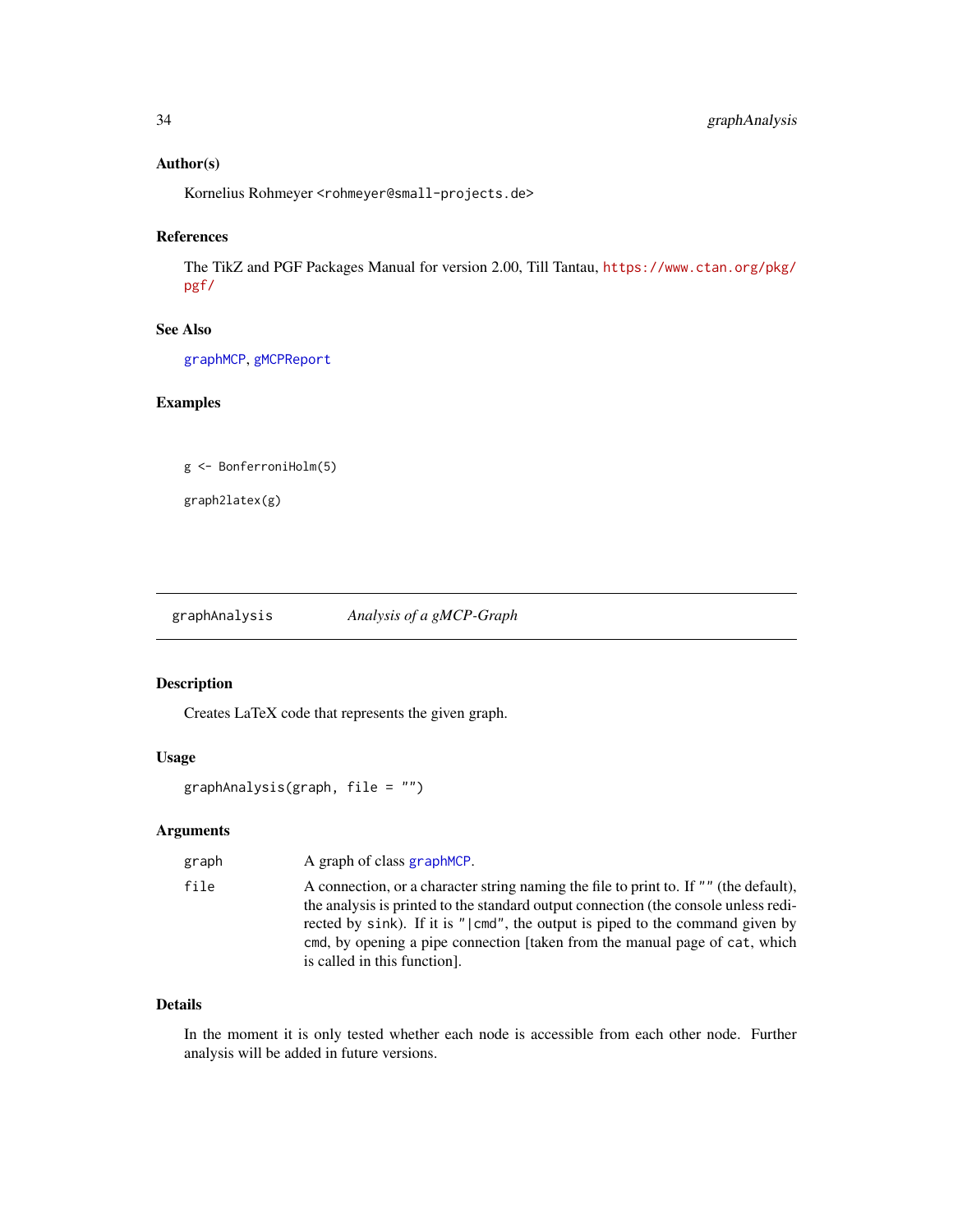### Author(s)

Kornelius Rohmeyer <rohmeyer@small-projects.de>

### References

The TikZ and PGF Packages Manual for version 2.00, Till Tantau, https://www.ctan.org/pkg/pgf/

### See Also

graphMCP, gMCPReport

### Examples

```
g <- BonferroniHolm(5)

graph2latex(g)
```

---

## graphAnalysis *Analysis of a gMCP-Graph*

---

### Description

Creates LaTeX code that represents the given graph.

### Usage

```
graphAnalysis(graph, file = "")
```

### Arguments

| | |
|---|---|
| graph | A graph of class graphMCP. |
| file | A connection, or a character string naming the file to print to. If "" (the default), the analysis is printed to the standard output connection (the console unless redirected by sink). If it is "\|cmd", the output is piped to the command given by cmd, by opening a pipe connection [taken from the manual page of cat, which is called in this function]. |

### Details

In the moment it is only tested whether each node is accessible from each other node. Further analysis will be added in future versions.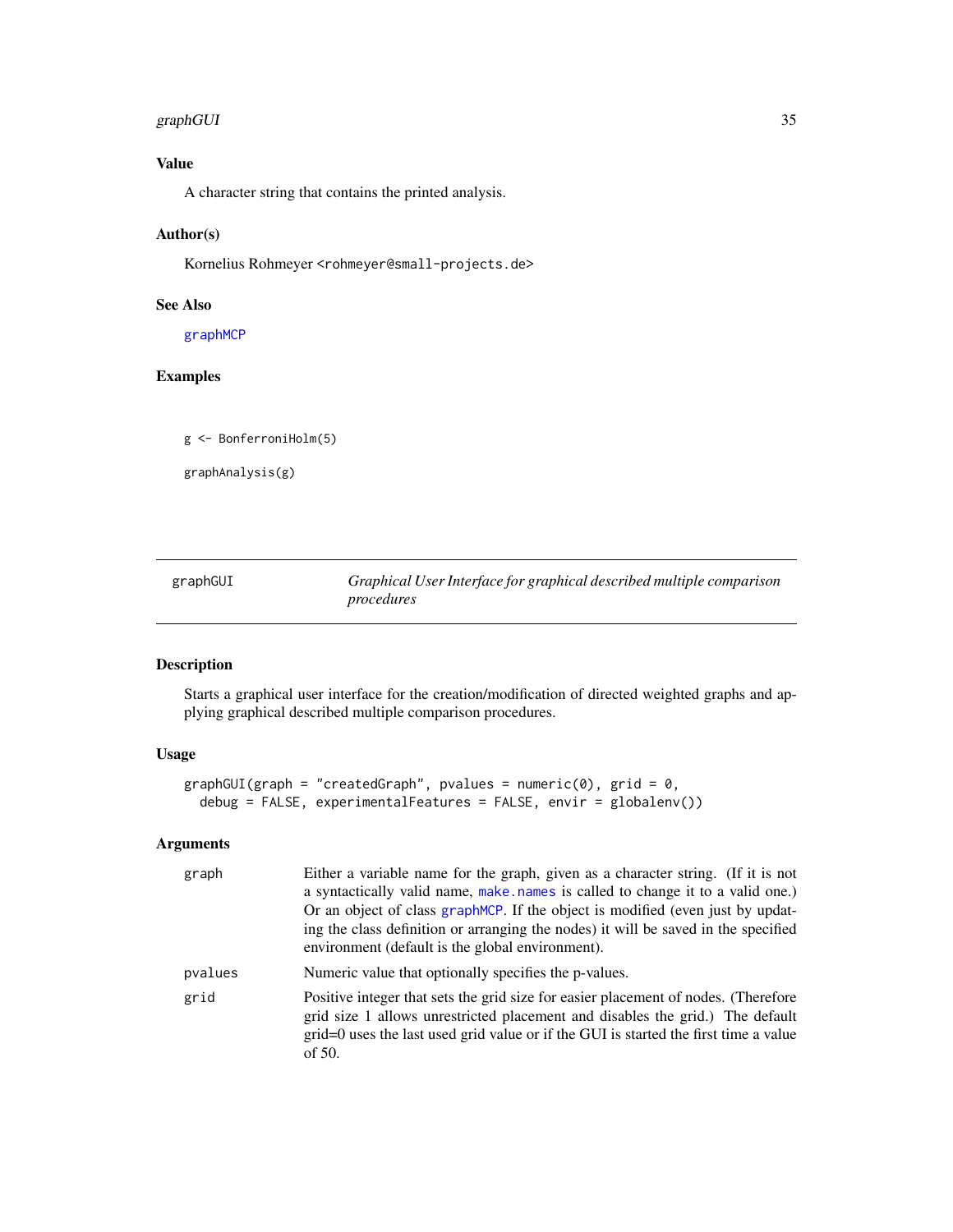## Value

A character string that contains the printed analysis.

## Author(s)

Kornelius Rohmeyer <rohmeyer@small-projects.de>

## See Also

graphMCP

## Examples

```
g <- BonferroniHolm(5)

graphAnalysis(g)
```

---

# graphGUI — *Graphical User Interface for graphical described multiple comparison procedures*

## Description

Starts a graphical user interface for the creation/modification of directed weighted graphs and applying graphical described multiple comparison procedures.

## Usage

```
graphGUI(graph = "createdGraph", pvalues = numeric(0), grid = 0,
  debug = FALSE, experimentalFeatures = FALSE, envir = globalenv())
```

## Arguments

| | |
|---|---|
| graph | Either a variable name for the graph, given as a character string. (If it is not a syntactically valid name, make.names is called to change it to a valid one.) Or an object of class graphMCP. If the object is modified (even just by updating the class definition or arranging the nodes) it will be saved in the specified environment (default is the global environment). |
| pvalues | Numeric value that optionally specifies the p-values. |
| grid | Positive integer that sets the grid size for easier placement of nodes. (Therefore grid size 1 allows unrestricted placement and disables the grid.) The default grid=0 uses the last used grid value or if the GUI is started the first time a value of 50. |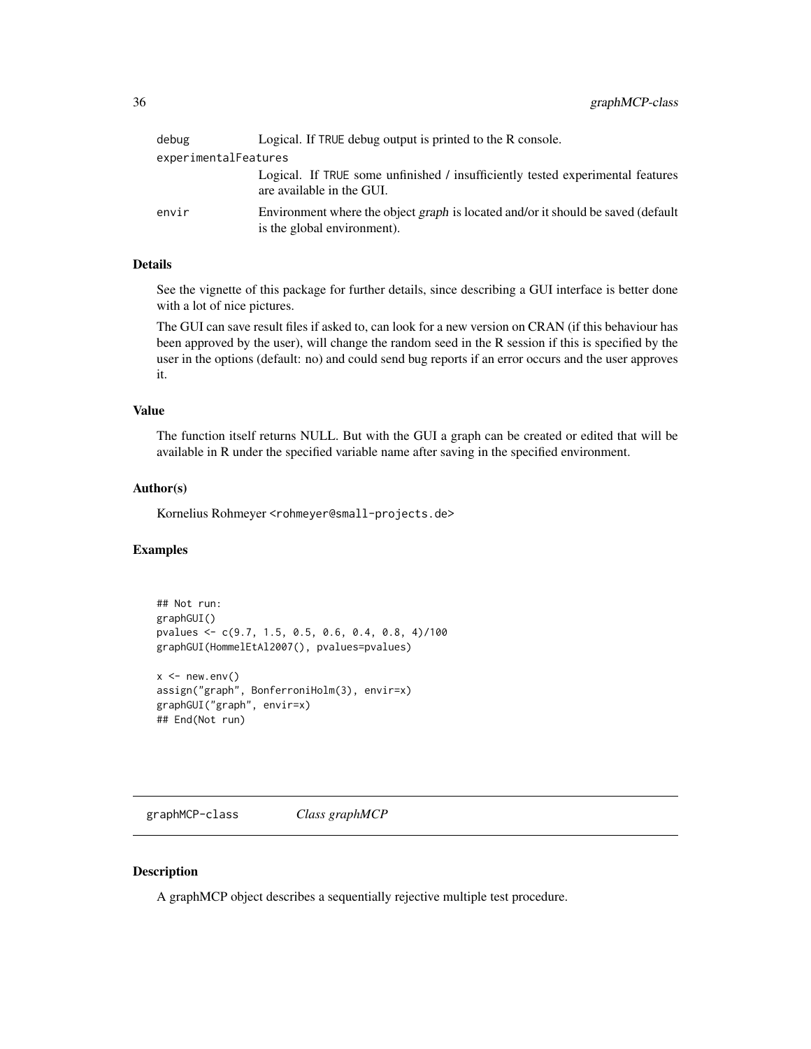debug
: Logical. If TRUE debug output is printed to the R console.

experimentalFeatures
: Logical. If TRUE some unfinished / insufficiently tested experimental features are available in the GUI.

envir
: Environment where the object *graph* is located and/or it should be saved (default is the global environment).

### Details

See the vignette of this package for further details, since describing a GUI interface is better done with a lot of nice pictures.

The GUI can save result files if asked to, can look for a new version on CRAN (if this behaviour has been approved by the user), will change the random seed in the R session if this is specified by the user in the options (default: no) and could send bug reports if an error occurs and the user approves it.

### Value

The function itself returns NULL. But with the GUI a graph can be created or edited that will be available in R under the specified variable name after saving in the specified environment.

### Author(s)

Kornelius Rohmeyer <rohmeyer@small-projects.de>

### Examples

```
## Not run:
graphGUI()
pvalues <- c(9.7, 1.5, 0.5, 0.6, 0.4, 0.8, 4)/100
graphGUI(HommelEtAl2007(), pvalues=pvalues)

x <- new.env()
assign("graph", BonferroniHolm(3), envir=x)
graphGUI("graph", envir=x)
## End(Not run)
```

## graphMCP-class *Class graphMCP*

### Description

A graphMCP object describes a sequentially rejective multiple test procedure.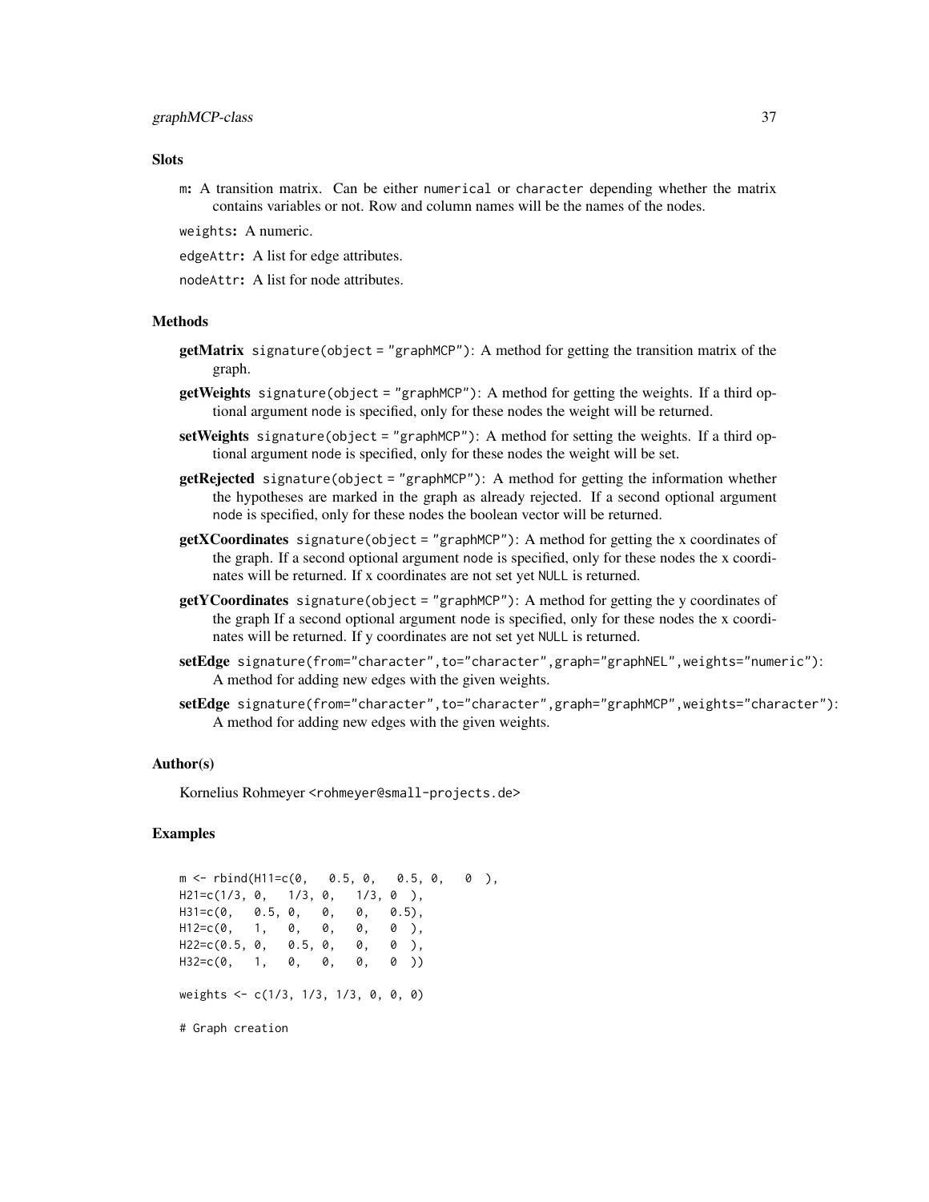### Slots

m: A transition matrix. Can be either numerical or character depending whether the matrix contains variables or not. Row and column names will be the names of the nodes.

weights: A numeric.

edgeAttr: A list for edge attributes.

nodeAttr: A list for node attributes.

### Methods

**getMatrix** signature(object = "graphMCP"): A method for getting the transition matrix of the graph.

**getWeights** signature(object = "graphMCP"): A method for getting the weights. If a third optional argument node is specified, only for these nodes the weight will be returned.

**setWeights** signature(object = "graphMCP"): A method for setting the weights. If a third optional argument node is specified, only for these nodes the weight will be set.

**getRejected** signature(object = "graphMCP"): A method for getting the information whether the hypotheses are marked in the graph as already rejected. If a second optional argument node is specified, only for these nodes the boolean vector will be returned.

**getXCoordinates** signature(object = "graphMCP"): A method for getting the x coordinates of the graph. If a second optional argument node is specified, only for these nodes the x coordinates will be returned. If x coordinates are not set yet NULL is returned.

**getYCoordinates** signature(object = "graphMCP"): A method for getting the y coordinates of the graph If a second optional argument node is specified, only for these nodes the x coordinates will be returned. If y coordinates are not set yet NULL is returned.

**setEdge** signature(from="character",to="character",graph="graphNEL",weights="numeric"): A method for adding new edges with the given weights.

**setEdge** signature(from="character",to="character",graph="graphMCP",weights="character"): A method for adding new edges with the given weights.

### Author(s)

Kornelius Rohmeyer <rohmeyer@small-projects.de>

### Examples

```
m <- rbind(H11=c(0,   0.5, 0,   0.5, 0,   0  ),
H21=c(1/3, 0,   1/3, 0,   1/3, 0  ),
H31=c(0,   0.5, 0,   0,   0,   0.5),
H12=c(0,   1,   0,   0,   0,   0  ),
H22=c(0.5, 0,   0.5, 0,   0,   0  ),
H32=c(0,   1,   0,   0,   0,   0  ))

weights <- c(1/3, 1/3, 1/3, 0, 0, 0)

# Graph creation
```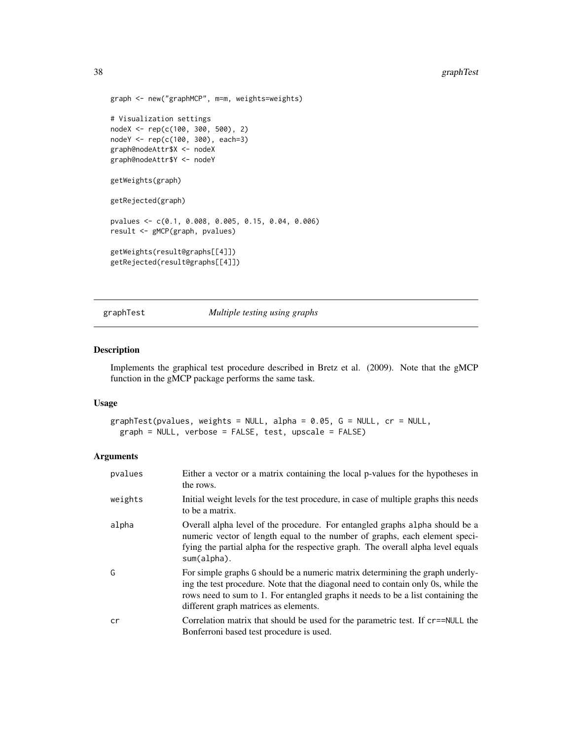```
graph <- new("graphMCP", m=m, weights=weights)

# Visualization settings
nodeX <- rep(c(100, 300, 500), 2)
nodeY <- rep(c(100, 300), each=3)
graph@nodeAttr$X <- nodeX
graph@nodeAttr$Y <- nodeY

getWeights(graph)

getRejected(graph)

pvalues <- c(0.1, 0.008, 0.005, 0.15, 0.04, 0.006)
result <- gMCP(graph, pvalues)

getWeights(result@graphs[[4]])
getRejected(result@graphs[[4]])
```

## graphTest *Multiple testing using graphs*

### Description

Implements the graphical test procedure described in Bretz et al. (2009). Note that the gMCP function in the gMCP package performs the same task.

### Usage

```
graphTest(pvalues, weights = NULL, alpha = 0.05, G = NULL, cr = NULL,
  graph = NULL, verbose = FALSE, test, upscale = FALSE)
```

### Arguments

| | |
|---|---|
| pvalues | Either a vector or a matrix containing the local p-values for the hypotheses in the rows. |
| weights | Initial weight levels for the test procedure, in case of multiple graphs this needs to be a matrix. |
| alpha | Overall alpha level of the procedure. For entangled graphs `alpha` should be a numeric vector of length equal to the number of graphs, each element specifying the partial alpha for the respective graph. The overall alpha level equals `sum(alpha)`. |
| G | For simple graphs `G` should be a numeric matrix determining the graph underlying the test procedure. Note that the diagonal need to contain only 0s, while the rows need to sum to 1. For entangled graphs it needs to be a list containing the different graph matrices as elements. |
| cr | Correlation matrix that should be used for the parametric test. If `cr==NULL` the Bonferroni based test procedure is used. |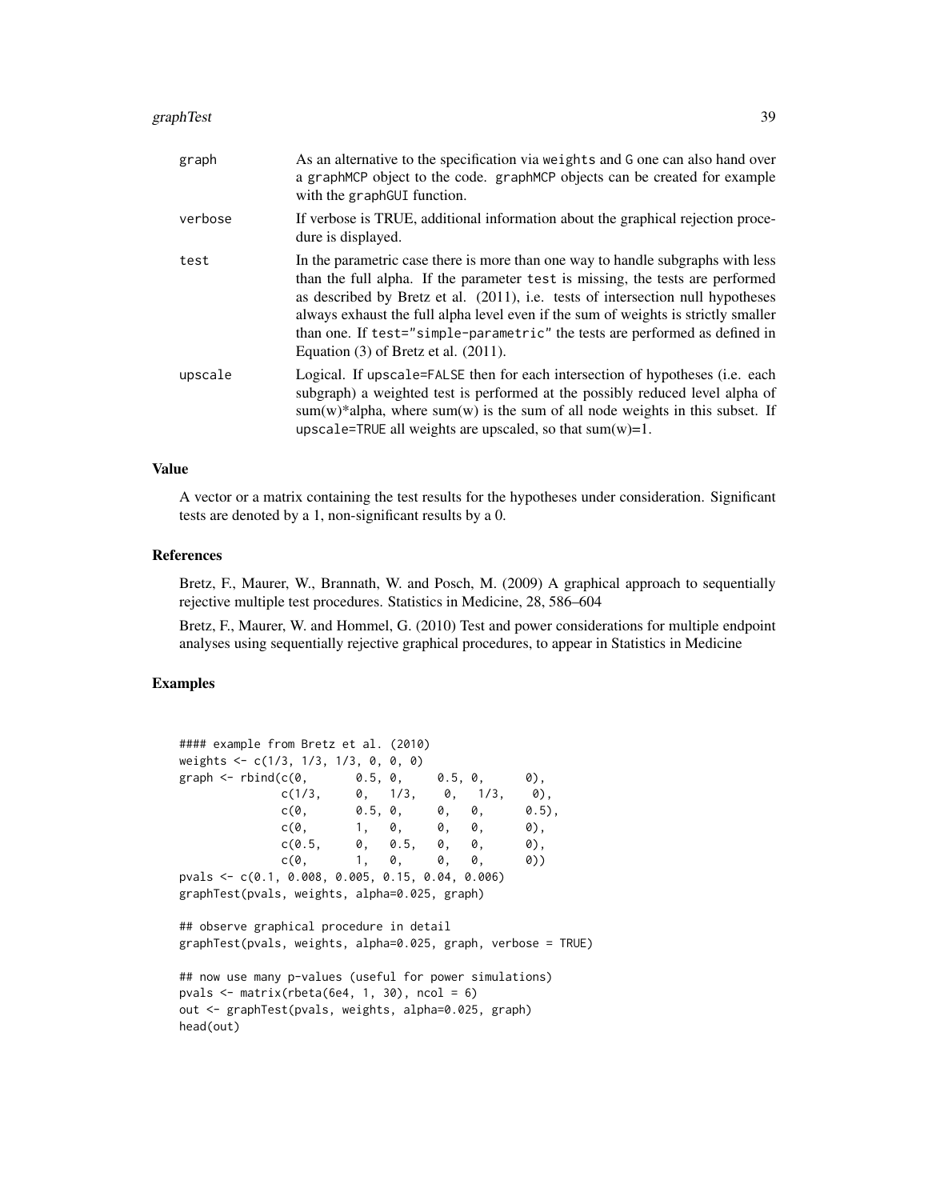| | |
|---|---|
| graph | As an alternative to the specification via weights and G one can also hand over a graphMCP object to the code. graphMCP objects can be created for example with the graphGUI function. |
| verbose | If verbose is TRUE, additional information about the graphical rejection procedure is displayed. |
| test | In the parametric case there is more than one way to handle subgraphs with less than the full alpha. If the parameter test is missing, the tests are performed as described by Bretz et al. (2011), i.e. tests of intersection null hypotheses always exhaust the full alpha level even if the sum of weights is strictly smaller than one. If test="simple-parametric" the tests are performed as defined in Equation (3) of Bretz et al. (2011). |
| upscale | Logical. If upscale=FALSE then for each intersection of hypotheses (i.e. each subgraph) a weighted test is performed at the possibly reduced level alpha of sum(w)*alpha, where sum(w) is the sum of all node weights in this subset. If upscale=TRUE all weights are upscaled, so that sum(w)=1. |

## Value

A vector or a matrix containing the test results for the hypotheses under consideration. Significant tests are denoted by a 1, non-significant results by a 0.

## References

Bretz, F., Maurer, W., Brannath, W. and Posch, M. (2009) A graphical approach to sequentially rejective multiple test procedures. Statistics in Medicine, 28, 586–604

Bretz, F., Maurer, W. and Hommel, G. (2010) Test and power considerations for multiple endpoint analyses using sequentially rejective graphical procedures, to appear in Statistics in Medicine

## Examples

```
#### example from Bretz et al. (2010)
weights <- c(1/3, 1/3, 1/3, 0, 0, 0)
graph <- rbind(c(0,       0.5, 0,     0.5, 0,      0),
               c(1/3,     0,   1/3,    0,   1/3,    0),
               c(0,       0.5, 0,     0,   0,      0.5),
               c(0,       1,   0,     0,   0,      0),
               c(0.5,     0,   0.5,   0,   0,      0),
               c(0,       1,   0,     0,   0,      0))
pvals <- c(0.1, 0.008, 0.005, 0.15, 0.04, 0.006)
graphTest(pvals, weights, alpha=0.025, graph)

## observe graphical procedure in detail
graphTest(pvals, weights, alpha=0.025, graph, verbose = TRUE)

## now use many p-values (useful for power simulations)
pvals <- matrix(rbeta(6e4, 1, 30), ncol = 6)
out <- graphTest(pvals, weights, alpha=0.025, graph)
head(out)
```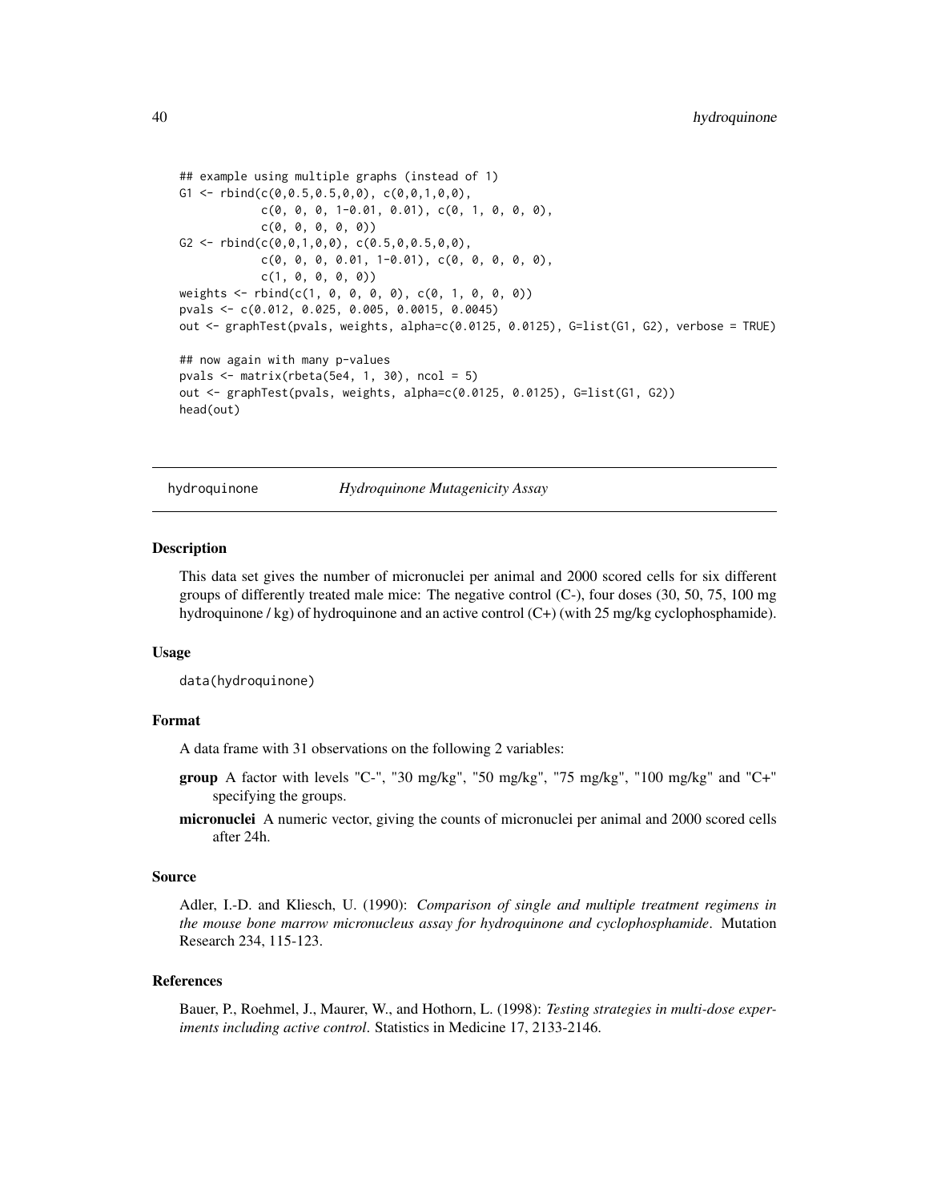```
## example using multiple graphs (instead of 1)
G1 <- rbind(c(0,0.5,0.5,0,0), c(0,0,1,0,0),
            c(0, 0, 0, 1-0.01, 0.01), c(0, 1, 0, 0, 0),
            c(0, 0, 0, 0, 0))
G2 <- rbind(c(0,0,1,0,0), c(0.5,0,0.5,0,0),
            c(0, 0, 0, 0.01, 1-0.01), c(0, 0, 0, 0, 0),
            c(1, 0, 0, 0, 0))
weights <- rbind(c(1, 0, 0, 0, 0), c(0, 1, 0, 0, 0))
pvals <- c(0.012, 0.025, 0.005, 0.0015, 0.0045)
out <- graphTest(pvals, weights, alpha=c(0.0125, 0.0125), G=list(G1, G2), verbose = TRUE)

## now again with many p-values
pvals <- matrix(rbeta(5e4, 1, 30), ncol = 5)
out <- graphTest(pvals, weights, alpha=c(0.0125, 0.0125), G=list(G1, G2))
head(out)
```

---

# hydroquinone — *Hydroquinone Mutagenicity Assay*

## Description

This data set gives the number of micronuclei per animal and 2000 scored cells for six different groups of differently treated male mice: The negative control (C-), four doses (30, 50, 75, 100 mg hydroquinone / kg) of hydroquinone and an active control (C+) (with 25 mg/kg cyclophosphamide).

## Usage

```
data(hydroquinone)
```

## Format

A data frame with 31 observations on the following 2 variables:

**group** A factor with levels "C-", "30 mg/kg", "50 mg/kg", "75 mg/kg", "100 mg/kg" and "C+" specifying the groups.

**micronuclei** A numeric vector, giving the counts of micronuclei per animal and 2000 scored cells after 24h.

## Source

Adler, I.-D. and Kliesch, U. (1990): *Comparison of single and multiple treatment regimens in the mouse bone marrow micronucleus assay for hydroquinone and cyclophosphamide*. Mutation Research 234, 115-123.

## References

Bauer, P., Roehmel, J., Maurer, W., and Hothorn, L. (1998): *Testing strategies in multi-dose experiments including active control*. Statistics in Medicine 17, 2133-2146.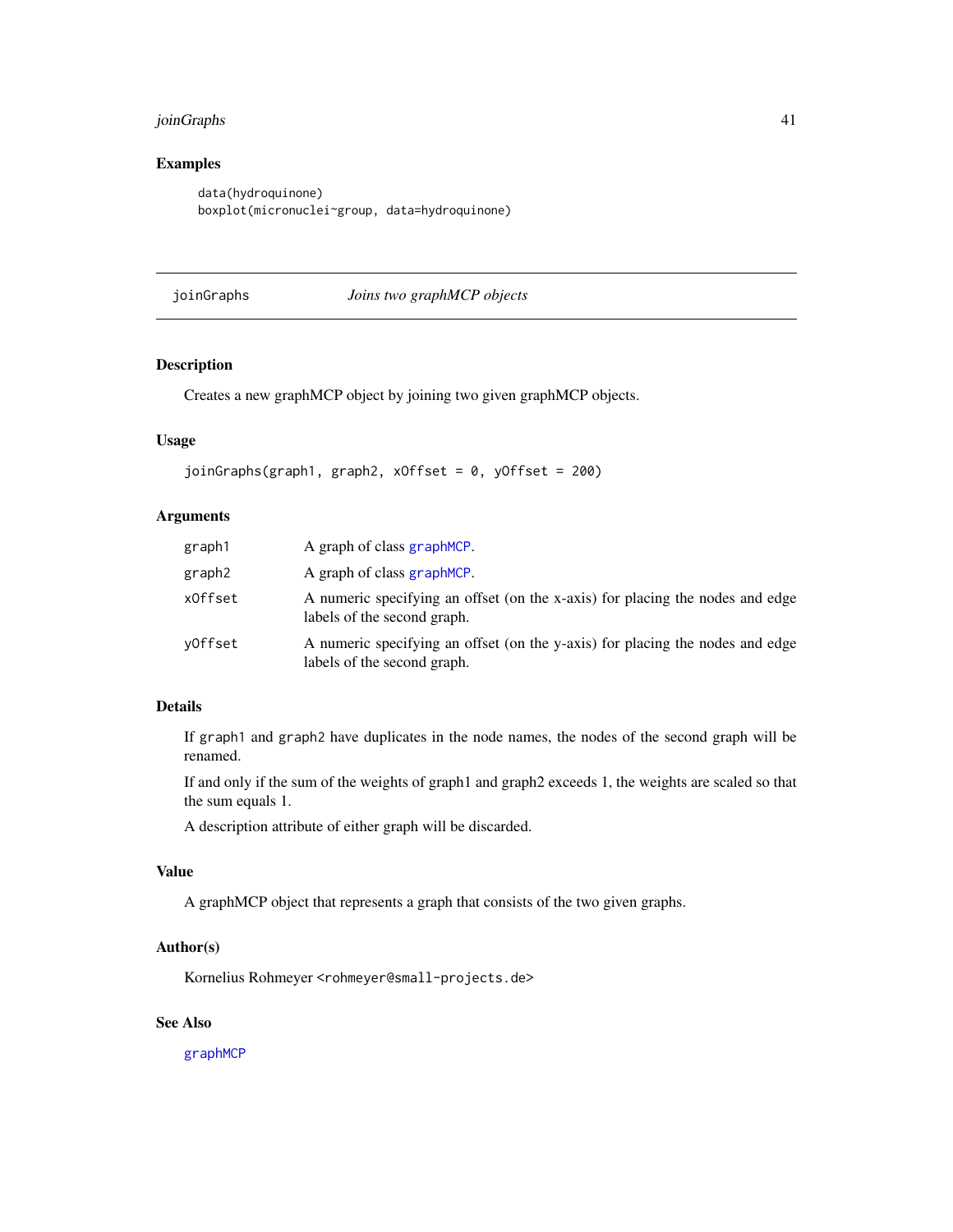## Examples

```
data(hydroquinone)
boxplot(micronuclei~group, data=hydroquinone)
```

---

# joinGraphs *Joins two graphMCP objects*

---

### Description

Creates a new graphMCP object by joining two given graphMCP objects.

### Usage

```
joinGraphs(graph1, graph2, xOffset = 0, yOffset = 200)
```

### Arguments

| | |
|---|---|
| graph1 | A graph of class graphMCP. |
| graph2 | A graph of class graphMCP. |
| xOffset | A numeric specifying an offset (on the x-axis) for placing the nodes and edge labels of the second graph. |
| yOffset | A numeric specifying an offset (on the y-axis) for placing the nodes and edge labels of the second graph. |

### Details

If graph1 and graph2 have duplicates in the node names, the nodes of the second graph will be renamed.

If and only if the sum of the weights of graph1 and graph2 exceeds 1, the weights are scaled so that the sum equals 1.

A description attribute of either graph will be discarded.

### Value

A graphMCP object that represents a graph that consists of the two given graphs.

### Author(s)

Kornelius Rohmeyer <rohmeyer@small-projects.de>

### See Also

graphMCP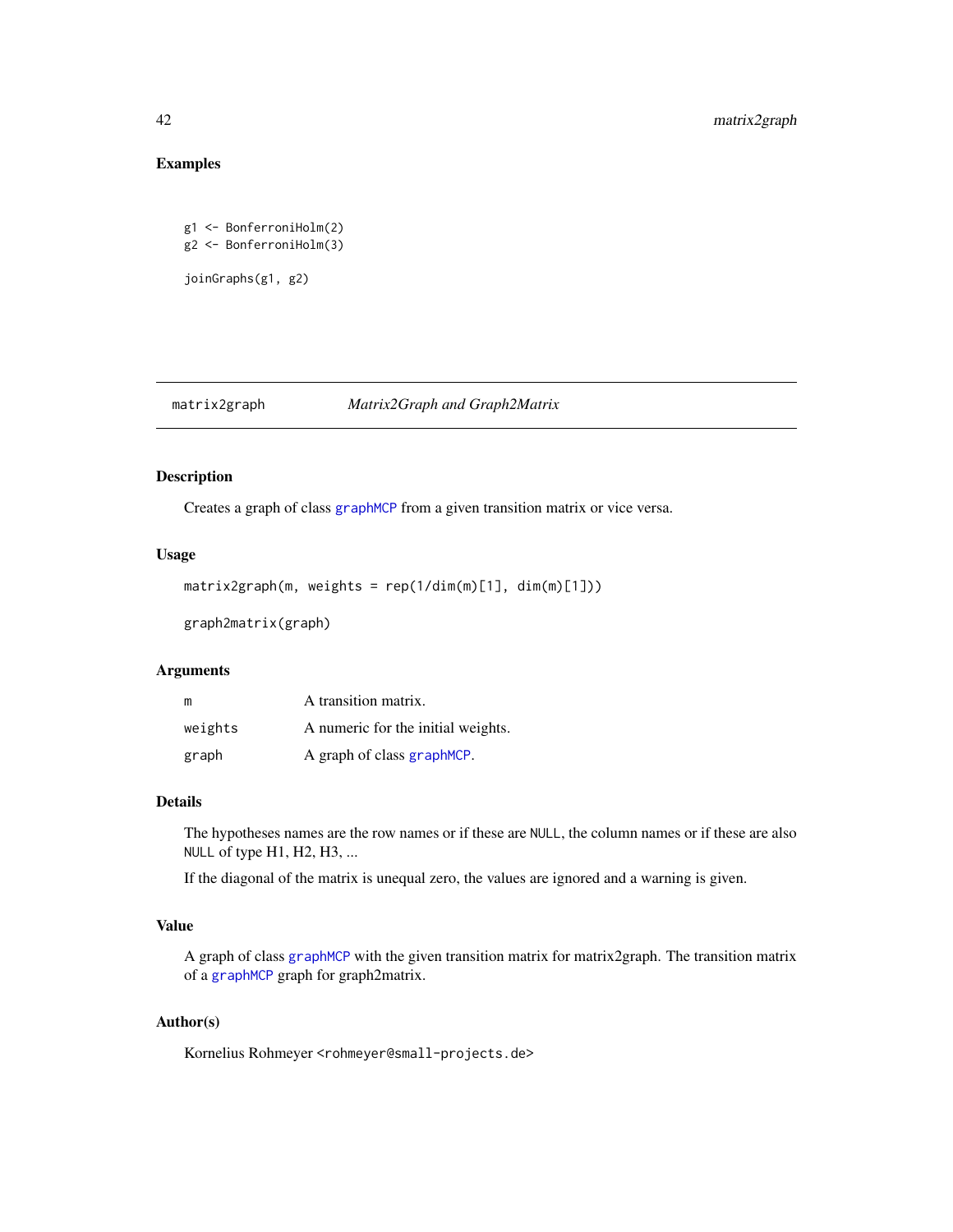## Examples

```
g1 <- BonferroniHolm(2)
g2 <- BonferroniHolm(3)

joinGraphs(g1, g2)
```

---

# matrix2graph    *Matrix2Graph and Graph2Matrix*

---

## Description

Creates a graph of class graphMCP from a given transition matrix or vice versa.

## Usage

```
matrix2graph(m, weights = rep(1/dim(m)[1], dim(m)[1]))

graph2matrix(graph)
```

## Arguments

| | |
|---|---|
| m | A transition matrix. |
| weights | A numeric for the initial weights. |
| graph | A graph of class graphMCP. |

## Details

The hypotheses names are the row names or if these are NULL, the column names or if these are also NULL of type H1, H2, H3, ...

If the diagonal of the matrix is unequal zero, the values are ignored and a warning is given.

## Value

A graph of class graphMCP with the given transition matrix for matrix2graph. The transition matrix of a graphMCP graph for graph2matrix.

## Author(s)

Kornelius Rohmeyer <rohmeyer@small-projects.de>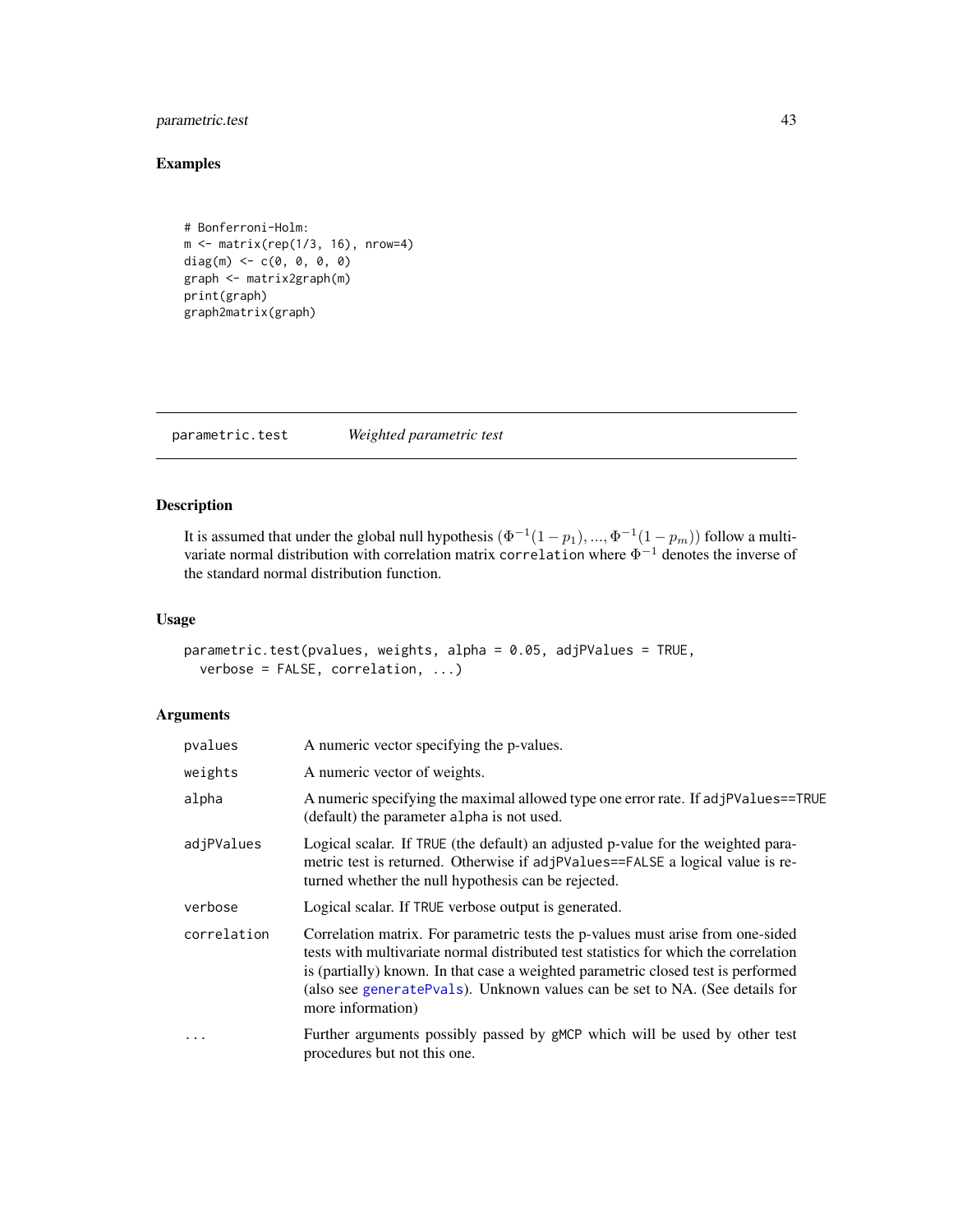### Examples

```
# Bonferroni-Holm:
m <- matrix(rep(1/3, 16), nrow=4)
diag(m) <- c(0, 0, 0, 0)
graph <- matrix2graph(m)
print(graph)
graph2matrix(graph)
```

---

## parametric.test &nbsp;&nbsp;&nbsp; *Weighted parametric test*

---

### Description

It is assumed that under the global null hypothesis $(\Phi^{-1}(1-p_1), ..., \Phi^{-1}(1-p_m))$ follow a multivariate normal distribution with correlation matrix `correlation` where $\Phi^{-1}$ denotes the inverse of the standard normal distribution function.

### Usage

```
parametric.test(pvalues, weights, alpha = 0.05, adjPValues = TRUE,
  verbose = FALSE, correlation, ...)
```

### Arguments

| | |
|---|---|
| `pvalues` | A numeric vector specifying the p-values. |
| `weights` | A numeric vector of weights. |
| `alpha` | A numeric specifying the maximal allowed type one error rate. If `adjPValues==TRUE` (default) the parameter `alpha` is not used. |
| `adjPValues` | Logical scalar. If `TRUE` (the default) an adjusted p-value for the weighted parametric test is returned. Otherwise if `adjPValues==FALSE` a logical value is returned whether the null hypothesis can be rejected. |
| `verbose` | Logical scalar. If `TRUE` verbose output is generated. |
| `correlation` | Correlation matrix. For parametric tests the p-values must arise from one-sided tests with multivariate normal distributed test statistics for which the correlation is (partially) known. In that case a weighted parametric closed test is performed (also see `generatePvals`). Unknown values can be set to NA. (See details for more information) |
| `...` | Further arguments possibly passed by `gMCP` which will be used by other test procedures but not this one. |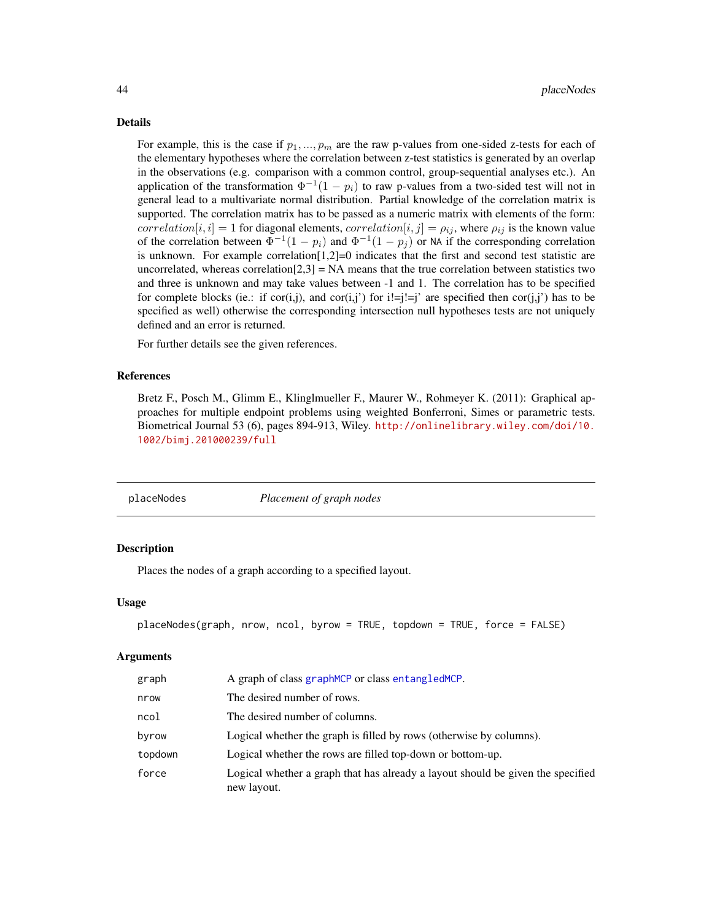### Details

For example, this is the case if $p_1, ..., p_m$ are the raw p-values from one-sided z-tests for each of the elementary hypotheses where the correlation between z-test statistics is generated by an overlap in the observations (e.g. comparison with a common control, group-sequential analyses etc.). An application of the transformation $\Phi^{-1}(1 - p_i)$ to raw p-values from a two-sided test will not in general lead to a multivariate normal distribution. Partial knowledge of the correlation matrix is supported. The correlation matrix has to be passed as a numeric matrix with elements of the form: $correlation[i, i] = 1$ for diagonal elements, $correlation[i, j] = \rho_{ij}$, where $\rho_{ij}$ is the known value of the correlation between $\Phi^{-1}(1 - p_i)$ and $\Phi^{-1}(1 - p_j)$ or `NA` if the corresponding correlation is unknown. For example correlation[1,2]=0 indicates that the first and second test statistic are uncorrelated, whereas correlation[2,3] = NA means that the true correlation between statistics two and three is unknown and may take values between -1 and 1. The correlation has to be specified for complete blocks (ie.: if cor(i,j), and cor(i,j') for i!=j!=j' are specified then cor(j,j') has to be specified as well) otherwise the corresponding intersection null hypotheses tests are not uniquely defined and an error is returned.

For further details see the given references.

### References

Bretz F., Posch M., Glimm E., Klinglmueller F., Maurer W., Rohmeyer K. (2011): Graphical approaches for multiple endpoint problems using weighted Bonferroni, Simes or parametric tests. Biometrical Journal 53 (6), pages 894-913, Wiley. http://onlinelibrary.wiley.com/doi/10.1002/bimj.201000239/full

---

## placeNodes &nbsp;&nbsp;&nbsp; *Placement of graph nodes*

### Description

Places the nodes of a graph according to a specified layout.

### Usage

```
placeNodes(graph, nrow, ncol, byrow = TRUE, topdown = TRUE, force = FALSE)
```

### Arguments

| | |
|---|---|
| graph | A graph of class `graphMCP` or class `entangledMCP`. |
| nrow | The desired number of rows. |
| ncol | The desired number of columns. |
| byrow | Logical whether the graph is filled by rows (otherwise by columns). |
| topdown | Logical whether the rows are filled top-down or bottom-up. |
| force | Logical whether a graph that has already a layout should be given the specified new layout. |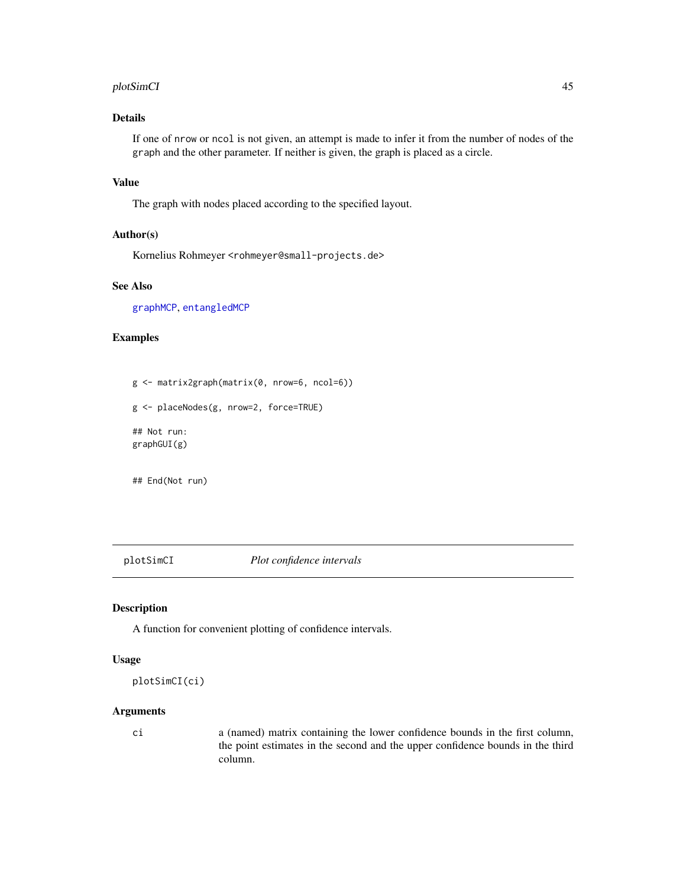## Details

If one of `nrow` or `ncol` is not given, an attempt is made to infer it from the number of nodes of the `graph` and the other parameter. If neither is given, the graph is placed as a circle.

## Value

The graph with nodes placed according to the specified layout.

## Author(s)

Kornelius Rohmeyer <rohmeyer@small-projects.de>

## See Also

`graphMCP`, `entangledMCP`

## Examples

```
g <- matrix2graph(matrix(0, nrow=6, ncol=6))

g <- placeNodes(g, nrow=2, force=TRUE)

## Not run:
graphGUI(g)


## End(Not run)
```

---

# plotSimCI *Plot confidence intervals*

## Description

A function for convenient plotting of confidence intervals.

## Usage

```
plotSimCI(ci)
```

## Arguments

| | |
|---|---|
| ci | a (named) matrix containing the lower confidence bounds in the first column, the point estimates in the second and the upper confidence bounds in the third column. |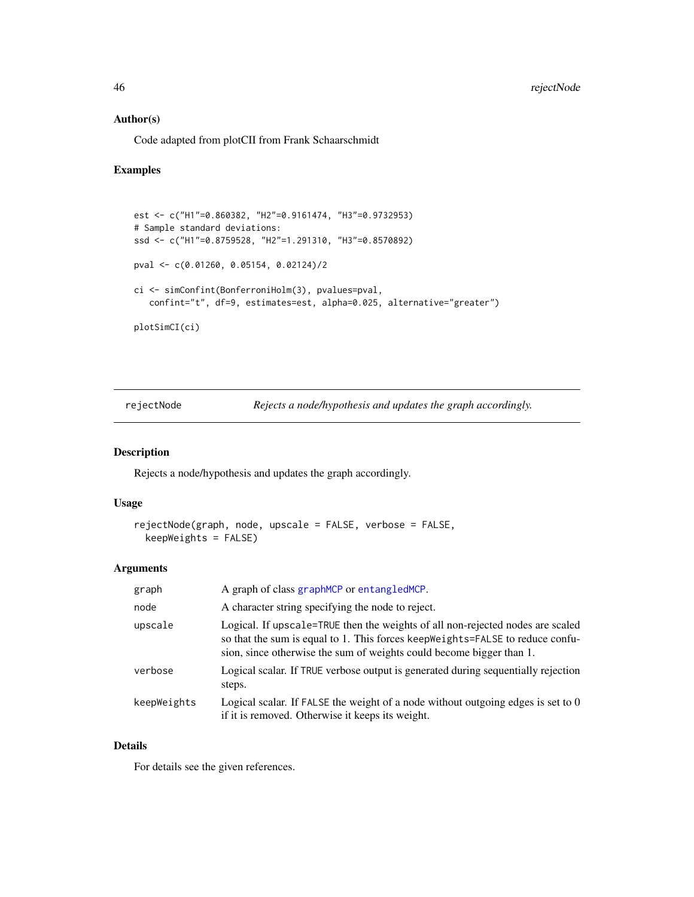### Author(s)

Code adapted from plotCII from Frank Schaarschmidt

### Examples

```
est <- c("H1"=0.860382, "H2"=0.9161474, "H3"=0.9732953)
# Sample standard deviations:
ssd <- c("H1"=0.8759528, "H2"=1.291310, "H3"=0.8570892)

pval <- c(0.01260, 0.05154, 0.02124)/2

ci <- simConfint(BonferroniHolm(3), pvalues=pval,
   confint="t", df=9, estimates=est, alpha=0.025, alternative="greater")

plotSimCI(ci)
```

---

## rejectNode — *Rejects a node/hypothesis and updates the graph accordingly.*

### Description

Rejects a node/hypothesis and updates the graph accordingly.

### Usage

```
rejectNode(graph, node, upscale = FALSE, verbose = FALSE,
  keepWeights = FALSE)
```

### Arguments

| | |
|---|---|
| graph | A graph of class graphMCP or entangledMCP. |
| node | A character string specifying the node to reject. |
| upscale | Logical. If upscale=TRUE then the weights of all non-rejected nodes are scaled so that the sum is equal to 1. This forces keepWeights=FALSE to reduce confusion, since otherwise the sum of weights could become bigger than 1. |
| verbose | Logical scalar. If TRUE verbose output is generated during sequentially rejection steps. |
| keepWeights | Logical scalar. If FALSE the weight of a node without outgoing edges is set to 0 if it is removed. Otherwise it keeps its weight. |

### Details

For details see the given references.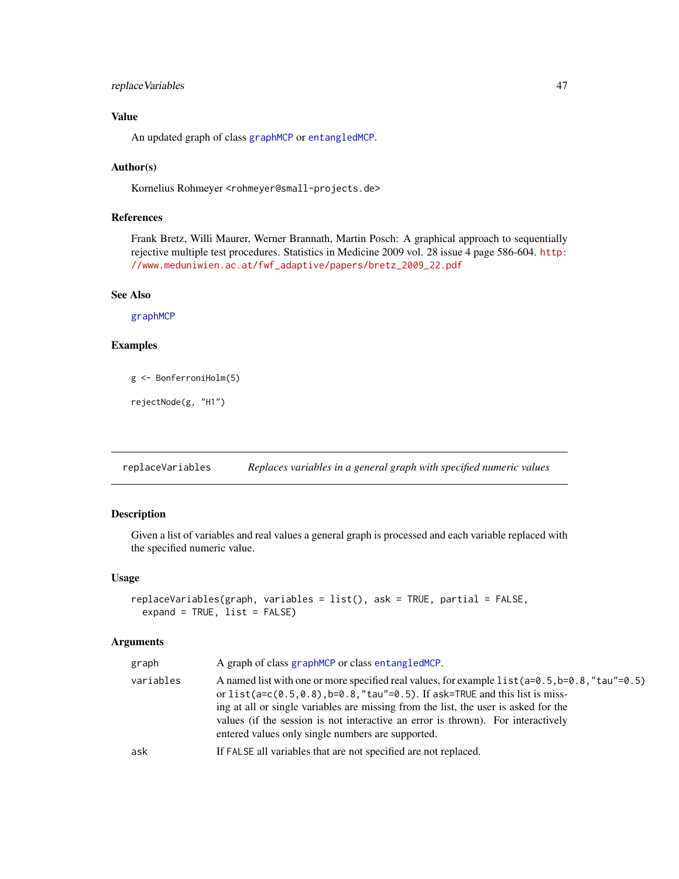### Value

An updated graph of class graphMCP or entangledMCP.

### Author(s)

Kornelius Rohmeyer <rohmeyer@small-projects.de>

### References

Frank Bretz, Willi Maurer, Werner Brannath, Martin Posch: A graphical approach to sequentially rejective multiple test procedures. Statistics in Medicine 2009 vol. 28 issue 4 page 586-604. http://www.meduniwien.ac.at/fwf_adaptive/papers/bretz_2009_22.pdf

### See Also

graphMCP

### Examples

```
g <- BonferroniHolm(5)

rejectNode(g, "H1")
```

---

## replaceVariables — *Replaces variables in a general graph with specified numeric values*

### Description

Given a list of variables and real values a general graph is processed and each variable replaced with the specified numeric value.

### Usage

```
replaceVariables(graph, variables = list(), ask = TRUE, partial = FALSE,
  expand = TRUE, list = FALSE)
```

### Arguments

| | |
|---|---|
| graph | A graph of class graphMCP or class entangledMCP. |
| variables | A named list with one or more specified real values, for example `list(a=0.5,b=0.8,"tau"=0.5)` or `list(a=c(0.5,0.8),b=0.8,"tau"=0.5)`. If `ask=TRUE` and this list is missing at all or single variables are missing from the list, the user is asked for the values (if the session is not interactive an error is thrown). For interactively entered values only single numbers are supported. |
| ask | If `FALSE` all variables that are not specified are not replaced. |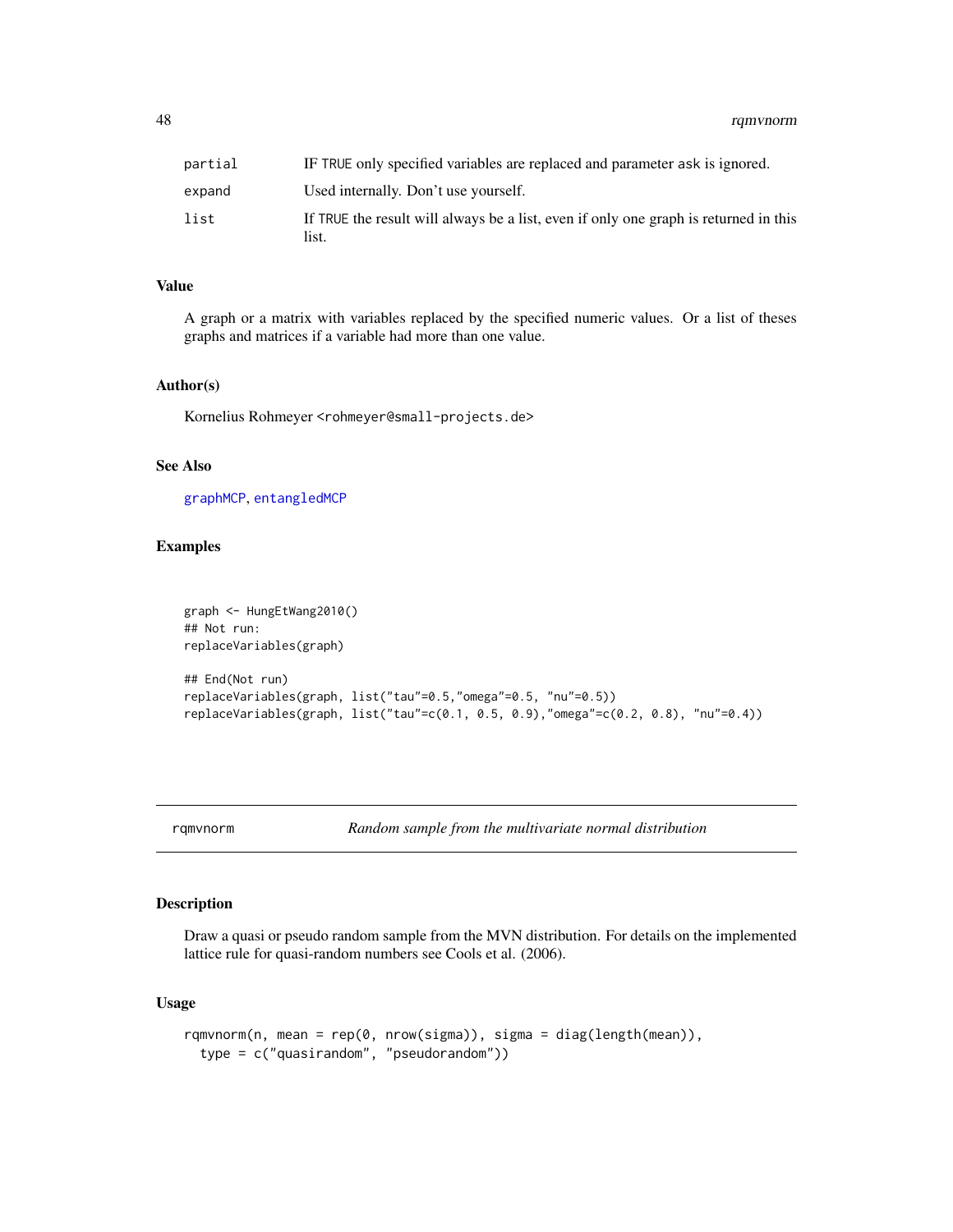| | |
|---|---|
| partial | IF TRUE only specified variables are replaced and parameter ask is ignored. |
| expand | Used internally. Don't use yourself. |
| list | If TRUE the result will always be a list, even if only one graph is returned in this list. |

### Value

A graph or a matrix with variables replaced by the specified numeric values. Or a list of theses graphs and matrices if a variable had more than one value.

### Author(s)

Kornelius Rohmeyer <rohmeyer@small-projects.de>

### See Also

graphMCP, entangledMCP

### Examples

```
graph <- HungEtWang2010()
## Not run:
replaceVariables(graph)

## End(Not run)
replaceVariables(graph, list("tau"=0.5,"omega"=0.5, "nu"=0.5))
replaceVariables(graph, list("tau"=c(0.1, 0.5, 0.9),"omega"=c(0.2, 0.8), "nu"=0.4))
```

---

## rqmvnorm — *Random sample from the multivariate normal distribution*

---

### Description

Draw a quasi or pseudo random sample from the MVN distribution. For details on the implemented lattice rule for quasi-random numbers see Cools et al. (2006).

### Usage

```
rqmvnorm(n, mean = rep(0, nrow(sigma)), sigma = diag(length(mean)),
  type = c("quasirandom", "pseudorandom"))
```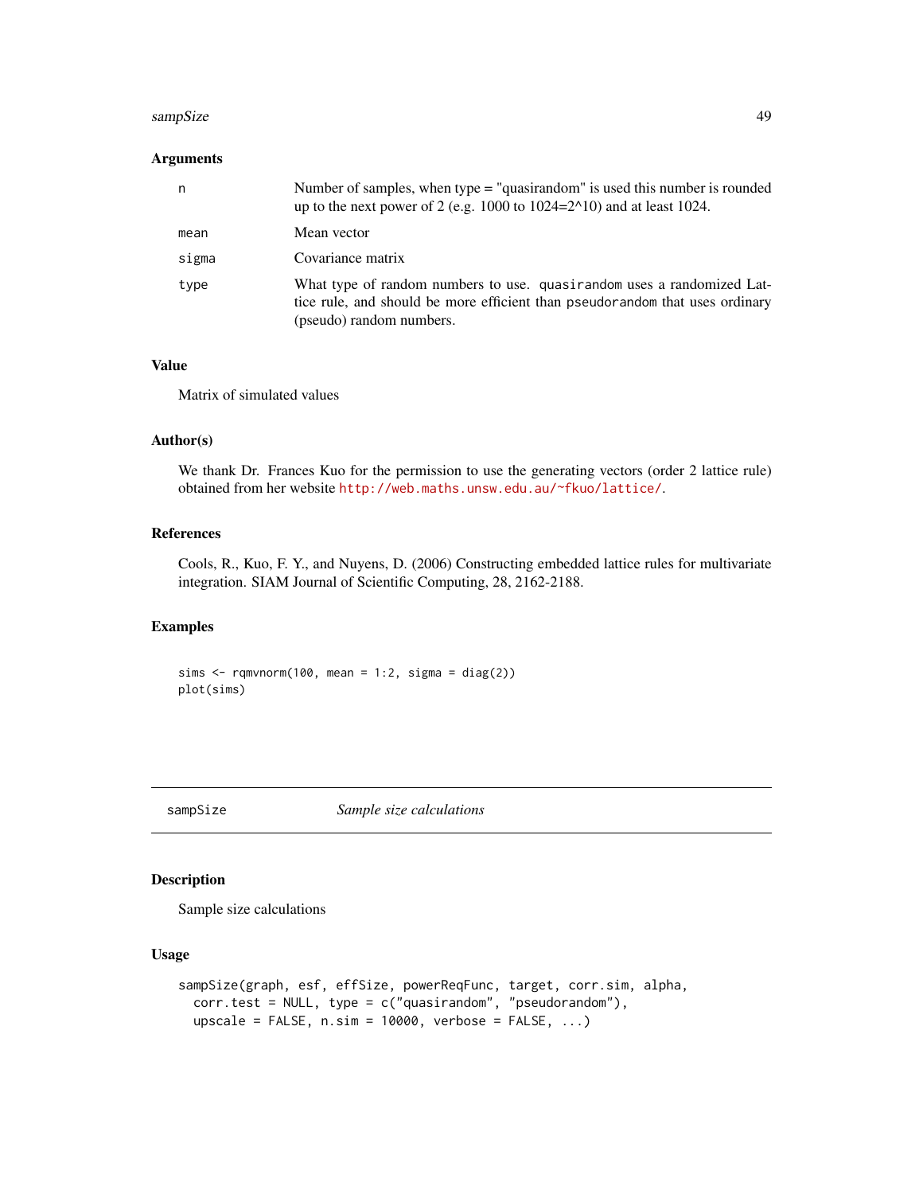### Arguments

| | |
|---|---|
| n | Number of samples, when type = "quasirandom" is used this number is rounded up to the next power of 2 (e.g. 1000 to 1024=2^10) and at least 1024. |
| mean | Mean vector |
| sigma | Covariance matrix |
| type | What type of random numbers to use. quasirandom uses a randomized Lattice rule, and should be more efficient than pseudorandom that uses ordinary (pseudo) random numbers. |

### Value

Matrix of simulated values

### Author(s)

We thank Dr. Frances Kuo for the permission to use the generating vectors (order 2 lattice rule) obtained from her website http://web.maths.unsw.edu.au/~fkuo/lattice/.

### References

Cools, R., Kuo, F. Y., and Nuyens, D. (2006) Constructing embedded lattice rules for multivariate integration. SIAM Journal of Scientific Computing, 28, 2162-2188.

### Examples

```
sims <- rqmvnorm(100, mean = 1:2, sigma = diag(2))
plot(sims)
```

---

## sampSize *Sample size calculations*

### Description

Sample size calculations

### Usage

```
sampSize(graph, esf, effSize, powerReqFunc, target, corr.sim, alpha,
  corr.test = NULL, type = c("quasirandom", "pseudorandom"),
  upscale = FALSE, n.sim = 10000, verbose = FALSE, ...)
```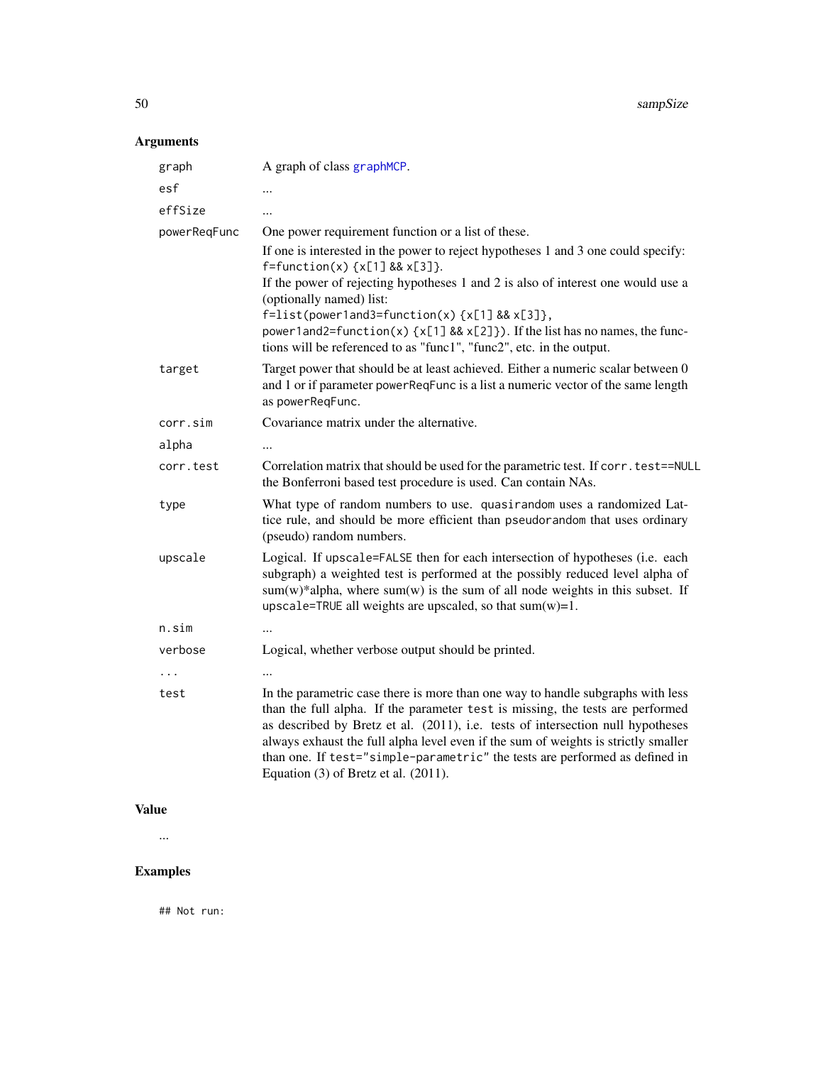## Arguments

| | |
|---|---|
| graph | A graph of class `graphMCP`. |
| esf | ... |
| effSize | ... |
| powerReqFunc | One power requirement function or a list of these.<br>If one is interested in the power to reject hypotheses 1 and 3 one could specify: `f=function(x) {x[1] && x[3]}`.<br>If the power of rejecting hypotheses 1 and 2 is also of interest one would use a (optionally named) list:<br>`f=list(power1and3=function(x) {x[1] && x[3]},`<br>`power1and2=function(x) {x[1] && x[2]})`. If the list has no names, the functions will be referenced to as "func1", "func2", etc. in the output. |
| target | Target power that should be at least achieved. Either a numeric scalar between 0 and 1 or if parameter `powerReqFunc` is a list a numeric vector of the same length as `powerReqFunc`. |
| corr.sim | Covariance matrix under the alternative. |
| alpha | ... |
| corr.test | Correlation matrix that should be used for the parametric test. If `corr.test==NULL` the Bonferroni based test procedure is used. Can contain NAs. |
| type | What type of random numbers to use. `quasirandom` uses a randomized Lattice rule, and should be more efficient than `pseudorandom` that uses ordinary (pseudo) random numbers. |
| upscale | Logical. If `upscale=FALSE` then for each intersection of hypotheses (i.e. each subgraph) a weighted test is performed at the possibly reduced level alpha of sum(w)*alpha, where sum(w) is the sum of all node weights in this subset. If `upscale=TRUE` all weights are upscaled, so that sum(w)=1. |
| n.sim | ... |
| verbose | Logical, whether verbose output should be printed. |
| ... | ... |
| test | In the parametric case there is more than one way to handle subgraphs with less than the full alpha. If the parameter `test` is missing, the tests are performed as described by Bretz et al. (2011), i.e. tests of intersection null hypotheses always exhaust the full alpha level even if the sum of weights is strictly smaller than one. If `test="simple-parametric"` the tests are performed as defined in Equation (3) of Bretz et al. (2011). |

## Value

...

## Examples

```
## Not run:
```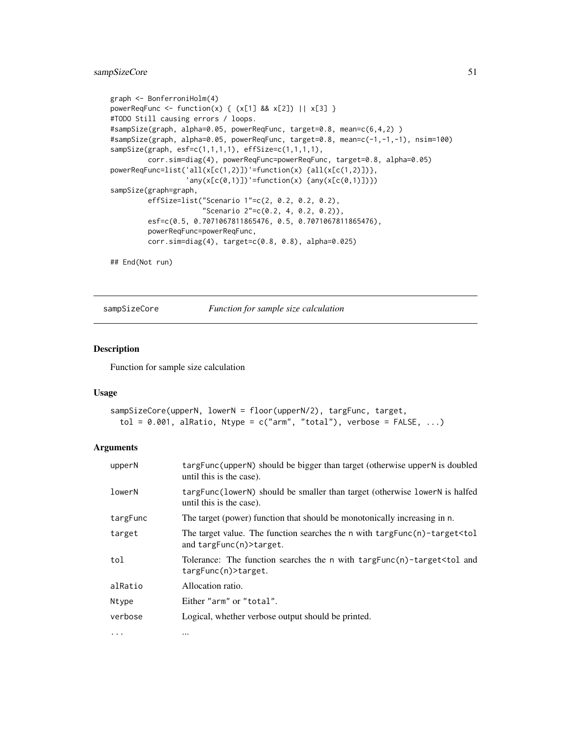```
graph <- BonferroniHolm(4)
powerReqFunc <- function(x) { (x[1] && x[2]) || x[3] }
#TODO Still causing errors / loops.
#sampSize(graph, alpha=0.05, powerReqFunc, target=0.8, mean=c(6,4,2) )
#sampSize(graph, alpha=0.05, powerReqFunc, target=0.8, mean=c(-1,-1,-1), nsim=100)
sampSize(graph, esf=c(1,1,1,1), effSize=c(1,1,1,1),
         corr.sim=diag(4), powerReqFunc=powerReqFunc, target=0.8, alpha=0.05)
powerReqFunc=list('all(x[c(1,2)])'=function(x) {all(x[c(1,2)])},
                  'any(x[c(0,1)])'=function(x) {any(x[c(0,1)])})
sampSize(graph=graph,
         effSize=list("Scenario 1"=c(2, 0.2, 0.2, 0.2),
                      "Scenario 2"=c(0.2, 4, 0.2, 0.2)),
         esf=c(0.5, 0.7071067811865476, 0.5, 0.7071067811865476),
         powerReqFunc=powerReqFunc,
         corr.sim=diag(4), target=c(0.8, 0.8), alpha=0.025)

## End(Not run)
```

## sampSizeCore &nbsp;&nbsp;&nbsp;&nbsp; *Function for sample size calculation*

### Description

Function for sample size calculation

### Usage

```
sampSizeCore(upperN, lowerN = floor(upperN/2), targFunc, target,
  tol = 0.001, alRatio, Ntype = c("arm", "total"), verbose = FALSE, ...)
```

### Arguments

| | |
|---|---|
| upperN | targFunc(upperN) should be bigger than target (otherwise upperN is doubled until this is the case). |
| lowerN | targFunc(lowerN) should be smaller than target (otherwise lowerN is halfed until this is the case). |
| targFunc | The target (power) function that should be monotonically increasing in n. |
| target | The target value. The function searches the n with targFunc(n)-target<tol and targFunc(n)>target. |
| tol | Tolerance: The function searches the n with targFunc(n)-target<tol and targFunc(n)>target. |
| alRatio | Allocation ratio. |
| Ntype | Either "arm" or "total". |
| verbose | Logical, whether verbose output should be printed. |
| ... | ... |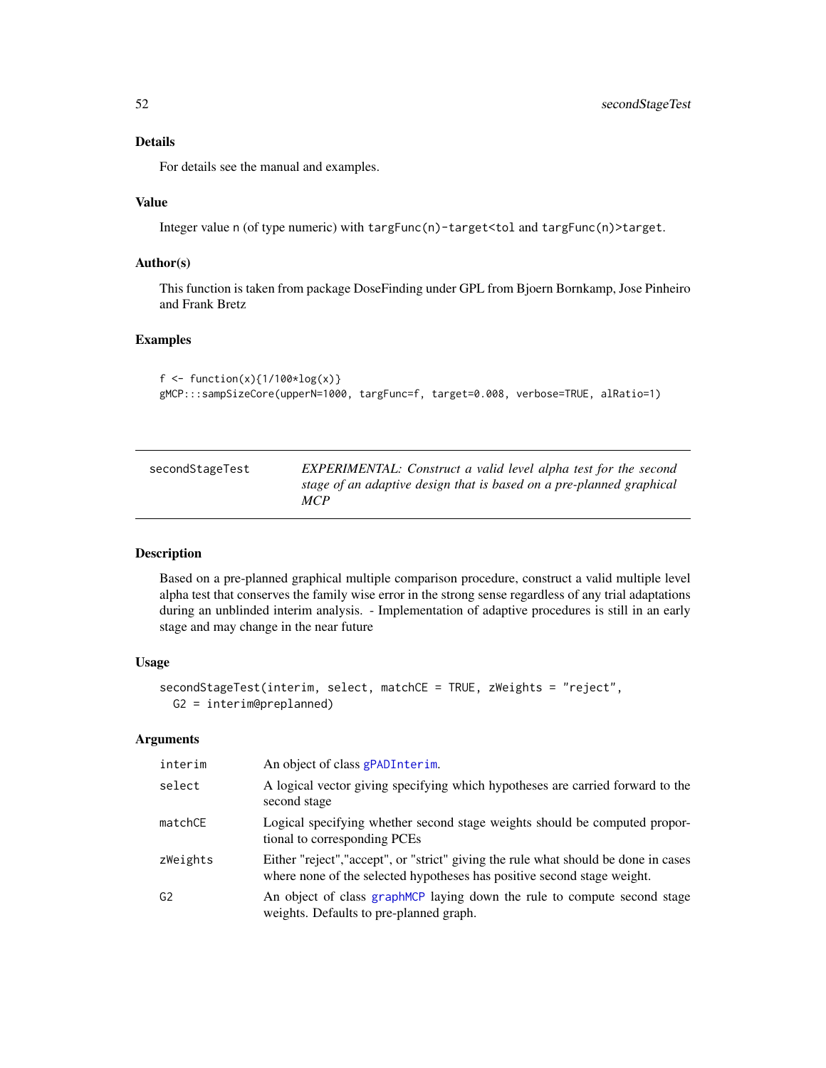### Details

For details see the manual and examples.

### Value

Integer value n (of type numeric) with `targFunc(n)-target<tol` and `targFunc(n)>target`.

### Author(s)

This function is taken from package DoseFinding under GPL from Bjoern Bornkamp, Jose Pinheiro and Frank Bretz

### Examples

```
f <- function(x){1/100*log(x)}
gMCP:::sampSizeCore(upperN=1000, targFunc=f, target=0.008, verbose=TRUE, alRatio=1)
```

---

## secondStageTest

*EXPERIMENTAL: Construct a valid level alpha test for the second stage of an adaptive design that is based on a pre-planned graphical MCP*

---

### Description

Based on a pre-planned graphical multiple comparison procedure, construct a valid multiple level alpha test that conserves the family wise error in the strong sense regardless of any trial adaptations during an unblinded interim analysis. - Implementation of adaptive procedures is still in an early stage and may change in the near future

### Usage

```
secondStageTest(interim, select, matchCE = TRUE, zWeights = "reject",
  G2 = interim@preplanned)
```

### Arguments

| | |
|---|---|
| interim | An object of class gPADInterim. |
| select | A logical vector giving specifying which hypotheses are carried forward to the second stage |
| matchCE | Logical specifying whether second stage weights should be computed proportional to corresponding PCEs |
| zWeights | Either "reject","accept", or "strict" giving the rule what should be done in cases where none of the selected hypotheses has positive second stage weight. |
| G2 | An object of class graphMCP laying down the rule to compute second stage weights. Defaults to pre-planned graph. |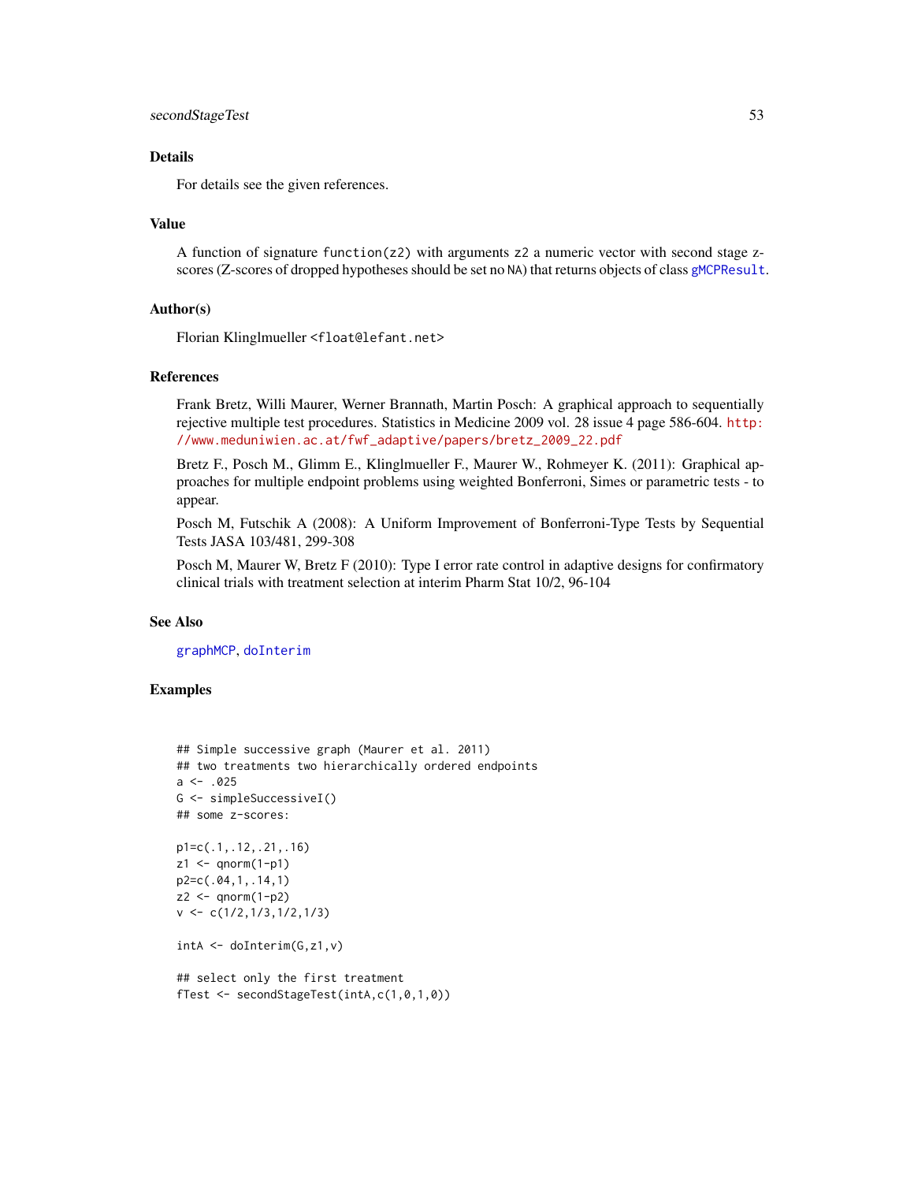## Details

For details see the given references.

## Value

A function of signature `function(z2)` with arguments `z2` a numeric vector with second stage z-scores (Z-scores of dropped hypotheses should be set no `NA`) that returns objects of class `gMCPResult`.

## Author(s)

Florian Klinglmueller <float@lefant.net>

## References

Frank Bretz, Willi Maurer, Werner Brannath, Martin Posch: A graphical approach to sequentially rejective multiple test procedures. Statistics in Medicine 2009 vol. 28 issue 4 page 586-604. http://www.meduniwien.ac.at/fwf_adaptive/papers/bretz_2009_22.pdf

Bretz F., Posch M., Glimm E., Klinglmueller F., Maurer W., Rohmeyer K. (2011): Graphical approaches for multiple endpoint problems using weighted Bonferroni, Simes or parametric tests - to appear.

Posch M, Futschik A (2008): A Uniform Improvement of Bonferroni-Type Tests by Sequential Tests JASA 103/481, 299-308

Posch M, Maurer W, Bretz F (2010): Type I error rate control in adaptive designs for confirmatory clinical trials with treatment selection at interim Pharm Stat 10/2, 96-104

## See Also

`graphMCP`, `doInterim`

## Examples

```
## Simple successive graph (Maurer et al. 2011)
## two treatments two hierarchically ordered endpoints
a <- .025
G <- simpleSuccessiveI()
## some z-scores:

p1=c(.1,.12,.21,.16)
z1 <- qnorm(1-p1)
p2=c(.04,1,.14,1)
z2 <- qnorm(1-p2)
v <- c(1/2,1/3,1/2,1/3)

intA <- doInterim(G,z1,v)

## select only the first treatment
fTest <- secondStageTest(intA,c(1,0,1,0))
```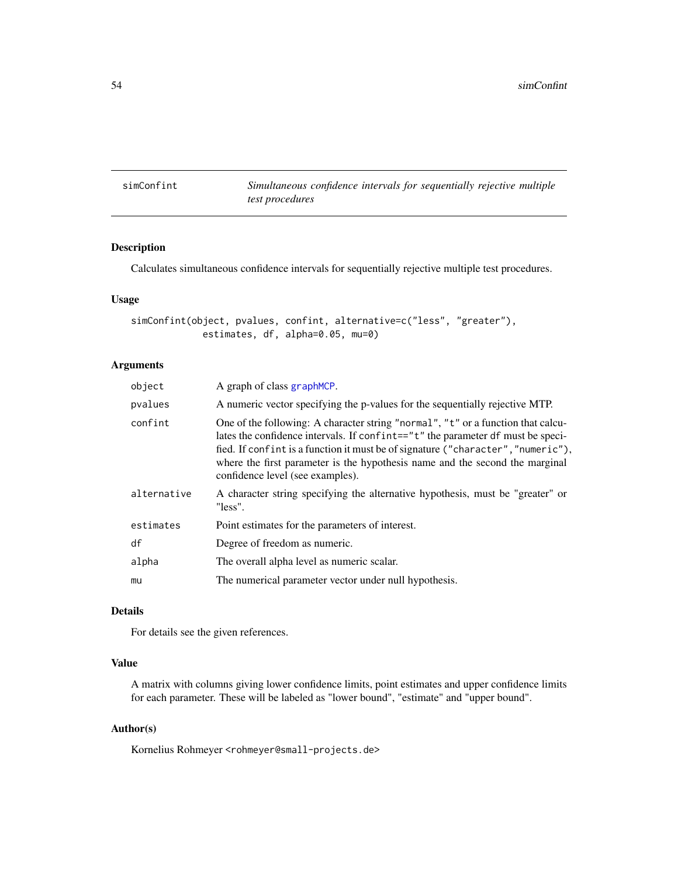simConfint — *Simultaneous confidence intervals for sequentially rejective multiple test procedures*

## Description

Calculates simultaneous confidence intervals for sequentially rejective multiple test procedures.

## Usage

```
simConfint(object, pvalues, confint, alternative=c("less", "greater"),
           estimates, df, alpha=0.05, mu=0)
```

## Arguments

| | |
|---|---|
| object | A graph of class graphMCP. |
| pvalues | A numeric vector specifying the p-values for the sequentially rejective MTP. |
| confint | One of the following: A character string "normal", "t" or a function that calculates the confidence intervals. If confint=="t" the parameter df must be specified. If confint is a function it must be of signature ("character","numeric"), where the first parameter is the hypothesis name and the second the marginal confidence level (see examples). |
| alternative | A character string specifying the alternative hypothesis, must be "greater" or "less". |
| estimates | Point estimates for the parameters of interest. |
| df | Degree of freedom as numeric. |
| alpha | The overall alpha level as numeric scalar. |
| mu | The numerical parameter vector under null hypothesis. |

## Details

For details see the given references.

## Value

A matrix with columns giving lower confidence limits, point estimates and upper confidence limits for each parameter. These will be labeled as "lower bound", "estimate" and "upper bound".

## Author(s)

Kornelius Rohmeyer <rohmeyer@small-projects.de>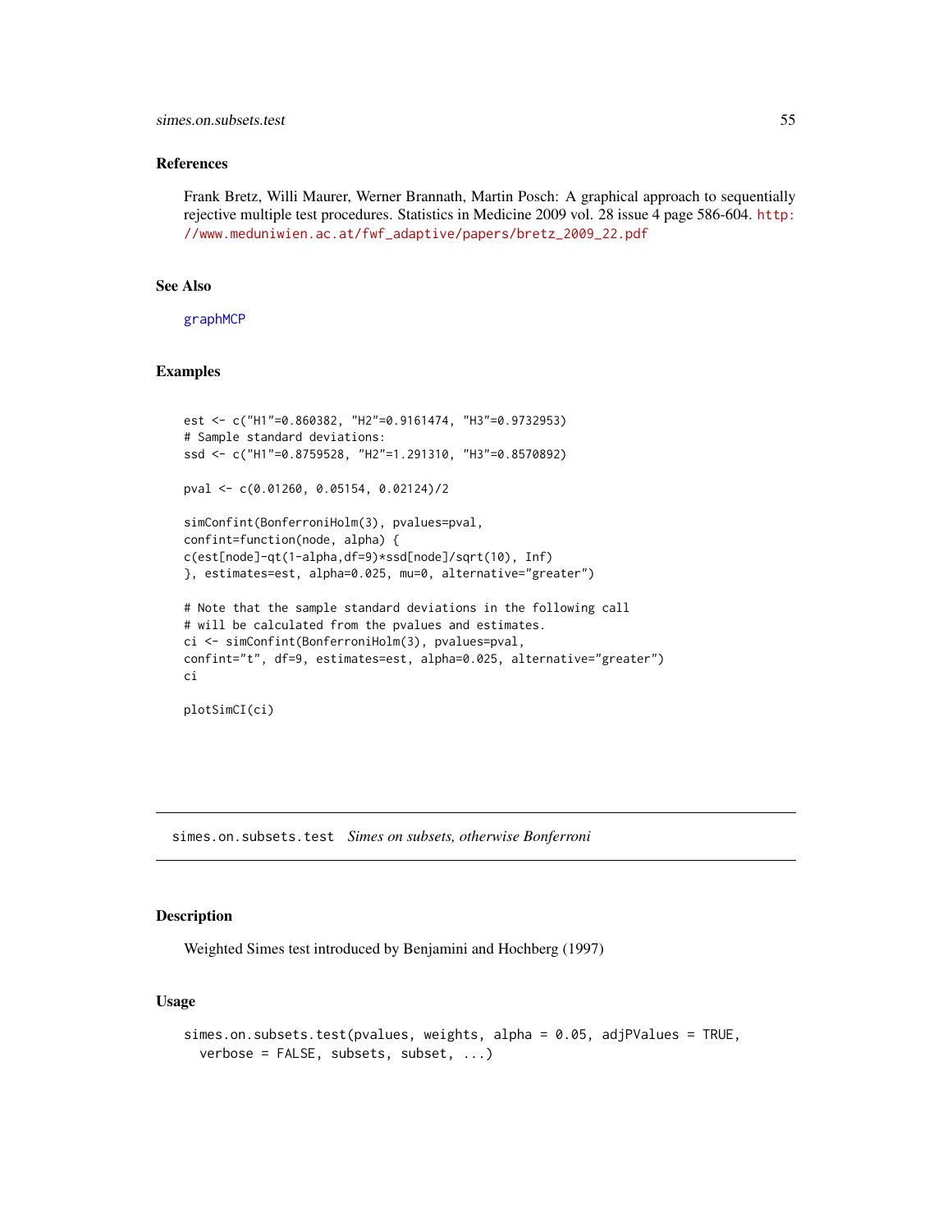## References

Frank Bretz, Willi Maurer, Werner Brannath, Martin Posch: A graphical approach to sequentially rejective multiple test procedures. Statistics in Medicine 2009 vol. 28 issue 4 page 586-604. http://www.meduniwien.ac.at/fwf_adaptive/papers/bretz_2009_22.pdf

## See Also

graphMCP

## Examples

```
est <- c("H1"=0.860382, "H2"=0.9161474, "H3"=0.9732953)
# Sample standard deviations:
ssd <- c("H1"=0.8759528, "H2"=1.291310, "H3"=0.8570892)

pval <- c(0.01260, 0.05154, 0.02124)/2

simConfint(BonferroniHolm(3), pvalues=pval,
confint=function(node, alpha) {
c(est[node]-qt(1-alpha,df=9)*ssd[node]/sqrt(10), Inf)
}, estimates=est, alpha=0.025, mu=0, alternative="greater")

# Note that the sample standard deviations in the following call
# will be calculated from the pvalues and estimates.
ci <- simConfint(BonferroniHolm(3), pvalues=pval,
confint="t", df=9, estimates=est, alpha=0.025, alternative="greater")
ci

plotSimCI(ci)
```

---

# simes.on.subsets.test *Simes on subsets, otherwise Bonferroni*

## Description

Weighted Simes test introduced by Benjamini and Hochberg (1997)

## Usage

```
simes.on.subsets.test(pvalues, weights, alpha = 0.05, adjPValues = TRUE,
  verbose = FALSE, subsets, subset, ...)
```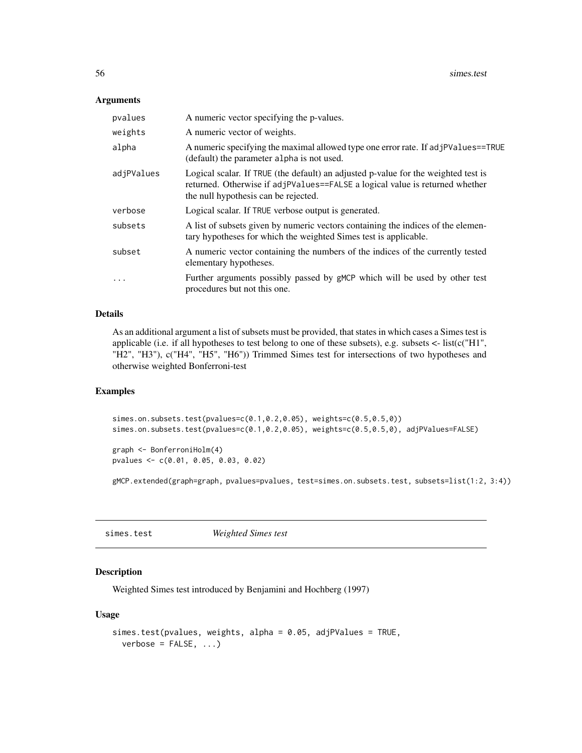## Arguments

| | |
|---|---|
| pvalues | A numeric vector specifying the p-values. |
| weights | A numeric vector of weights. |
| alpha | A numeric specifying the maximal allowed type one error rate. If adjPValues==TRUE (default) the parameter alpha is not used. |
| adjPValues | Logical scalar. If TRUE (the default) an adjusted p-value for the weighted test is returned. Otherwise if adjPValues==FALSE a logical value is returned whether the null hypothesis can be rejected. |
| verbose | Logical scalar. If TRUE verbose output is generated. |
| subsets | A list of subsets given by numeric vectors containing the indices of the elementary hypotheses for which the weighted Simes test is applicable. |
| subset | A numeric vector containing the numbers of the indices of the currently tested elementary hypotheses. |
| ... | Further arguments possibly passed by gMCP which will be used by other test procedures but not this one. |

## Details

As an additional argument a list of subsets must be provided, that states in which cases a Simes test is applicable (i.e. if all hypotheses to test belong to one of these subsets), e.g. subsets <- list(c("H1", "H2", "H3"), c("H4", "H5", "H6")) Trimmed Simes test for intersections of two hypotheses and otherwise weighted Bonferroni-test

## Examples

```
simes.on.subsets.test(pvalues=c(0.1,0.2,0.05), weights=c(0.5,0.5,0))
simes.on.subsets.test(pvalues=c(0.1,0.2,0.05), weights=c(0.5,0.5,0), adjPValues=FALSE)

graph <- BonferroniHolm(4)
pvalues <- c(0.01, 0.05, 0.03, 0.02)

gMCP.extended(graph=graph, pvalues=pvalues, test=simes.on.subsets.test, subsets=list(1:2, 3:4))
```

---

# simes.test *Weighted Simes test*

## Description

Weighted Simes test introduced by Benjamini and Hochberg (1997)

## Usage

```
simes.test(pvalues, weights, alpha = 0.05, adjPValues = TRUE,
  verbose = FALSE, ...)
```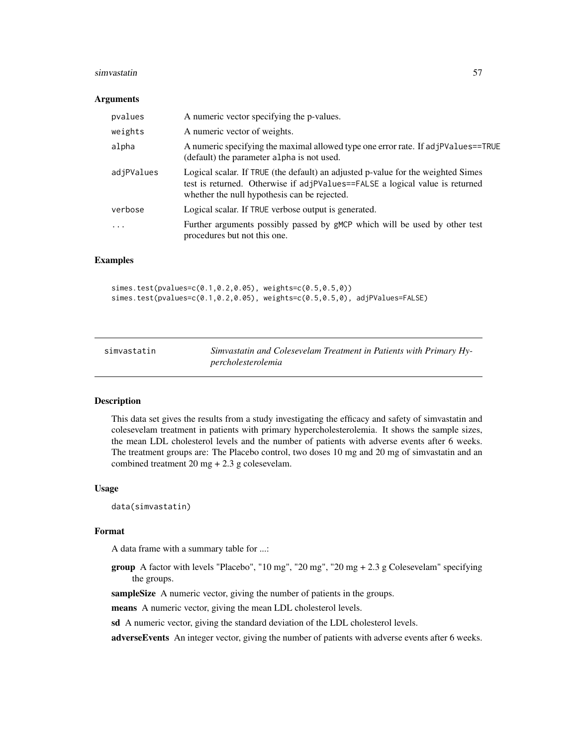### Arguments

| | |
|---|---|
| `pvalues` | A numeric vector specifying the p-values. |
| `weights` | A numeric vector of weights. |
| `alpha` | A numeric specifying the maximal allowed type one error rate. If `adjPValues==TRUE` (default) the parameter `alpha` is not used. |
| `adjPValues` | Logical scalar. If `TRUE` (the default) an adjusted p-value for the weighted Simes test is returned. Otherwise if `adjPValues==FALSE` a logical value is returned whether the null hypothesis can be rejected. |
| `verbose` | Logical scalar. If `TRUE` verbose output is generated. |
| `...` | Further arguments possibly passed by `gMCP` which will be used by other test procedures but not this one. |

### Examples

```
simes.test(pvalues=c(0.1,0.2,0.05), weights=c(0.5,0.5,0))
simes.test(pvalues=c(0.1,0.2,0.05), weights=c(0.5,0.5,0), adjPValues=FALSE)
```

---

## simvastatin — *Simvastatin and Colesevelam Treatment in Patients with Primary Hypercholesterolemia*

---

### Description

This data set gives the results from a study investigating the efficacy and safety of simvastatin and colesevelam treatment in patients with primary hypercholesterolemia. It shows the sample sizes, the mean LDL cholesterol levels and the number of patients with adverse events after 6 weeks. The treatment groups are: The Placebo control, two doses 10 mg and 20 mg of simvastatin and an combined treatment 20 mg + 2.3 g colesevelam.

### Usage

```
data(simvastatin)
```

### Format

A data frame with a summary table for ...:

**group** A factor with levels "Placebo", "10 mg", "20 mg", "20 mg + 2.3 g Colesevelam" specifying the groups.

**sampleSize** A numeric vector, giving the number of patients in the groups.

**means** A numeric vector, giving the mean LDL cholesterol levels.

**sd** A numeric vector, giving the standard deviation of the LDL cholesterol levels.

**adverseEvents** An integer vector, giving the number of patients with adverse events after 6 weeks.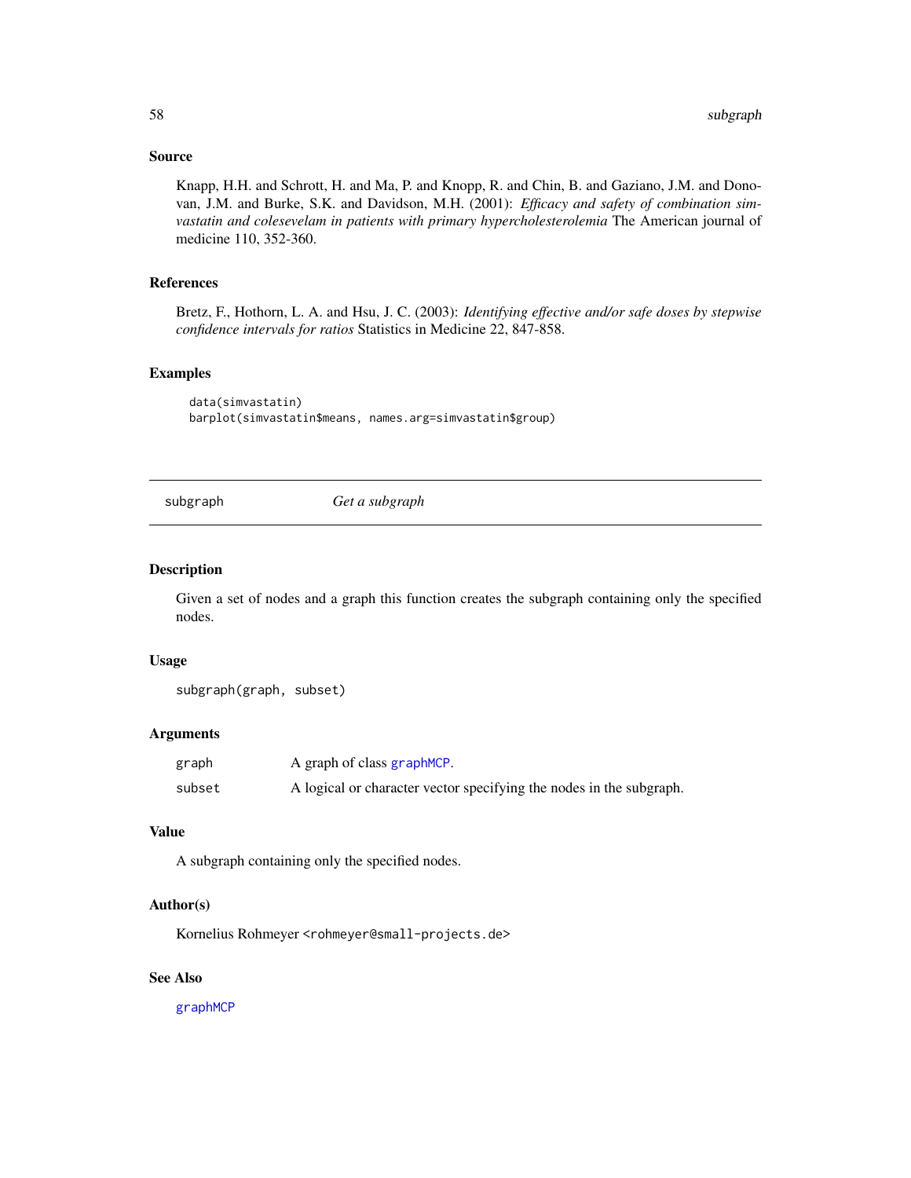### Source

Knapp, H.H. and Schrott, H. and Ma, P. and Knopp, R. and Chin, B. and Gaziano, J.M. and Donovan, J.M. and Burke, S.K. and Davidson, M.H. (2001): *Efficacy and safety of combination simvastatin and colesevelam in patients with primary hypercholesterolemia* The American journal of medicine 110, 352-360.

### References

Bretz, F., Hothorn, L. A. and Hsu, J. C. (2003): *Identifying effective and/or safe doses by stepwise confidence intervals for ratios* Statistics in Medicine 22, 847-858.

### Examples

```
data(simvastatin)
barplot(simvastatin$means, names.arg=simvastatin$group)
```

---

## subgraph — *Get a subgraph*

---

### Description

Given a set of nodes and a graph this function creates the subgraph containing only the specified nodes.

### Usage

```
subgraph(graph, subset)
```

### Arguments

| | |
|---|---|
| graph | A graph of class graphMCP. |
| subset | A logical or character vector specifying the nodes in the subgraph. |

### Value

A subgraph containing only the specified nodes.

### Author(s)

Kornelius Rohmeyer <rohmeyer@small-projects.de>

### See Also

graphMCP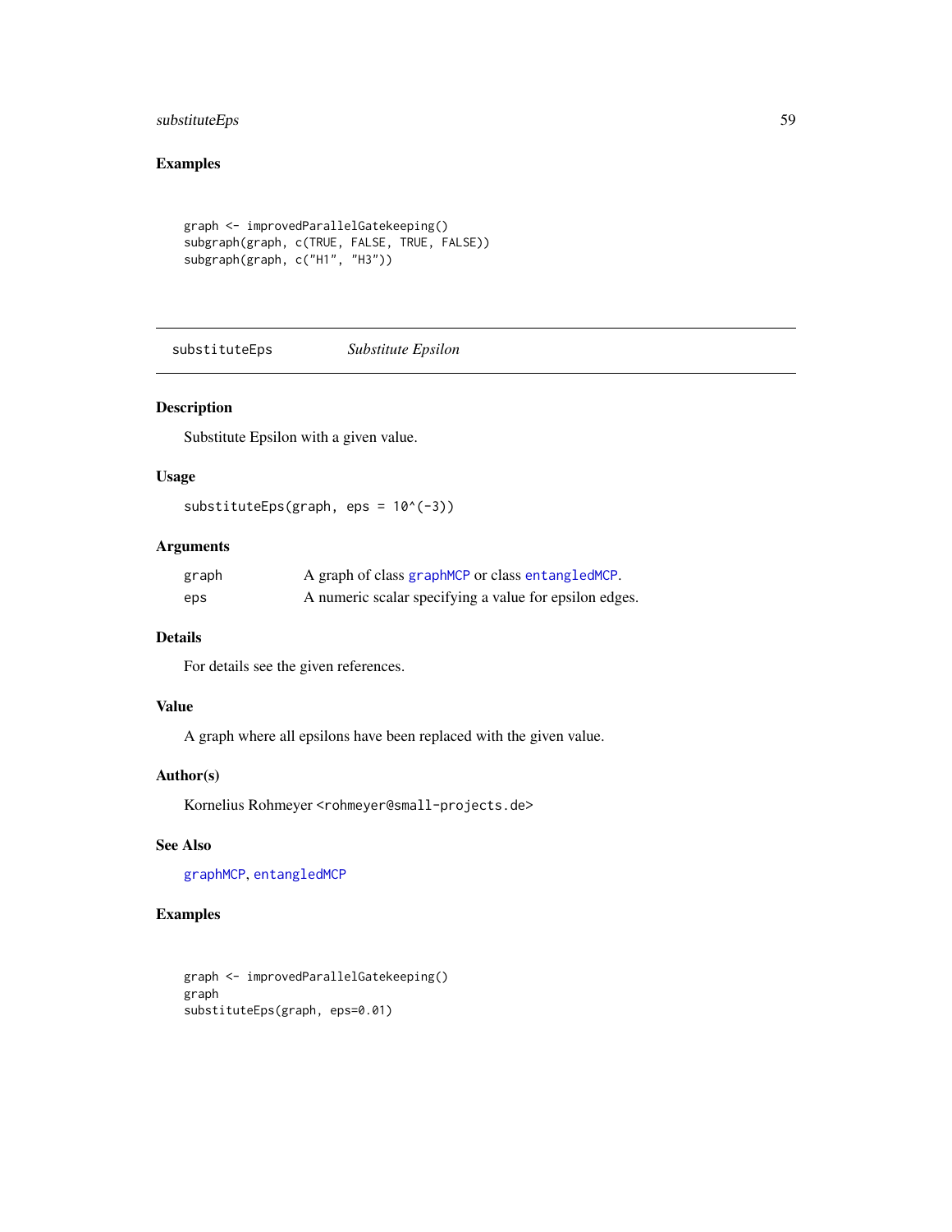## Examples

```
graph <- improvedParallelGatekeeping()
subgraph(graph, c(TRUE, FALSE, TRUE, FALSE))
subgraph(graph, c("H1", "H3"))
```

---

# substituteEps *Substitute Epsilon*

---

## Description

Substitute Epsilon with a given value.

## Usage

```
substituteEps(graph, eps = 10^(-3))
```

## Arguments

| | |
|---|---|
| graph | A graph of class `graphMCP` or class `entangledMCP`. |
| eps | A numeric scalar specifying a value for epsilon edges. |

## Details

For details see the given references.

## Value

A graph where all epsilons have been replaced with the given value.

## Author(s)

Kornelius Rohmeyer <rohmeyer@small-projects.de>

## See Also

`graphMCP`, `entangledMCP`

## Examples

```
graph <- improvedParallelGatekeeping()
graph
substituteEps(graph, eps=0.01)
```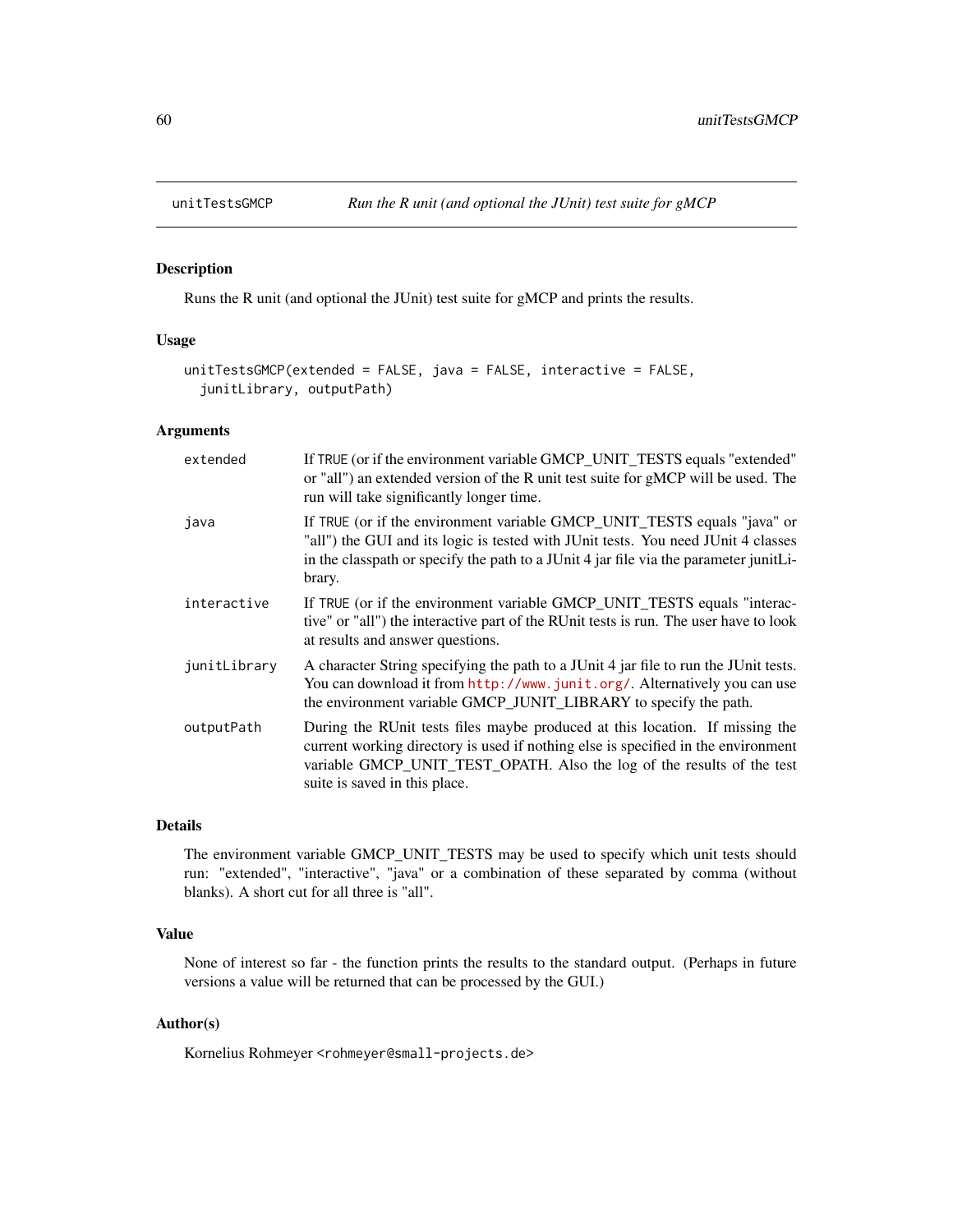unitTestsGMCP — *Run the R unit (and optional the JUnit) test suite for gMCP*

### Description

Runs the R unit (and optional the JUnit) test suite for gMCP and prints the results.

### Usage

```
unitTestsGMCP(extended = FALSE, java = FALSE, interactive = FALSE,
  junitLibrary, outputPath)
```

### Arguments

| | |
|---|---|
| extended | If TRUE (or if the environment variable GMCP_UNIT_TESTS equals "extended" or "all") an extended version of the R unit test suite for gMCP will be used. The run will take significantly longer time. |
| java | If TRUE (or if the environment variable GMCP_UNIT_TESTS equals "java" or "all") the GUI and its logic is tested with JUnit tests. You need JUnit 4 classes in the classpath or specify the path to a JUnit 4 jar file via the parameter junitLibrary. |
| interactive | If TRUE (or if the environment variable GMCP_UNIT_TESTS equals "interactive" or "all") the interactive part of the RUnit tests is run. The user have to look at results and answer questions. |
| junitLibrary | A character String specifying the path to a JUnit 4 jar file to run the JUnit tests. You can download it from http://www.junit.org/. Alternatively you can use the environment variable GMCP_JUNIT_LIBRARY to specify the path. |
| outputPath | During the RUnit tests files maybe produced at this location. If missing the current working directory is used if nothing else is specified in the environment variable GMCP_UNIT_TEST_OPATH. Also the log of the results of the test suite is saved in this place. |

### Details

The environment variable GMCP_UNIT_TESTS may be used to specify which unit tests should run: "extended", "interactive", "java" or a combination of these separated by comma (without blanks). A short cut for all three is "all".

### Value

None of interest so far - the function prints the results to the standard output. (Perhaps in future versions a value will be returned that can be processed by the GUI.)

### Author(s)

Kornelius Rohmeyer <rohmeyer@small-projects.de>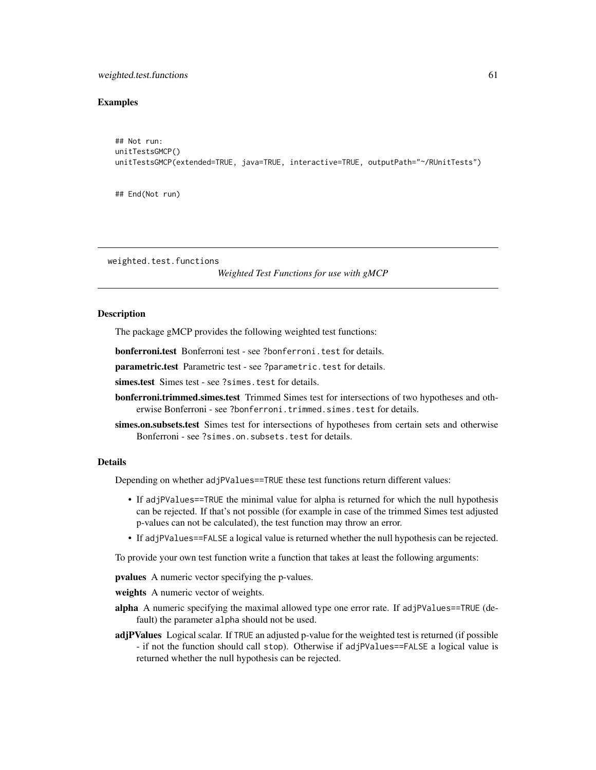## Examples

```
## Not run:
unitTestsGMCP()
unitTestsGMCP(extended=TRUE, java=TRUE, interactive=TRUE, outputPath="~/RUnitTests")

## End(Not run)
```

---

# weighted.test.functions

*Weighted Test Functions for use with gMCP*

---

## Description

The package gMCP provides the following weighted test functions:

**bonferroni.test** Bonferroni test - see `?bonferroni.test` for details.

**parametric.test** Parametric test - see `?parametric.test` for details.

**simes.test** Simes test - see `?simes.test` for details.

**bonferroni.trimmed.simes.test** Trimmed Simes test for intersections of two hypotheses and otherwise Bonferroni - see `?bonferroni.trimmed.simes.test` for details.

**simes.on.subsets.test** Simes test for intersections of hypotheses from certain sets and otherwise Bonferroni - see `?simes.on.subsets.test` for details.

## Details

Depending on whether `adjPValues==TRUE` these test functions return different values:

- If `adjPValues==TRUE` the minimal value for alpha is returned for which the null hypothesis can be rejected. If that's not possible (for example in case of the trimmed Simes test adjusted p-values can not be calculated), the test function may throw an error.
- If `adjPValues==FALSE` a logical value is returned whether the null hypothesis can be rejected.

To provide your own test function write a function that takes at least the following arguments:

**pvalues** A numeric vector specifying the p-values.

**weights** A numeric vector of weights.

**alpha** A numeric specifying the maximal allowed type one error rate. If `adjPValues==TRUE` (default) the parameter `alpha` should not be used.

**adjPValues** Logical scalar. If `TRUE` an adjusted p-value for the weighted test is returned (if possible - if not the function should call `stop`). Otherwise if `adjPValues==FALSE` a logical value is returned whether the null hypothesis can be rejected.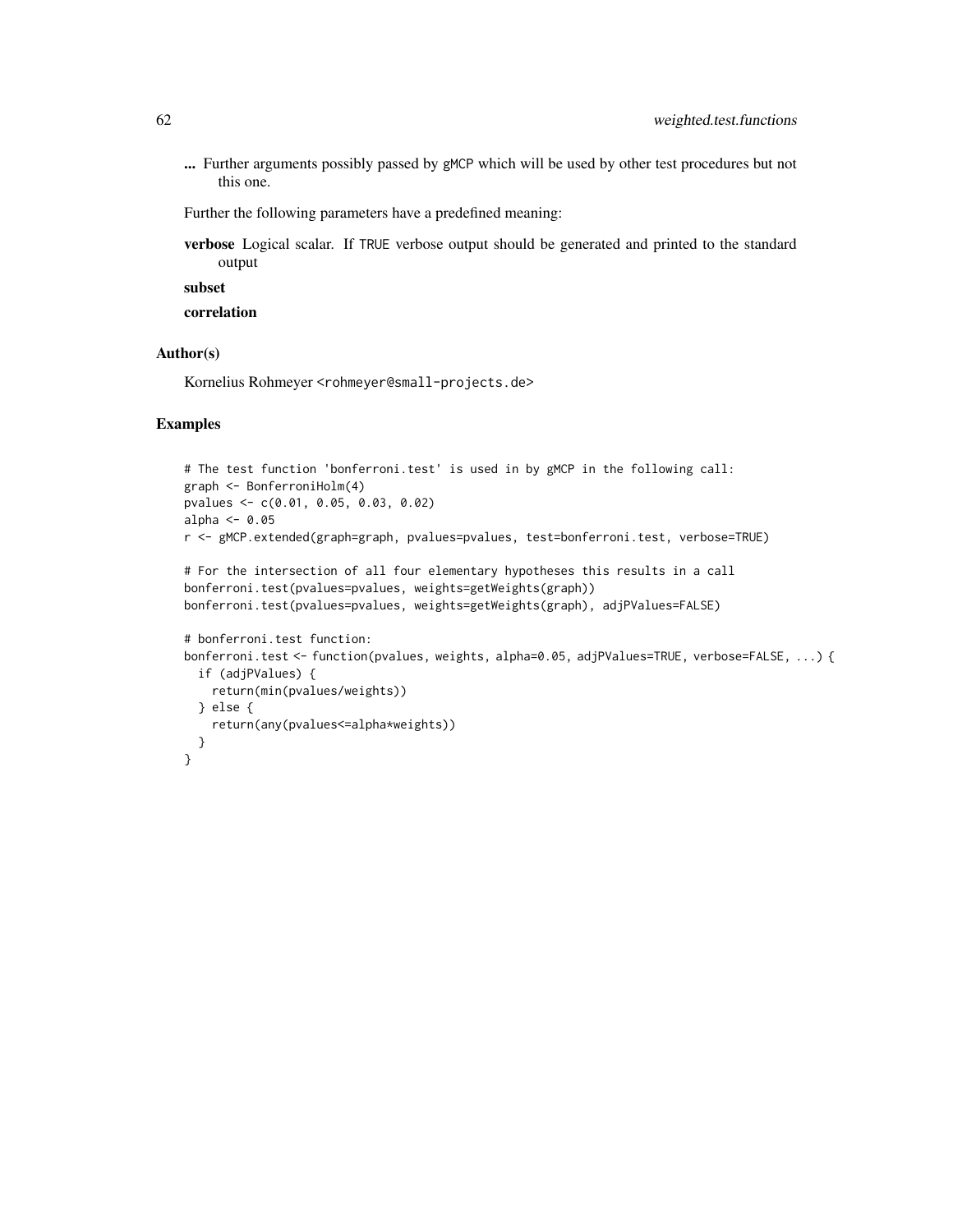**...** Further arguments possibly passed by gMCP which will be used by other test procedures but not this one.

Further the following parameters have a predefined meaning:

**verbose** Logical scalar. If TRUE verbose output should be generated and printed to the standard output

**subset**

**correlation**

## Author(s)

Kornelius Rohmeyer <rohmeyer@small-projects.de>

## Examples

```
# The test function 'bonferroni.test' is used in by gMCP in the following call:
graph <- BonferroniHolm(4)
pvalues <- c(0.01, 0.05, 0.03, 0.02)
alpha <- 0.05
r <- gMCP.extended(graph=graph, pvalues=pvalues, test=bonferroni.test, verbose=TRUE)

# For the intersection of all four elementary hypotheses this results in a call
bonferroni.test(pvalues=pvalues, weights=getWeights(graph))
bonferroni.test(pvalues=pvalues, weights=getWeights(graph), adjPValues=FALSE)

# bonferroni.test function:
bonferroni.test <- function(pvalues, weights, alpha=0.05, adjPValues=TRUE, verbose=FALSE, ...) {
  if (adjPValues) {
    return(min(pvalues/weights))
  } else {
    return(any(pvalues<=alpha*weights))
  }
}
```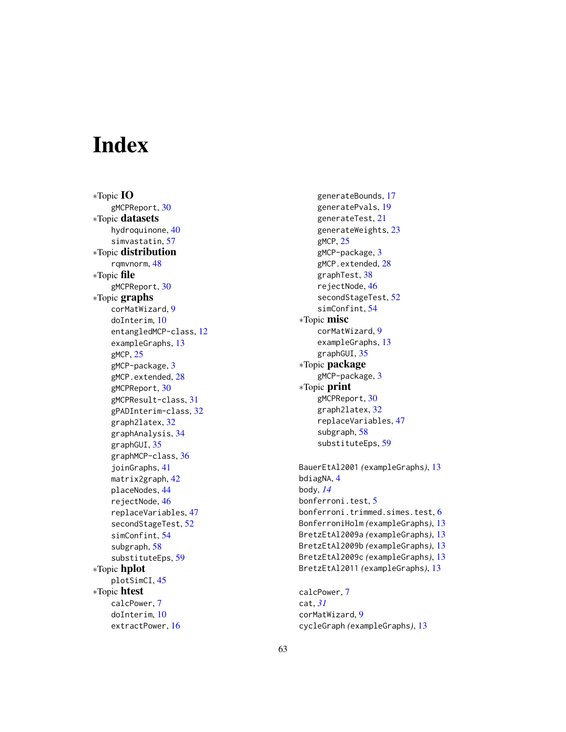# Index

*Topic **IO**
gMCPReport, 30
*Topic **datasets**
hydroquinone, 40
simvastatin, 57
*Topic **distribution**
rqmvnorm, 48
*Topic **file**
gMCPReport, 30
*Topic **graphs**
corMatWizard, 9
doInterim, 10
entangledMCP-class, 12
exampleGraphs, 13
gMCP, 25
gMCP-package, 3
gMCP.extended, 28
gMCPReport, 30
gMCPResult-class, 31
gPADInterim-class, 32
graph2latex, 32
graphAnalysis, 34
graphGUI, 35
graphMCP-class, 36
joinGraphs, 41
matrix2graph, 42
placeNodes, 44
rejectNode, 46
replaceVariables, 47
secondStageTest, 52
simConfint, 54
subgraph, 58
substituteEps, 59
*Topic **hplot**
plotSimCI, 45
*Topic **htest**
calcPower, 7
doInterim, 10
extractPower, 16
generateBounds, 17
generatePvals, 19
generateTest, 21
generateWeights, 23
gMCP, 25
gMCP-package, 3
gMCP.extended, 28
graphTest, 38
rejectNode, 46
secondStageTest, 52
simConfint, 54
*Topic **misc**
corMatWizard, 9
exampleGraphs, 13
graphGUI, 35
*Topic **package**
gMCP-package, 3
*Topic **print**
gMCPReport, 30
graph2latex, 32
replaceVariables, 47
subgraph, 58
substituteEps, 59

BauerEtAl2001 *(exampleGraphs)*, 13
bdiagNA, 4
body, *14*
bonferroni.test, 5
bonferroni.trimmed.simes.test, 6
BonferroniHolm *(exampleGraphs)*, 13
BretzEtAl2009a *(exampleGraphs)*, 13
BretzEtAl2009b *(exampleGraphs)*, 13
BretzEtAl2009c *(exampleGraphs)*, 13
BretzEtAl2011 *(exampleGraphs)*, 13

calcPower, 7
cat, *31*
corMatWizard, 9
cycleGraph *(exampleGraphs)*, 13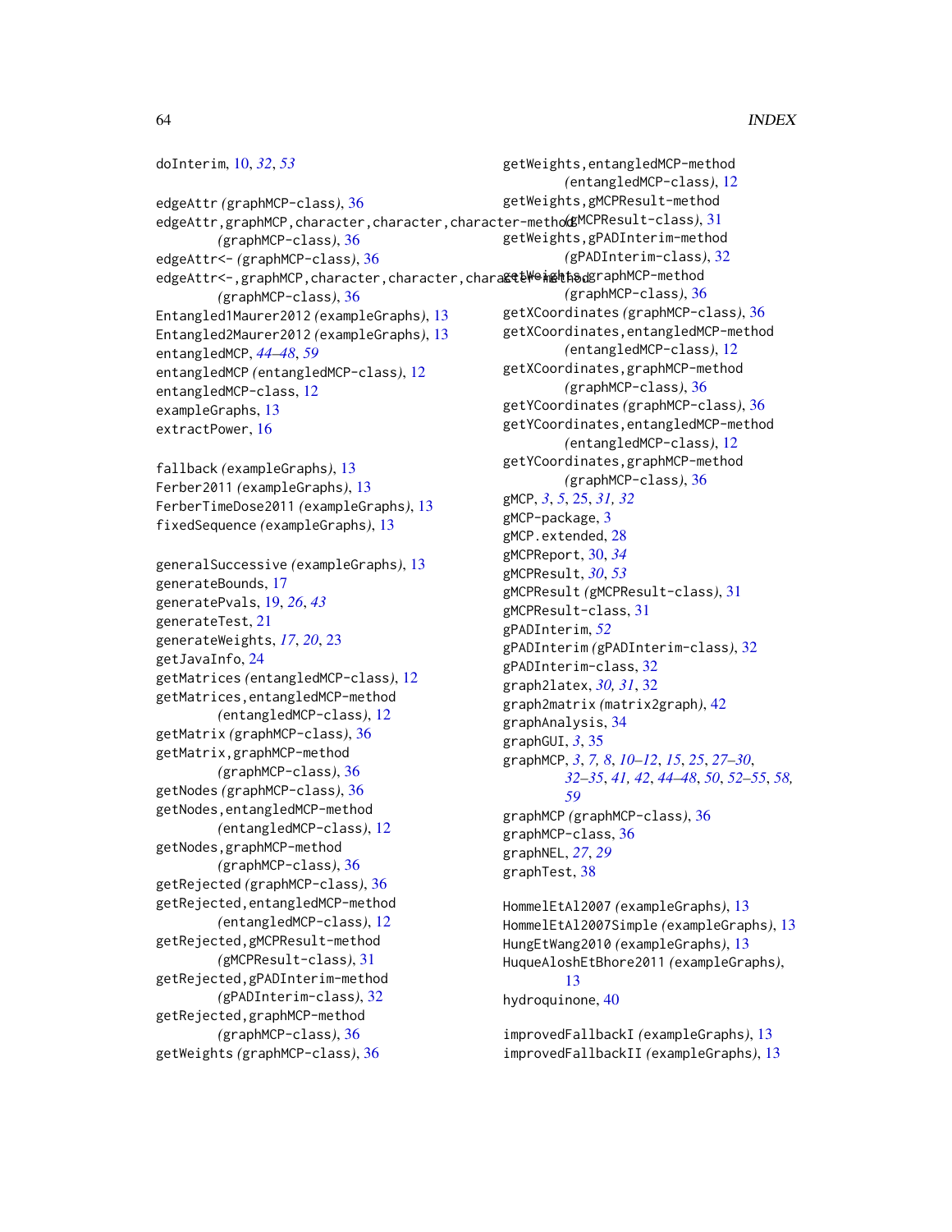doInterim, 10, *32*, *53*

edgeAttr *(graphMCP-class)*, 36
edgeAttr,graphMCP,character,character,character-method *(graphMCP-class)*, 36
edgeAttr<- *(graphMCP-class)*, 36
edgeAttr<-,graphMCP,character,character,character-method *(graphMCP-class)*, 36
Entangled1Maurer2012 *(exampleGraphs)*, 13
Entangled2Maurer2012 *(exampleGraphs)*, 13
entangledMCP, *44–48*, *59*
entangledMCP *(entangledMCP-class)*, 12
entangledMCP-class, 12
exampleGraphs, 13
extractPower, 16

fallback *(exampleGraphs)*, 13
Ferber2011 *(exampleGraphs)*, 13
FerberTimeDose2011 *(exampleGraphs)*, 13
fixedSequence *(exampleGraphs)*, 13

generalSuccessive *(exampleGraphs)*, 13
generateBounds, 17
generatePvals, 19, *26*, *43*
generateTest, 21
generateWeights, *17*, *20*, 23
getJavaInfo, 24
getMatrices *(entangledMCP-class)*, 12
getMatrices,entangledMCP-method *(entangledMCP-class)*, 12
getMatrix *(graphMCP-class)*, 36
getMatrix,graphMCP-method *(graphMCP-class)*, 36
getNodes *(graphMCP-class)*, 36
getNodes,entangledMCP-method *(entangledMCP-class)*, 12
getNodes,graphMCP-method *(graphMCP-class)*, 36
getRejected *(graphMCP-class)*, 36
getRejected,entangledMCP-method *(entangledMCP-class)*, 12
getRejected,gMCPResult-method *(gMCPResult-class)*, 31
getRejected,gPADInterim-method *(gPADInterim-class)*, 32
getRejected,graphMCP-method *(graphMCP-class)*, 36
getWeights *(graphMCP-class)*, 36
getWeights,entangledMCP-method *(entangledMCP-class)*, 12
getWeights,gMCPResult-method *(gMCPResult-class)*, 31
getWeights,gPADInterim-method *(gPADInterim-class)*, 32
getWeights,graphMCP-method *(graphMCP-class)*, 36
getXCoordinates *(graphMCP-class)*, 36
getXCoordinates,entangledMCP-method *(entangledMCP-class)*, 12
getXCoordinates,graphMCP-method *(graphMCP-class)*, 36
getYCoordinates *(graphMCP-class)*, 36
getYCoordinates,entangledMCP-method *(entangledMCP-class)*, 12
getYCoordinates,graphMCP-method *(graphMCP-class)*, 36
gMCP, *3*, *5*, 25, *31*, *32*
gMCP-package, 3
gMCP.extended, 28
gMCPReport, 30, *34*
gMCPResult, *30*, *53*
gMCPResult *(gMCPResult-class)*, 31
gMCPResult-class, 31
gPADInterim, *52*
gPADInterim *(gPADInterim-class)*, 32
gPADInterim-class, 32
graph2latex, *30*, *31*, 32
graph2matrix *(matrix2graph)*, 42
graphAnalysis, 34
graphGUI, *3*, 35
graphMCP, *3*, *7*, *8*, *10–12*, *15*, *25*, *27–30*, *32–35*, *41*, *42*, *44–48*, *50*, *52–55*, *58*, *59*
graphMCP *(graphMCP-class)*, 36
graphMCP-class, 36
graphNEL, *27*, *29*
graphTest, 38

HommelEtAl2007 *(exampleGraphs)*, 13
HommelEtAl2007Simple *(exampleGraphs)*, 13
HungEtWang2010 *(exampleGraphs)*, 13
HuqueAloshEtBhore2011 *(exampleGraphs)*, 13
hydroquinone, 40

improvedFallbackI *(exampleGraphs)*, 13
improvedFallbackII *(exampleGraphs)*, 13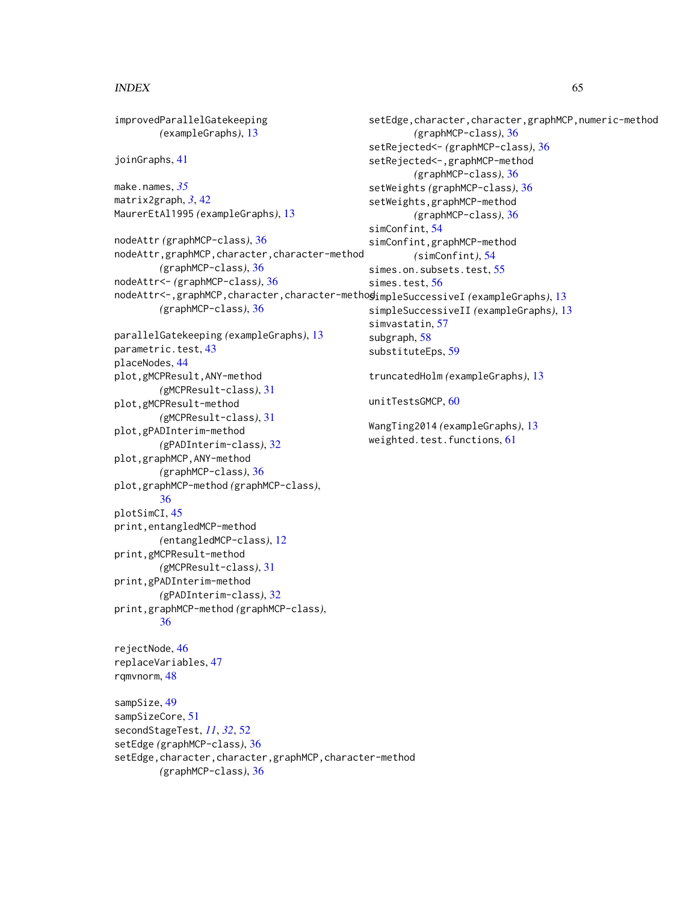improvedParallelGatekeeping
*(exampleGraphs)*, 13

joinGraphs, 41

make.names, *35*
matrix2graph, *3*, 42
MaurerEtAl1995 *(exampleGraphs)*, 13

nodeAttr *(graphMCP-class)*, 36
nodeAttr,graphMCP,character,character-method
*(graphMCP-class)*, 36
nodeAttr<- *(graphMCP-class)*, 36
nodeAttr<-,graphMCP,character,character-method
*(graphMCP-class)*, 36

parallelGatekeeping *(exampleGraphs)*, 13
parametric.test, 43
placeNodes, 44
plot,gMCPResult,ANY-method
*(gMCPResult-class)*, 31
plot,gMCPResult-method
*(gMCPResult-class)*, 31
plot,gPADInterim-method
*(gPADInterim-class)*, 32
plot,graphMCP,ANY-method
*(graphMCP-class)*, 36
plot,graphMCP-method *(graphMCP-class)*,
36
plotSimCI, 45
print,entangledMCP-method
*(entangledMCP-class)*, 12
print,gMCPResult-method
*(gMCPResult-class)*, 31
print,gPADInterim-method
*(gPADInterim-class)*, 32
print,graphMCP-method *(graphMCP-class)*,
36

rejectNode, 46
replaceVariables, 47
rqmvnorm, 48

sampSize, 49
sampSizeCore, 51
secondStageTest, *11*, *32*, 52
setEdge *(graphMCP-class)*, 36
setEdge,character,character,graphMCP,character-method
*(graphMCP-class)*, 36
setEdge,character,character,graphMCP,numeric-method
*(graphMCP-class)*, 36
setRejected<- *(graphMCP-class)*, 36
setRejected<-,graphMCP-method
*(graphMCP-class)*, 36
setWeights *(graphMCP-class)*, 36
setWeights,graphMCP-method
*(graphMCP-class)*, 36
simConfint, 54
simConfint,graphMCP-method
*(simConfint)*, 54
simes.on.subsets.test, 55
simes.test, 56
simpleSuccessiveI *(exampleGraphs)*, 13
simpleSuccessiveII *(exampleGraphs)*, 13
simvastatin, 57
subgraph, 58
substituteEps, 59

truncatedHolm *(exampleGraphs)*, 13

unitTestsGMCP, 60

WangTing2014 *(exampleGraphs)*, 13
weighted.test.functions, 61